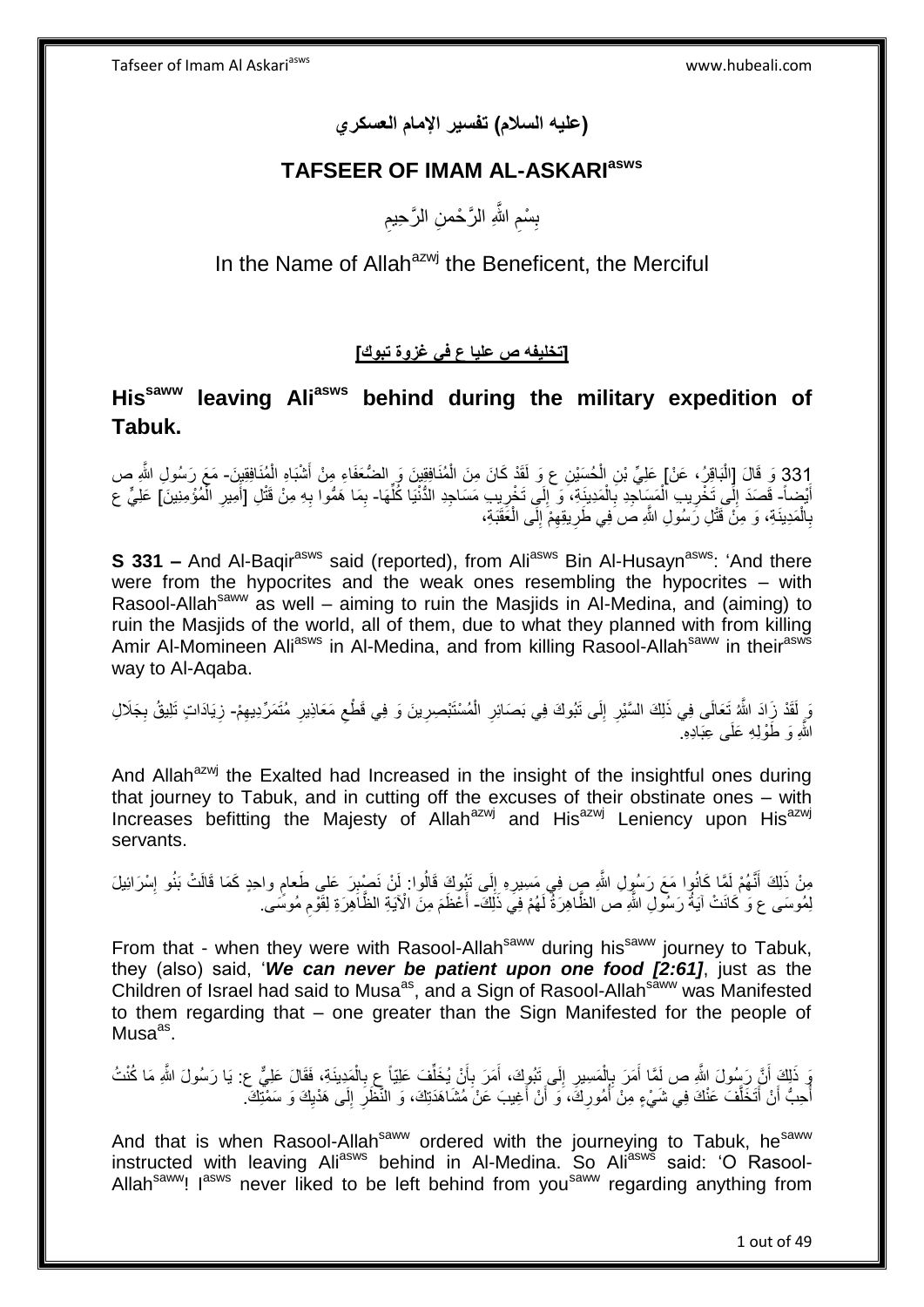# (عليه السلام) تفسير الإمام العسكري

# TAFSEER OF IMAM AL-ASKARI[asws]

بِسْمِ اللَّهِ الرَّحْمنِ الرَّحِيمِ

In the Name of Allah[azwj] the Beneficent, the Merciful

**[تخليفه ص عليا ع في غزوة تبوك]**

## His[saww] leaving Ali[asws] behind during the military expedition of Tabuk.

331 وَ قَالَ [الْبَاقِرُ، عَنْ] عَلِيِّ بْنِ الْحُسَيْنِ ع وَ لَقَدْ كَانَ مِنَ الْمُنَافِقِينَ وَ الضُّعَفَاءِ مِنْ أَشْبَاهِ الْمُنَافِقِينَ- مَعَ رَسُولِ اللَّهِ ص أَيْضاً- قَصَدَ إِلَى تَخْرِيبِ الْمَسَاجِدِ بِالْمَدِينَةِ، وَ إِلَى تَخْرِيبِ مَسَاجِدِ الدُّنْيَا كُلِّهَا- بِمَا هَمُّوا بِهِ مِنْ قَتْلِ [أَمِيرِ الْمُؤْمِنِينَ] عَلِيٍّ ع بِالْمَدِينَةِ، وَ مِنْ قَتْلِ رَسُولِ اللَّهِ ص فِي طَرِيقِهِمْ إِلَى الْعَقَبَةِ،

**S 331 –** And Al-Baqir[asws] said (reported), from Ali[asws] Bin Al-Husayn[asws]: 'And there were from the hypocrites and the weak ones resembling the hypocrites – with Rasool-Allah[saww] as well – aiming to ruin the Masjids in Al-Medina, and (aiming) to ruin the Masjids of the world, all of them, due to what they planned with from killing Amir Al-Momineen Ali[asws] in Al-Medina, and from killing Rasool-Allah[saww] in their[asws] way to Al-Aqaba.

وَ لَقَدْ زَادَ اللَّهُ تَعَالَى فِي ذَلِكَ السَّيْرِ إِلَى تَبُوكَ فِي بَصَائِرِ الْمُسْتَبْصِرِينَ وَ فِي قَطْعِ مَعَاذِيرِ مُتَمَرِّدِيهِمْ- زِيَادَاتٍ تَلِيقُ بِجَلَالِ اللَّهِ وَ طَوْلِهِ عَلَى عِبَادِهِ.

And Allah[azwj] the Exalted had Increased in the insight of the insightful ones during that journey to Tabuk, and in cutting off the excuses of their obstinate ones – with Increases befitting the Majesty of Allah[azwj] and His[azwj] Leniency upon His[azwj] servants.

مِنْ ذَلِكَ أَنَّهُمْ لَمَّا كَانُوا مَعَ رَسُولِ اللَّهِ ص فِي مَسِيرِهِ إِلَى تَبُوكَ قَالُوا: لَنْ نَصْبِرَ عَلى‏ طَعامٍ واحِدٍ كَمَا قَالَتْ بَنُو إِسْرَائِيلَ لِمُوسَى ع وَ كَانَتْ آيَةُ رَسُولِ اللَّهِ ص الظَّاهِرَةُ لَهُمْ فِي ذَلِكَ- أَعْظَمَ مِنَ الْآيَةِ الظَّاهِرَةِ لِقَوْمِ مُوسَى.

From that - when they were with Rasool-Allah[saww] during his[saww] journey to Tabuk, they (also) said, '*We can never be patient upon one food [2:61]*, just as the Children of Israel had said to Musa[as], and a Sign of Rasool-Allah[saww] was Manifested to them regarding that – one greater than the Sign Manifested for the people of Musa[as].

وَ ذَلِكَ أَنَّ رَسُولَ اللَّهِ ص لَمَّا أَمَرَ بِالْمَسِيرِ إِلَى تَبُوكَ، أَمَرَ بِأَنْ يُخَلَّفَ عَلِيّاً ع بِالْمَدِينَةِ، فَقَالَ عَلِيٌّ ع: يَا رَسُولَ اللَّهِ مَا كُنْتُ أُحِبُّ أَنْ أَتَخَلَّفَ عَنْكَ فِي شَيْ‏ءٍ مِنْ أُمُورِكَ، وَ أَنْ أَغِيبَ عَنْ مُشَاهَدَتِكَ، وَ النَّظَرِ إِلَى هَدْيِكَ وَ سَمْتِكَ.

And that is when Rasool-Allah[saww] ordered with the journeying to Tabuk, he[saww] instructed with leaving Ali[asws] behind in Al-Medina. So Ali[asws] said: 'O Rasool-Allah[saww]! I[asws] never liked to be left behind from you[saww] regarding anything from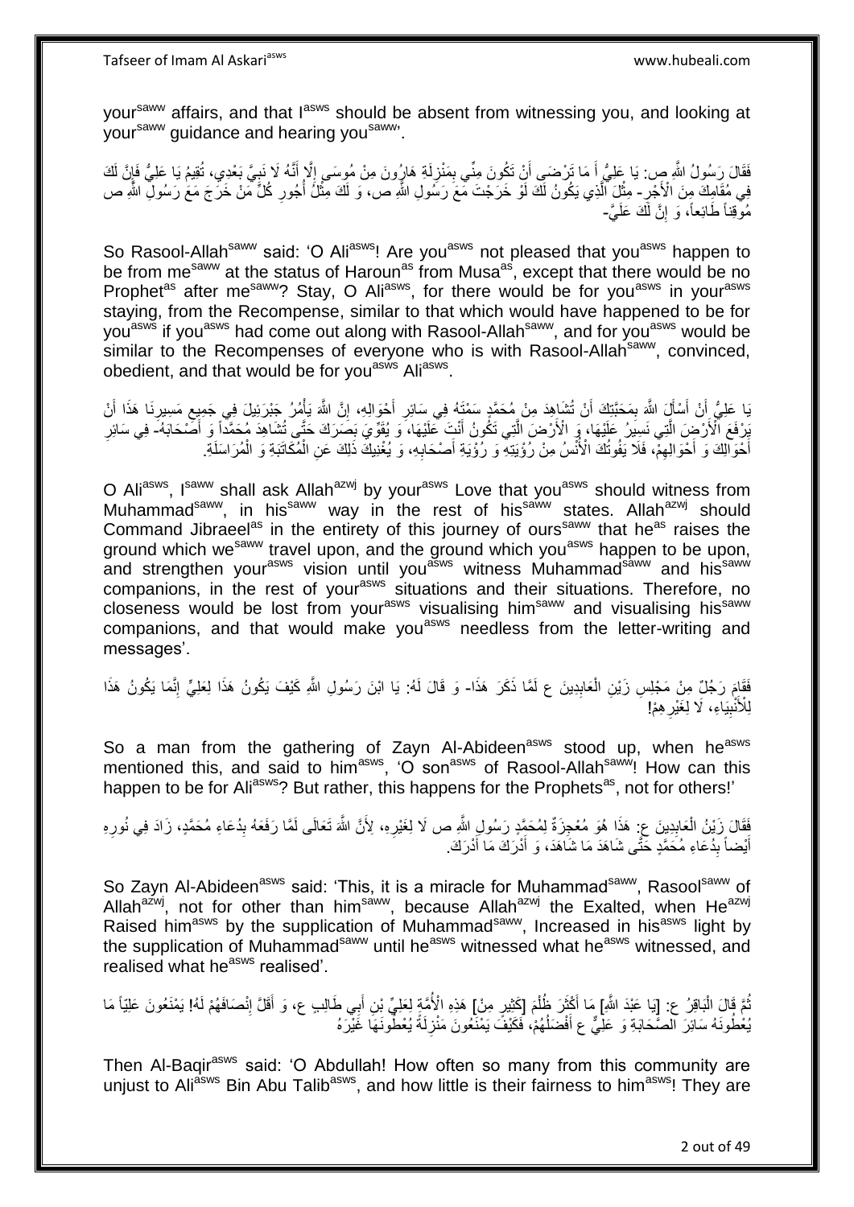your[saww] affairs, and that I[asws] should be absent from witnessing you, and looking at your[saww] guidance and hearing you[saww]'.

فَقَالَ رَسُولُ اللَّهِ ص: يَا عَلِيُّ أَ مَا تَرْضَى أَنْ تَكُونَ مِنِّي بِمَنْزِلَةِ هَارُونَ مِنْ مُوسَى إِلَّا أَنَّهُ لَا نَبِيَّ بَعْدِي، تُقِيمُ يَا عَلِيُّ فَإِنَّ لَكَ فِي مُقَامِكَ مِنَ الْأَجْرِ- مِثْلَ الَّذِي يَكُونُ لَكَ لَوْ خَرَجْتَ مَعَ رَسُولِ اللَّهِ ص، وَ لَكَ مِثْلُ أُجُورِ كُلِّ مَنْ خَرَجَ مَعَ رَسُولِ اللَّهِ ص مُوقِناً طَائِعاً، وَ إِنَّ لَكَ عَلَيَّ-

So Rasool-Allah[saww] said: 'O Ali[asws]! Are you[asws] not pleased that you[asws] happen to be from me[saww] at the status of Haroun[as] from Musa[as], except that there would be no Prophet[as] after me[saww]? Stay, O Ali[asws], for there would be for you[asws] in your[asws] staying, from the Recompense, similar to that which would have happened to be for you[asws] if you[asws] had come out along with Rasool-Allah[saww], and for you[asws] would be similar to the Recompenses of everyone who is with Rasool-Allah[saww], convinced, obedient, and that would be for you[asws] Ali[asws].

يَا عَلِيُّ أَنْ أَسْأَلَ اللَّهَ بِمَحَبَّتِكَ أَنْ تُشَاهِدَ مِنْ مُحَمَّدٍ سَمْتَهُ فِي سَائِرِ أَحْوَالِهِ، إِنَّ اللَّهَ يَأْمُرُ جَبْرَئِيلَ فِي جَمِيعِ مَسِيرِنَا هَذَا أَنْ يَرْفَعَ الْأَرْضَ الَّتِي نَسِيرُ عَلَيْهَا، وَ الْأَرْضَ الَّتِي تَكُونُ أَنْتَ عَلَيْهَا، وَ يُقَوِّيَ بَصَرَكَ حَتَّى تُشَاهِدَ مُحَمَّداً وَ أَصْحَابَهُ- فِي سَائِرِ أَحْوَالِكَ وَ أَحْوَالِهِمْ، فَلَا يَفُوتُكَ الْأُنْسُ مِنْ رُؤْيَتِهِ وَ رُؤْيَةِ أَصْحَابِهِ، وَ يُغْنِيكَ ذَلِكَ عَنِ الْمُكَاتَبَةِ وَ الْمُرَاسَلَةِ.

O Ali[asws], I[saww] shall ask Allah[azwj] by your[asws] Love that you[asws] should witness from Muhammad[saww], in his[saww] way in the rest of his[saww] states. Allah[azwj] should Command Jibraeel[as] in the entirety of this journey of ours[saww] that he[as] raises the ground which we[saww] travel upon, and the ground which you[asws] happen to be upon, and strengthen your[asws] vision until you[asws] witness Muhammad[saww] and his[saww] companions, in the rest of your[asws] situations and their situations. Therefore, no closeness would be lost from your[asws] visualising him[saww] and visualising his[saww] companions, and that would make you[asws] needless from the letter-writing and messages'.

فَقَامَ رَجُلٌ مِنْ مَجْلِسِ زَيْنِ الْعَابِدِينَ ع لَمَّا ذَكَرَ هَذَا- وَ قَالَ لَهُ: يَا ابْنَ رَسُولِ اللَّهِ كَيْفَ يَكُونُ هَذَا لِعَلِيٍّ إِنَّمَا يَكُونُ هَذَا لِلْأَنْبِيَاءِ، لَا لِغَيْرِهِمْ!

So a man from the gathering of Zayn Al-Abideen[asws] stood up, when he[asws] mentioned this, and said to him[asws], 'O son[asws] of Rasool-Allah[saww]! How can this happen to be for Ali[asws]? But rather, this happens for the Prophets[as], not for others!'

فَقَالَ زَيْنُ الْعَابِدِينَ ع: هَذَا هُوَ مُعْجِزَةٌ لِمُحَمَّدٍ رَسُولِ اللَّهِ ص لَا لِغَيْرِهِ، لِأَنَّ اللَّهَ تَعَالَى لَمَّا رَفَعَهُ بِدُعَاءِ مُحَمَّدٍ، زَادَ فِي نُورِهِ أَيْضاً بِدُعَاءِ مُحَمَّدٍ حَتَّى شَاهَدَ مَا شَاهَدَ، وَ أَدْرَكَ مَا أَدْرَكَ.

So Zayn Al-Abideen[asws] said: 'This, it is a miracle for Muhammad[saww], Rasool[saww] of Allah[azwj], not for other than him[saww], because Allah[azwj] the Exalted, when He[azwj] Raised him[asws] by the supplication of Muhammad[saww], Increased in his[asws] light by the supplication of Muhammad[saww] until he[asws] witnessed what he[asws] witnessed, and realised what he[asws] realised'.

ثُمَّ قَالَ الْبَاقِرُ ع: [يَا عَبْدَ اللَّهِ] مَا أَكْثَرَ ظُلْمَ [كَثِيرٍ مِنْ] هَذِهِ الْأُمَّةِ لِعَلِيِّ بْنِ أَبِي طَالِبٍ ع، وَ أَقَلَّ إِنْصَافَهُمْ لَهُ! يَمْنَعُونَ عَلِيّاً مَا يُعْطُونَهُ سَائِرَ الصَّحَابَةِ وَ عَلِيٌّ ع أَفْضَلُهُمْ، فَكَيْفَ يَمْنَعُونَ مَنْزِلَةً يُعْطُونَهَا غَيْرَهُ

Then Al-Baqir[asws] said: 'O Abdullah! How often so many from this community are unjust to Ali[asws] Bin Abu Talib[asws], and how little is their fairness to him[asws]! They are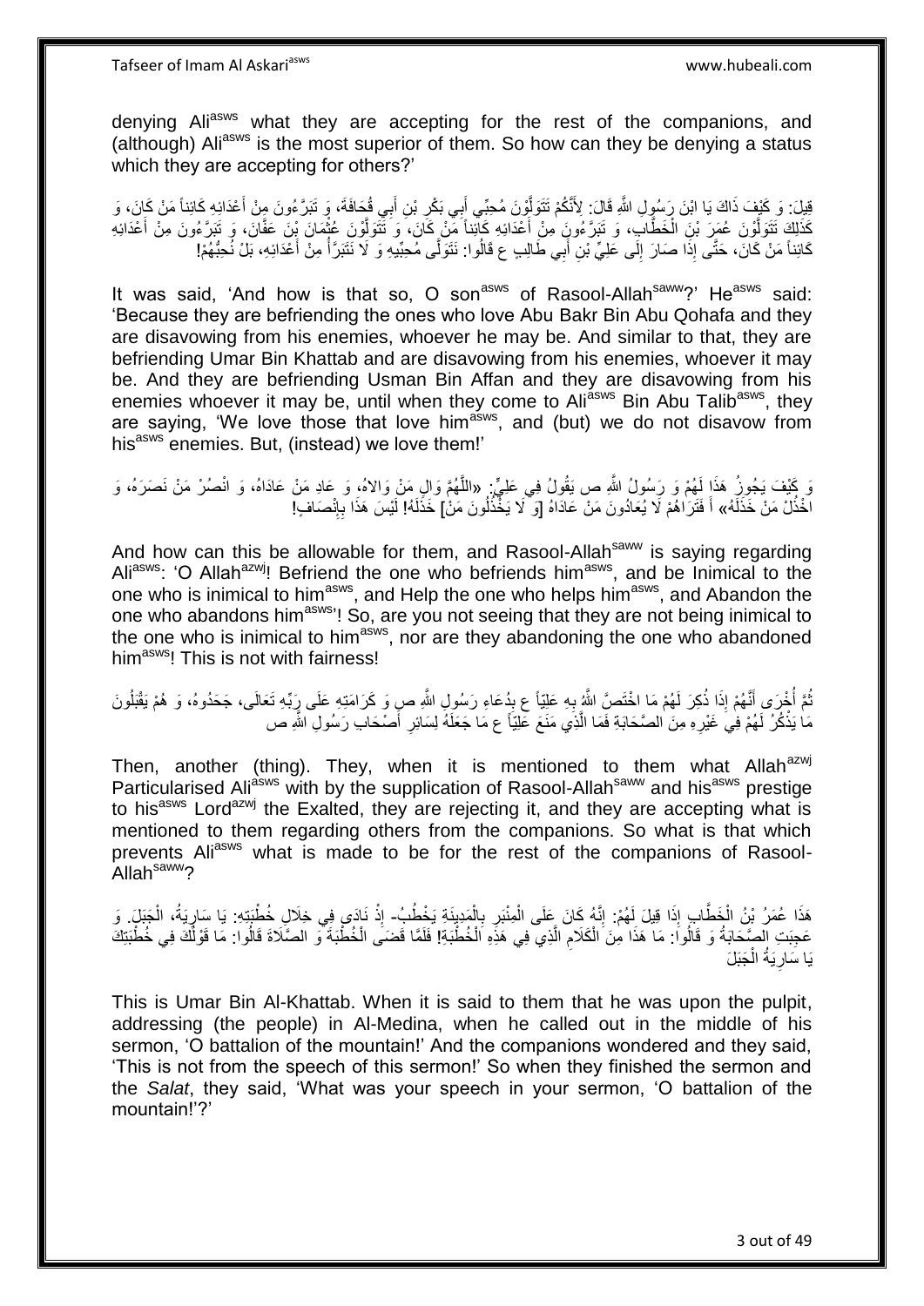denying Ali[asws] what they are accepting for the rest of the companions, and (although) Ali[asws] is the most superior of them. So how can they be denying a status which they are accepting for others?'

قِيلَ: وَ كَيْفَ ذَاكَ يَا ابْنَ رَسُولِ اللَّهِ قَالَ: لِأَنَّكُمْ تَتَوَلَّوْنَ مُحِبِّي أَبِي بَكْرِ بْنِ أَبِي قُحَافَةَ، وَ تَبَرَّءُونَ مِنْ أَعْدَائِهِ كَائِناً مَنْ كَانَ، وَ كَذَلِكَ تَتَوَلَّوْنَ عُمَرَ بْنَ الْخَطَّابِ، وَ تَبَرَّءُونَ مِنْ أَعْدَائِهِ كَائِناً مَنْ كَانَ، وَ تَتَوَلَّوْنَ عُثْمَانَ بْنَ عَفَّانَ، وَ تَبَرَّءُونَ مِنْ أَعْدَائِهِ كَائِناً مَنْ كَانَ، حَتَّى إِذَا صَارَ إِلَى عَلِيِّ بْنِ أَبِي طَالِبٍ ع قَالُوا: نَتَوَلَّى مُحِبِّيهِ وَ لَا نَتَبَرَّأُ مِنْ أَعْدَائِهِ، بَلْ نُحِبُّهُمْ!

It was said, 'And how is that so, O son[asws] of Rasool-Allah[saww]?' He[asws] said: 'Because they are befriending the ones who love Abu Bakr Bin Abu Qohafa and they are disavowing from his enemies, whoever he may be. And similar to that, they are befriending Umar Bin Khattab and are disavowing from his enemies, whoever it may be. And they are befriending Usman Bin Affan and they are disavowing from his enemies whoever it may be, until when they come to Ali[asws] Bin Abu Talib[asws], they are saying, 'We love those that love him[asws], and (but) we do not disavow from his[asws] enemies. But, (instead) we love them!'

وَ كَيْفَ يَجُوزُ هَذَا لَهُمْ وَ رَسُولُ اللَّهِ ص يَقُولُ فِي عَلِيٍّ: «اللَّهُمَّ وَالِ مَنْ وَالاهُ، وَ عَادِ مَنْ عَادَاهُ، وَ انْصُرْ مَنْ نَصَرَهُ، وَ اخْذُلْ مَنْ خَذَلَهُ» أَ فَتَرَاهُمْ لَا يُعَادُونَ مَنْ عَادَاهُ [وَ لَا يَخْذُلُونَ مَنْ] خَذَلَهُ! لَيْسَ هَذَا بِإِنْصَافٍ!

And how can this be allowable for them, and Rasool-Allah[saww] is saying regarding Ali[asws]: 'O Allah[azwj]! Befriend the one who befriends him[asws], and be Inimical to the one who is inimical to him[asws], and Help the one who helps him[asws], and Abandon the one who abandons him[asws]'! So, are you not seeing that they are not being inimical to the one who is inimical to him[asws], nor are they abandoning the one who abandoned him[asws]! This is not with fairness!

ثُمَّ أُخْرَى أَنَّهُمْ إِذَا ذُكِرَ لَهُمْ مَا اخْتَصَّ اللَّهُ بِهِ عَلِيّاً ع بِدُعَاءِ رَسُولِ اللَّهِ ص وَ كَرَامَتِهِ عَلَى رَبِّهِ تَعَالَى، جَحَدُوهُ، وَ هُمْ يَقْبَلُونَ مَا يُذْكَرُ لَهُمْ فِي غَيْرِهِ مِنَ الصَّحَابَةِ فَمَا الَّذِي مَنَعَ عَلِيّاً ع مَا جَعَلَهُ لِسَائِرِ أَصْحَابِ رَسُولِ اللَّهِ ص

Then, another (thing). They, when it is mentioned to them what Allah[azwj] Particularised Ali[asws] with by the supplication of Rasool-Allah[saww] and his[asws] prestige to his[asws] Lord[azwj] the Exalted, they are rejecting it, and they are accepting what is mentioned to them regarding others from the companions. So what is that which prevents Ali[asws] what is made to be for the rest of the companions of Rasool-Allah[saww]?

هَذَا عُمَرُ بْنُ الْخَطَّابِ إِذَا قِيلَ لَهُمْ: إِنَّهُ كَانَ عَلَى الْمِنْبَرِ بِالْمَدِينَةِ يَخْطُبُ- إِذْ نَادَى فِي خِلَالِ خُطْبَتِهِ: يَا سَارِيَةُ، الْجَبَلَ. وَ عَجِبَتِ الصَّحَابَةُ وَ قَالُوا: مَا هَذَا مِنَ الْكَلَامِ الَّذِي فِي هَذِهِ الْخُطْبَةِ! فَلَمَّا قَضَى الْخُطْبَةَ وَ الصَّلَاةَ قَالُوا: مَا قَوْلُكَ فِي خُطْبَتِكَ يَا سَارِيَةُ الْجَبَلَ

This is Umar Bin Al-Khattab. When it is said to them that he was upon the pulpit, addressing (the people) in Al-Medina, when he called out in the middle of his sermon, 'O battalion of the mountain!' And the companions wondered and they said, 'This is not from the speech of this sermon!' So when they finished the sermon and the *Salat*, they said, 'What was your speech in your sermon, 'O battalion of the mountain!'?'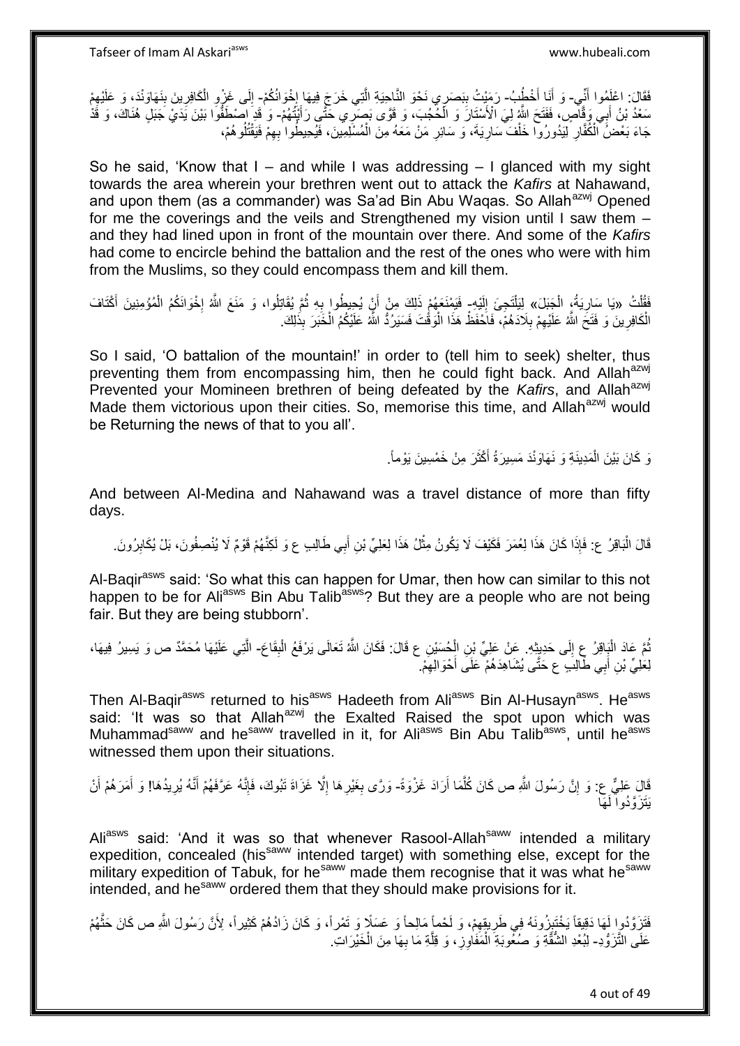فَقَالَ: اعْلَمُوا أَنِّي- وَ أَنَا أَخْطُبُ- رَمَيْتُ بِبَصَرِي نَحْوَ النَّاحِيَةِ الَّتِي خَرَجَ فِيهَا إِخْوَانُكُمْ- إِلَى غَزْوِ الْكَافِرِينَ بِنَهَاوَنْدَ، وَ عَلَيْهِمْ سَعْدُ بْنُ أَبِي وَقَّاصٍ، فَفَتَحَ اللَّهُ لِيَ الْأَسْتَارَ وَ الْحُجُبَ، وَ قَوَّى بَصَرِي حَتَّى رَأَيْتُهُمْ- وَ قَدِ اصْطَفُّوا بَيْنَ يَدَيْ جَبَلٍ هُنَاكَ، وَ قَدْ جَاءَ بَعْضُ الْكُفَّارِ لِيَدُورُوا خَلْفَ سَارِيَةَ، وَ سَائِرِ مَنْ مَعَهُ مِنَ الْمُسْلِمِينَ، فَيُحِيطُوا بِهِمْ فَيَقْتُلُوهُمْ،

So he said, 'Know that I – and while I was addressing – I glanced with my sight towards the area wherein your brethren went out to attack the *Kafirs* at Nahawand, and upon them (as a commander) was Sa'ad Bin Abu Waqas. So Allah[azwj] Opened for me the coverings and the veils and Strengthened my vision until I saw them – and they had lined upon in front of the mountain over there. And some of the *Kafirs* had come to encircle behind the battalion and the rest of the ones who were with him from the Muslims, so they could encompass them and kill them.

فَقُلْتُ «يَا سَارِيَةُ، الْجَبَلَ» لِيَلْتَجِئَ إِلَيْهِ- فَيَمْنَعَهُمْ ذَلِكَ مِنْ أَنْ يُحِيطُوا بِهِ ثُمَّ يُقَاتِلُوا، وَ مَنَحَ اللَّهُ إِخْوَانَكُمُ الْمُؤْمِنِينَ أَكْتَافَ الْكَافِرِينَ وَ فَتَحَ اللَّهُ عَلَيْهِمْ بِلَادَهُمْ، فَاحْفَظُوا هَذَا الْوَقْتَ فَسَيَرِدُ اللَّهُ عَلَيْكُمُ الْخَبَرَ بِذَلِكَ.

So I said, 'O battalion of the mountain!' in order to (tell him to seek) shelter, thus preventing them from encompassing him, then he could fight back. And Allah[azwj] Prevented your Momineen brethren of being defeated by the *Kafirs*, and Allah[azwj] Made them victorious upon their cities. So, memorise this time, and Allah[azwj] would be Returning the news of that to you all'.

وَ كَانَ بَيْنَ الْمَدِينَةِ وَ نَهَاوَنْدَ مَسِيرَةُ أَكْثَرَ مِنْ خَمْسِينَ يَوْماً.

And between Al-Medina and Nahawand was a travel distance of more than fifty days.

قَالَ الْبَاقِرُ ع: فَإِذَا كَانَ هَذَا لِعُمَرَ فَكَيْفَ لَا يَكُونُ مِثْلُ هَذَا لِعَلِيِّ بْنِ أَبِي طَالِبٍ ع وَ لَكِنَّهُمْ قَوْمٌ لَا يُنْصِفُونَ، بَلْ يُكَابِرُونَ.

Al-Baqir[asws] said: 'So what this can happen for Umar, then how can similar to this not happen to be for Ali[asws] Bin Abu Talib[asws]? But they are a people who are not being fair. But they are being stubborn'.

ثُمَّ عَادَ الْبَاقِرُ ع إِلَى حَدِيثِهِ. عَنْ عَلِيِّ بْنِ الْحُسَيْنِ ع قَالَ: فَكَانَ اللَّهُ تَعَالَى يَرْفَعُ الْبِقَاعَ- الَّتِي عَلَيْهَا مُحَمَّدٌ ص وَ يَسِيرُ فِيهَا، لِعَلِيِّ بْنِ أَبِي طَالِبٍ ع حَتَّى يُشَاهِدَهُمْ عَلَى أَحْوَالِهِمْ.

Then Al-Baqir[asws] returned to his[asws] Hadeeth from Ali[asws] Bin Al-Husayn[asws]. He[asws] said: 'It was so that Allah[azwj] the Exalted Raised the spot upon which was Muhammad[saww] and he[saww] travelled in it, for Ali[asws] Bin Abu Talib[asws], until he[asws] witnessed them upon their situations.

قَالَ عَلِيٌّ ع: وَ إِنَّ رَسُولَ اللَّهِ ص كَانَ كُلَّمَا أَرَادَ غَزْوَةً- وَرَّى بِغَيْرِهَا إِلَّا غَزَاةَ تَبُوكَ، فَإِنَّهُ عَرَّفَهُمْ أَنَّهُ يُرِيدُهَا! وَ أَمَرَهُمْ أَنْ يَتَزَوَّدُوا لَهَا

Ali[asws] said: 'And it was so that whenever Rasool-Allah[saww] intended a military expedition, concealed (his[saww] intended target) with something else, except for the military expedition of Tabuk, for he[saww] made them recognise that it was what he[saww] intended, and he[saww] ordered them that they should make provisions for it.

فَتَزَوَّدُوا لَهَا دَقِيقاً يَخْتَبِزُونَهُ فِي طَرِيقِهِمْ، وَ لَحْماً مَالِحاً وَ عَسَلًا وَ تَمْراً، وَ كَانَ زَادُهُمْ كَثِيراً، لِأَنَّ رَسُولَ اللَّهِ ص كَانَ حَثَّهُمْ عَلَى التَّزَوُّدِ- لِبُعْدِ الشُّقَّةِ وَ صُعُوبَةِ الْمَفَاوِزِ، وَ قِلَّةِ مَا بِهَا مِنَ الْخَيْرَاتِ.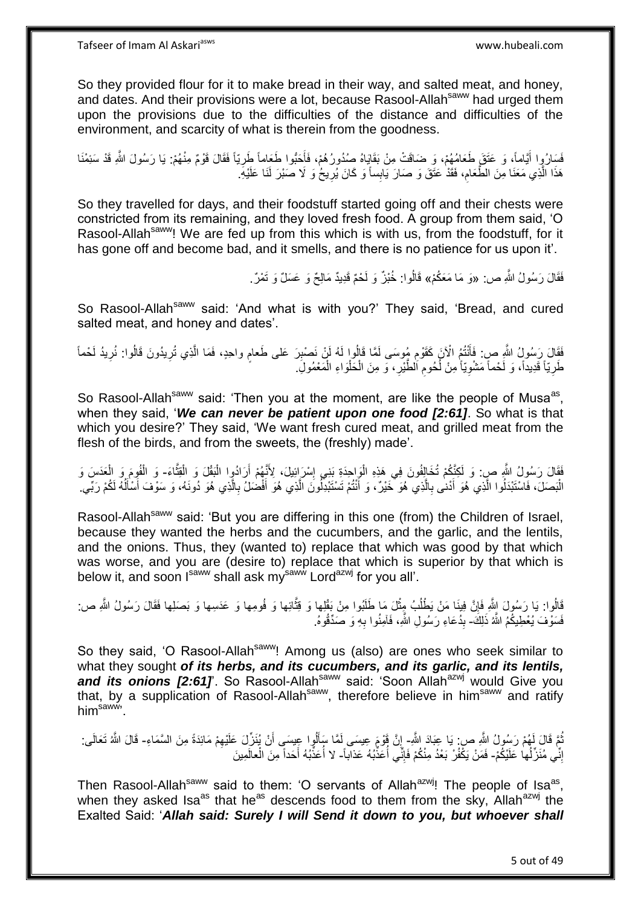So they provided flour for it to make bread in their way, and salted meat, and honey, and dates. And their provisions were a lot, because Rasool-Allah[saww] had urged them upon the provisions due to the difficulties of the distance and difficulties of the environment, and scarcity of what is therein from the goodness.

فَسَارُوا أَيَّاماً، وَ عَتَقَ طَعَامُهُمْ، وَ ضَاقَتْ مِنْ بَقَايَاهُ صُدُورُهُمْ، فَأَحَبُّوا طَعَاماً طَرِيّاً فَقَالَ قَوْمٌ مِنْهُمْ: يَا رَسُولَ اللَّهِ قَدْ سَئِمْنَا هَذَا الَّذِي مَعَنَا مِنَ الطَّعَامِ، فَقَدْ عَتَقَ وَ صَارَ يَابِساً وَ كَانَ يُرِيحُ وَ لَا صَبْرَ لَنَا عَلَيْهِ.

So they travelled for days, and their foodstuff started going off and their chests were constricted from its remaining, and they loved fresh food. A group from them said, 'O Rasool-Allah[saww]! We are fed up from this which is with us, from the foodstuff, for it has gone off and become bad, and it smells, and there is no patience for us upon it'.

فَقَالَ رَسُولُ اللَّهِ ص: «وَ مَا مَعَكُمْ» قَالُوا: خُبْزٌ وَ لَحْمٌ قَدِيدٌ مَالِحٌ وَ عَسَلٌ وَ تَمْرٌ.

So Rasool-Allah[saww] said: 'And what is with you?' They said, 'Bread, and cured salted meat, and honey and dates'.

فَقَالَ رَسُولُ اللَّهِ ص: فَأَنْتُمُ الْآنَ كَقَوْمِ مُوسَى لَمَّا قَالُوا لَهُ لَنْ نَصْبِرَ عَلى طَعامٍ واحِدٍ، فَمَا الَّذِي تُرِيدُونَ قَالُوا: نُرِيدُ لَحْماً طَرِيّاً قَدِيداً، وَ لَحْماً مَشْوِيّاً مِنْ لُحُومِ الطَّيْرِ، وَ مِنَ الْحَلْوَاءِ الْمَعْمُولِ.

So Rasool-Allah[saww] said: 'Then you at the moment, are like the people of Musa[as], when they said, '*We can never be patient upon one food [2:61]*. So what is that which you desire?' They said, 'We want fresh cured meat, and grilled meat from the flesh of the birds, and from the sweets, the (freshly) made'.

فَقَالَ رَسُولُ اللَّهِ ص: وَ لَكِنَّكُمْ تُخَالِفُونَ فِي هَذِهِ الْوَاحِدَةِ بَنِي إِسْرَائِيلَ، لِأَنَّهُمْ أَرَادُوا الْبَقْلَ وَ الْقِثَّاءَ- وَ الْفُومَ وَ الْعَدَسَ وَ الْبَصَلَ، فَاسْتَبْدَلُوا الَّذِي هُوَ أَدْنى بِالَّذِي هُوَ خَيْرٌ، وَ أَنْتُمْ تَسْتَبْدِلُونَ الَّذِي هُوَ أَفْضَلُ بِالَّذِي هُوَ دُونَهُ، وَ سَوْفَ أَسْأَلُهُ لَكُمْ رَبِّي.

Rasool-Allah[saww] said: 'But you are differing in this one (from) the Children of Israel, because they wanted the herbs and the cucumbers, and the garlic, and the lentils, and the onions. Thus, they (wanted to) replace that which was good by that which was worse, and you are (desire to) replace that which is superior by that which is below it, and soon I[saww] shall ask my[saww] Lord[azwj] for you all'.

قَالُوا: يَا رَسُولَ اللَّهِ فَإِنَّ فِينَا مَنْ يَطْلُبُ مِثْلَ مَا طَلَبُوا مِنْ بَقْلِهَا وَ قِثَّائِهَا وَ فُومِهَا وَ عَدَسِهَا وَ بَصَلِهَا فَقَالَ رَسُولُ اللَّهِ ص: فَسَوْفَ يُعْطِيكُمُ اللَّهُ ذَلِكَ- بِدُعَاءِ رَسُولِ اللَّهِ، فَآمِنُوا بِهِ وَ صَدِّقُوهُ.

So they said, 'O Rasool-Allah[saww]! Among us (also) are ones who seek similar to what they sought *of its herbs, and its cucumbers, and its garlic, and its lentils, and its onions [2:61]*'. So Rasool-Allah[saww] said: 'Soon Allah[azwj] would Give you that, by a supplication of Rasool-Allah[saww], therefore believe in him[saww] and ratify him[saww]'.

ثُمَّ قَالَ لَهُمْ رَسُولُ اللَّهِ ص: يَا عِبَادَ اللَّهِ- إِنَّ قَوْمَ عِيسَى لَمَّا سَأَلُوا عِيسَى أَنْ يُنَزِّلَ عَلَيْهِمْ مَائِدَةً مِنَ السَّمَاءِ- قَالَ اللَّهُ تَعَالَى: إِنِّي مُنَزِّلُها عَلَيْكُمْ- فَمَنْ يَكْفُرْ بَعْدُ مِنْكُمْ فَإِنِّي أُعَذِّبُهُ عَذاباً- لا أُعَذِّبُهُ أَحَداً مِنَ الْعالَمِينَ

Then Rasool-Allah[saww] said to them: 'O servants of Allah[azwj]! The people of Isa[as], when they asked Isa[as] that he[as] descends food to them from the sky, Allah[azwj] the Exalted Said: '*Allah said: Surely I will Send it down to you, but whoever shall*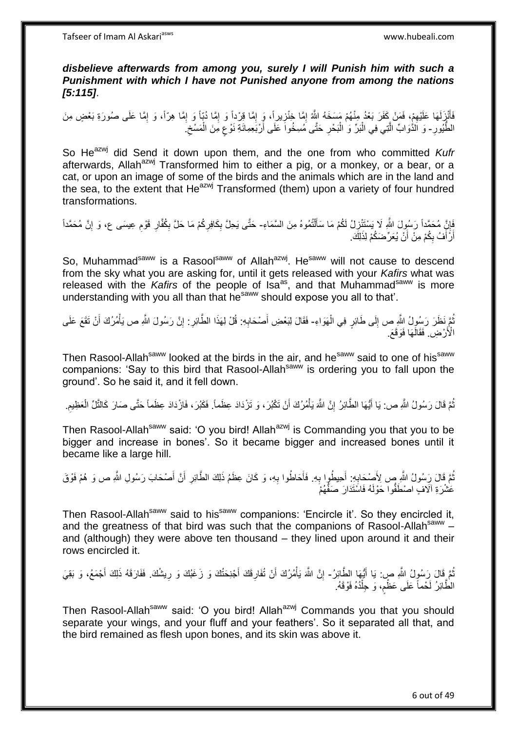***disbelieve afterwards from among you, surely I will Punish him with such a Punishment with which I have not Punished anyone from among the nations [5:115]***.

فَأَنْزَلَهَا عَلَيْهِمْ، فَمَنْ كَفَرَ بَعْدُ مِنْهُمْ مَسَخَهُ اللَّهُ إِمَّا خِنْزِيراً، وَ إِمَّا قِرْداً وَ إِمَّا دُبّاً وَ إِمَّا هِرّاً، وَ إِمَّا عَلَى صُورَةِ بَعْضِ مِنَ الطُّيُورِ- وَ الدَّوَابِّ الَّتِي فِي الْبَرِّ وَ الْبَحْرِ حَتَّى مُسِخُوا عَلَى أَرْبَعِمِائَةِ نَوْعٍ مِنَ الْمَسْخِ.

So He[azwj] did Send it down upon them, and the one from who committed *Kufr* afterwards, Allah[azwj] Transformed him to either a pig, or a monkey, or a bear, or a cat, or upon an image of some of the birds and the animals which are in the land and the sea, to the extent that He[azwj] Transformed (them) upon a variety of four hundred transformations.

فَإِنَّ مُحَمَّداً رَسُولَ اللَّهِ لَا يَسْتَنْزِلُ لَكُمْ مَا سَأَلْتُمُوهُ مِنَ السَّمَاءِ- حَتَّى يَحِلَّ بِكَافِرِكُمْ مَا حَلَّ بِكُفَّارِ قَوْمِ عِيسَى ع، وَ إِنَّ مُحَمَّداً أَرْأَفُ بِكُمْ مِنْ أَنْ يُعَرِّضَكُمْ لِذَلِكَ.

So, Muhammad[saww] is a Rasool[saww] of Allah[azwj]. He[saww] will not cause to descend from the sky what you are asking for, until it gets released with your *Kafirs* what was released with the *Kafirs* of the people of Isa[as], and that Muhammad[saww] is more understanding with you all than that he[saww] should expose you all to that'.

ثُمَّ نَظَرَ رَسُولُ اللَّهِ ص إِلَى طَائِرٍ فِي الْهَوَاءِ- فَقَالَ لِبَعْضِ أَصْحَابِهِ: قُلْ لِهَذَا الطَّائِرِ: إِنَّ رَسُولَ اللَّهِ ص يَأْمُرُكَ أَنْ تَقَعَ عَلَى الْأَرْضِ. فَقَالَهَا فَوَقَعَ.

Then Rasool-Allah[saww] looked at the birds in the air, and he[saww] said to one of his[saww] companions: 'Say to this bird that Rasool-Allah[saww] is ordering you to fall upon the ground'. So he said it, and it fell down.

ثُمَّ قَالَ رَسُولُ اللَّهِ ص: يَا أَيُّهَا الطَّائِرُ إِنَّ اللَّهَ يَأْمُرُكَ أَنْ تَكْبُرَ، وَ تَزْدَادَ عِظَماً. فَكَبُرَ، فَازْدَادَ عِظَماً حَتَّى صَارَ كَالتَّلِّ الْعَظِيمِ.

Then Rasool-Allah[saww] said: 'O you bird! Allah[azwj] is Commanding you that you to be bigger and increase in bones'. So it became bigger and increased bones until it became like a large hill.

ثُمَّ قَالَ رَسُولُ اللَّهِ ص لِأَصْحَابِهِ: أَحِيطُوا بِهِ. فَأَحَاطُوا بِهِ، وَ كَانَ عِظَمُ ذَلِكَ الطَّائِرِ أَنَّ أَصْحَابَ رَسُولِ اللَّهِ ص وَ هُمْ فَوْقَ عَشَرَةِ آلَافٍ اصْطَفُّوا حَوْلَهُ فَاسْتَدَارَ صَفُّهُمْ

Then Rasool-Allah[saww] said to his[saww] companions: 'Encircle it'. So they encircled it, and the greatness of that bird was such that the companions of Rasool-Allah[saww] – and (although) they were above ten thousand – they lined upon around it and their rows encircled it.

ثُمَّ قَالَ رَسُولُ اللَّهِ ص: يَا أَيُّهَا الطَّائِرُ- إِنَّ اللَّهَ يَأْمُرُكَ أَنْ تُفَارِقَكَ أَجْنِحَتُكَ وَ زَغَبُكَ وَ رِيشُكَ. فَفَارَقَهُ ذَلِكَ أَجْمَعُ، وَ بَقِيَ الطَّائِرُ لَحْماً عَلَى عَظْمٍ، وَ جِلْدُهُ فَوْقَهُ.

Then Rasool-Allah[saww] said: 'O you bird! Allah[azwj] Commands you that you should separate your wings, and your fluff and your feathers'. So it separated all that, and the bird remained as flesh upon bones, and its skin was above it.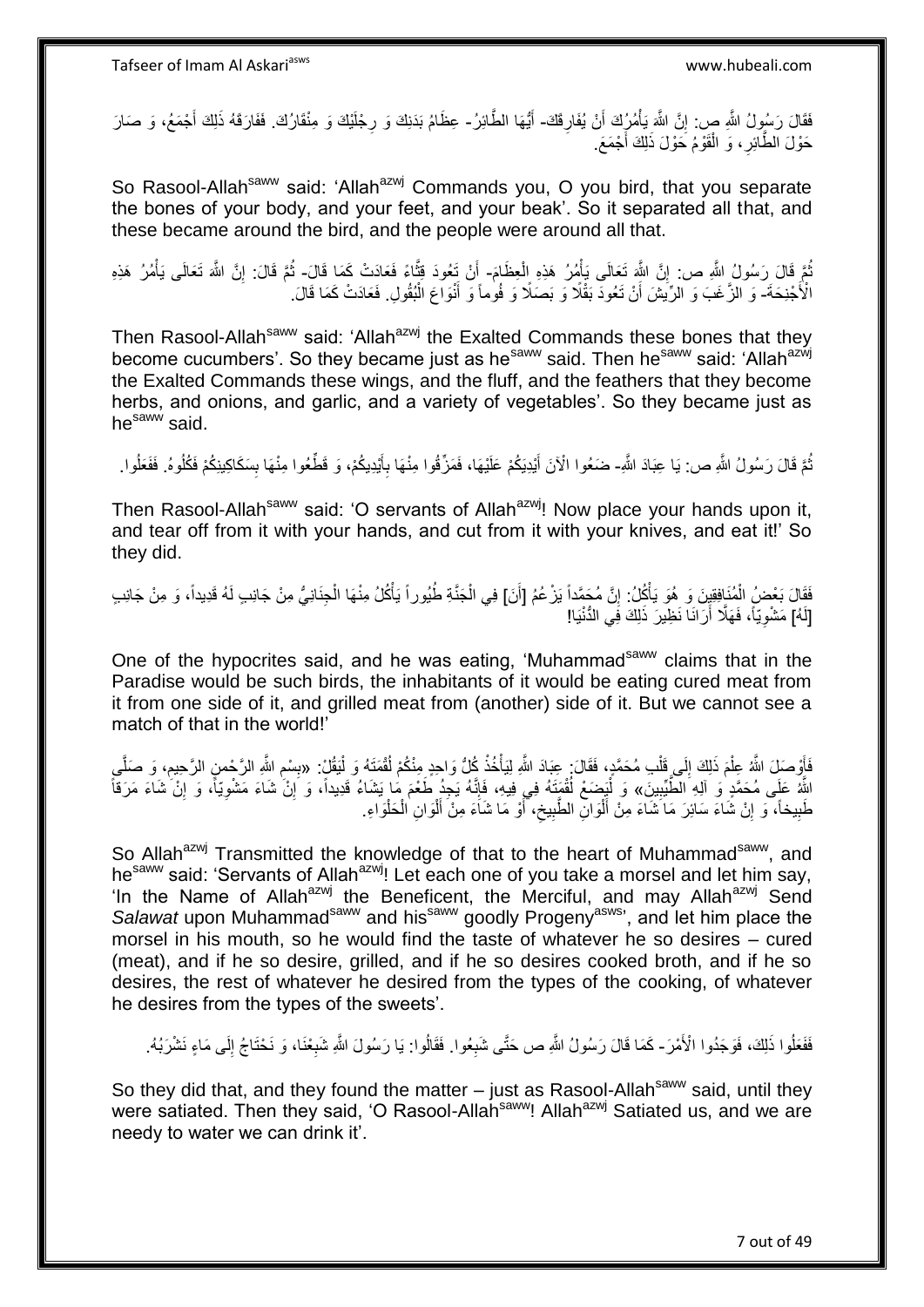فَقَالَ رَسُولُ اللَّهِ ص: إِنَّ اللَّهَ يَأْمُرُكَ أَنْ يُفَارِقَكَ- أَيُّهَا الطَّائِرُ- عِظَامُ بَدَنِكَ وَ رِجْلَيْكَ وَ مِنْقَارُكَ. فَفَارَقَهُ ذَلِكَ أَجْمَعُ، وَ صَارَ حَوْلَ الطَّائِرِ، وَ الْقَوْمُ حَوْلَ ذَلِكَ أَجْمَعَ.

So Rasool-Allah[saww] said: 'Allah[azwj] Commands you, O you bird, that you separate the bones of your body, and your feet, and your beak'. So it separated all that, and these became around the bird, and the people were around all that.

ثُمَّ قَالَ رَسُولُ اللَّهِ ص: إِنَّ اللَّهَ تَعَالَى يَأْمُرُ هَذِهِ الْعِظَامَ- أَنْ تَعُودَ قِثَّاءً فَعَادَتْ كَمَا قَالَ- ثُمَّ قَالَ: إِنَّ اللَّهَ تَعَالَى يَأْمُرُ هَذِهِ الْأَجْنِحَةَ- وَ الزَّغَبَ وَ الرِّيشَ أَنْ تَعُودَ بَقْلًا وَ بَصَلًا وَ فُوماً وَ أَنْوَاعَ الْبُقُولِ. فَعَادَتْ كَمَا قَالَ.

Then Rasool-Allah[saww] said: 'Allah[azwj] the Exalted Commands these bones that they become cucumbers'. So they became just as he[saww] said. Then he[saww] said: 'Allah[azwj] the Exalted Commands these wings, and the fluff, and the feathers that they become herbs, and onions, and garlic, and a variety of vegetables'. So they became just as he[saww] said.

ثُمَّ قَالَ رَسُولُ اللَّهِ ص: يَا عِبَادَ اللَّهِ- ضَعُوا الْآنَ أَيْدِيَكُمْ عَلَيْهَا، فَمَزِّقُوا مِنْهَا بِأَيْدِيكُمْ، وَ قَطِّعُوا مِنْهَا بِسَكَاكِينِكُمْ فَكُلُوهُ. فَفَعَلُوا.

Then Rasool-Allah[saww] said: 'O servants of Allah[azwj]! Now place your hands upon it, and tear off from it with your hands, and cut from it with your knives, and eat it!' So they did.

فَقَالَ بَعْضُ الْمُنَافِقِينَ وَ هُوَ يَأْكُلُ: إِنَّ مُحَمَّداً يَزْعُمُ [أَنَ] فِي الْجَنَّةِ طُيُوراً يَأْكُلُ مِنْهَا الْجِنَانِيُّ مِنْ جَانِبٍ لَهُ قَدِيداً، وَ مِنْ جَانِبٍ [لَهُ] مَشْوِيّاً، فَهَلَّا أَرَانَا نَظِيرَ ذَلِكَ فِي الدُّنْيَا!

One of the hypocrites said, and he was eating, 'Muhammad[saww] claims that in the Paradise would be such birds, the inhabitants of it would be eating cured meat from it from one side of it, and grilled meat from (another) side of it. But we cannot see a match of that in the world!'

فَأَوْصَلَ اللَّهُ عِلْمَ ذَلِكَ إِلَى قَلْبِ مُحَمَّدٍ، فَقَالَ: عِبَادَ اللَّهِ لِيَأْخُذْ كُلُّ وَاحِدٍ مِنْكُمْ لُقْمَتَهُ وَ لْيَقُلْ: «بِسْمِ اللَّهِ الرَّحْمنِ الرَّحِيمِ، وَ صَلَّى اللَّهُ عَلَى مُحَمَّدٍ وَ آلِهِ الطَّيِّبِينَ» وَ لْيَضَعْ لُقْمَتَهُ فِي فِيهِ، فَإِنَّهُ يَجِدُ طَعْمَ مَا يَشَاءُ قَدِيداً، وَ إِنْ شَاءَ مَشْوِيّاً، وَ إِنْ شَاءَ مَرَقاً طَبِيخاً، وَ إِنْ شَاءَ سَائِرَ مَا شَاءَ مِنْ أَلْوَانِ الطَّبِيخِ، أَوْ مَا شَاءَ مِنْ أَلْوَانِ الْحَلْوَاءِ.

So Allah[azwj] Transmitted the knowledge of that to the heart of Muhammad[saww], and he[saww] said: 'Servants of Allah[azwj]! Let each one of you take a morsel and let him say, 'In the Name of Allah[azwj] the Beneficent, the Merciful, and may Allah[azwj] Send *Salawat* upon Muhammad[saww] and his[saww] goodly Progeny[asws]', and let him place the morsel in his mouth, so he would find the taste of whatever he so desires – cured (meat), and if he so desire, grilled, and if he so desires cooked broth, and if he so desires, the rest of whatever he desired from the types of the cooking, of whatever he desires from the types of the sweets'.

فَفَعَلُوا ذَلِكَ، فَوَجَدُوا الْأَمْرَ- كَمَا قَالَ رَسُولُ اللَّهِ ص حَتَّى شَبِعُوا. فَقَالُوا: يَا رَسُولَ اللَّهِ شَبِعْنَا، وَ نَحْتَاجُ إِلَى مَاءٍ نَشْرَبُهُ.

So they did that, and they found the matter – just as Rasool-Allah[saww] said, until they were satiated. Then they said, 'O Rasool-Allah[saww]! Allah[azwj] Satiated us, and we are needy to water we can drink it'.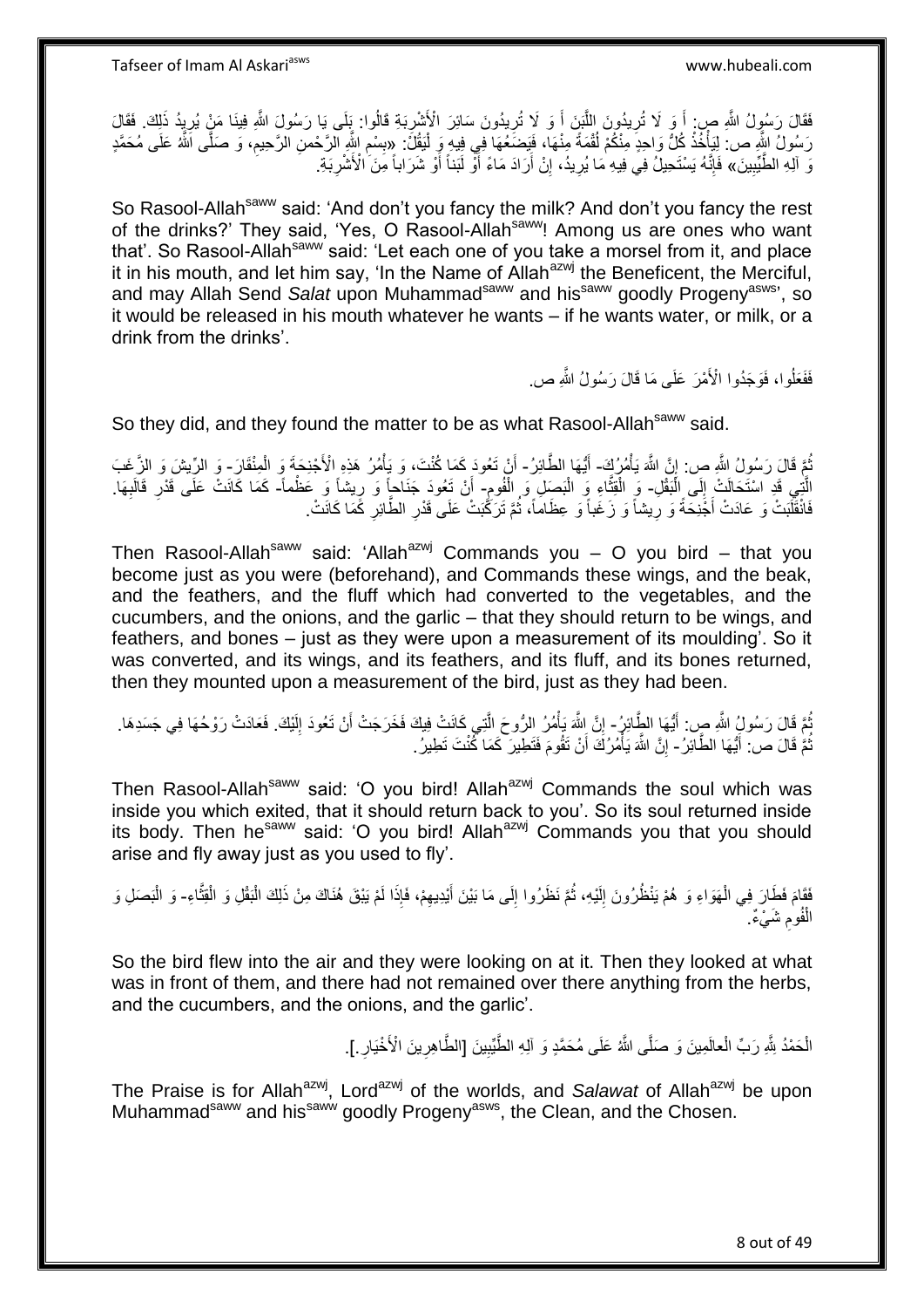فَقَالَ رَسُولُ اللَّهِ ص: أَ وَ لَا تُرِيدُونَ اللَّبَنَ أَ وَ لَا تُرِيدُونَ سَائِرَ الْأَشْرِبَةِ قَالُوا: بَلَى يَا رَسُولَ اللَّهِ فِينَا مَنْ يُرِيدُ ذَلِكَ. فَقَالَ رَسُولُ اللَّهِ ص: لِيَأْخُذْ كُلُّ وَاحِدٍ مِنْكُمْ لُقْمَةً مِنْهَا، فَيَضَعُهَا فِي فِيهِ وَ لْيَقُلْ: «بِسْمِ اللَّهِ الرَّحْمنِ الرَّحِيمِ، وَ صَلَّى اللَّهُ عَلَى مُحَمَّدٍ وَ آلِهِ الطَّيِّبِينَ» فَإِنَّهُ يَسْتَحِيلُ فِي فِيهِ مَا يُرِيدُ، إِنْ أَرَادَ مَاءً أَوْ لَبَناً أَوْ شَرَاباً مِنَ الْأَشْرِبَةِ.

So Rasool-Allah[saww] said: 'And don't you fancy the milk? And don't you fancy the rest of the drinks?' They said, 'Yes, O Rasool-Allah[saww]! Among us are ones who want that'. So Rasool-Allah[saww] said: 'Let each one of you take a morsel from it, and place it in his mouth, and let him say, 'In the Name of Allah[azwj] the Beneficent, the Merciful, and may Allah Send *Salat* upon Muhammad[saww] and his[saww] goodly Progeny[asws]', so it would be released in his mouth whatever he wants – if he wants water, or milk, or a drink from the drinks'.

فَفَعَلُوا، فَوَجَدُوا الْأَمْرَ عَلَى مَا قَالَ رَسُولُ اللَّهِ ص.

So they did, and they found the matter to be as what Rasool-Allah[saww] said.

ثُمَّ قَالَ رَسُولُ اللَّهِ ص: إِنَّ اللَّهَ يَأْمُرُكِ- أَيَّتُهَا الطَّائِرُ- أَنْ تَعُودَ كَمَا كُنْتَ، وَ يَأْمُرُ هَذِهِ الْأَجْنِحَةَ وَ الْمِنْقَارَ- وَ الرِّيشَ وَ الزَّغَبَ الَّتِي قَدِ اسْتَحَالَتْ إِلَى الْبَقْلِ- وَ الْقِثَّاءِ وَ الْبَصَلِ وَ الْفُومِ- أَنْ تَعُودَ جَنَاحاً وَ رِيشاً وَ عَظْماً- كَمَا كَانَتْ عَلَى قَدْرِ قَالَبِهَا. فَانْقَلَبَتْ وَ عَادَتْ أَجْنِحَةً وَ رِيشاً وَ زَغَباً وَ عِظَاماً، ثُمَّ تَرَكَّبَتْ عَلَى قَدْرِ الطَّائِرِ كَمَا كَانَتْ.

Then Rasool-Allah[saww] said: 'Allah[azwj] Commands you – O you bird – that you become just as you were (beforehand), and Commands these wings, and the beak, and the feathers, and the fluff which had converted to the vegetables, and the cucumbers, and the onions, and the garlic – that they should return to be wings, and feathers, and bones – just as they were upon a measurement of its moulding'. So it was converted, and its wings, and its feathers, and its fluff, and its bones returned, then they mounted upon a measurement of the bird, just as they had been.

ثُمَّ قَالَ رَسُولُ اللَّهِ ص: أَيُّهَا الطَّائِرُ- إِنَّ اللَّهَ يَأْمُرُ الرُّوحَ الَّتِي كَانَتْ فِيكَ فَخَرَجَتْ أَنْ تَعُودَ إِلَيْكَ. فَعَادَتْ رَوْحُهَا فِي جَسَدِهَا. ثُمَّ قَالَ ص: أَيُّهَا الطَّائِرُ- إِنَّ اللَّهَ يَأْمُرُكَ أَنْ تَقُومَ فَتَطِيرَ كَمَا كُنْتَ تَطِيرُ.

Then Rasool-Allah[saww] said: 'O you bird! Allah[azwj] Commands the soul which was inside you which exited, that it should return back to you'. So its soul returned inside its body. Then he[saww] said: 'O you bird! Allah[azwj] Commands you that you should arise and fly away just as you used to fly'.

فَقَامَ فَطَارَ فِي الْهَوَاءِ وَ هُمْ يَنْظُرُونَ إِلَيْهِ، ثُمَّ نَظَرُوا إِلَى مَا بَيْنَ أَيْدِيهِمْ، فَإِذَا لَمْ يَبْقَ هُنَاكَ مِنْ ذَلِكَ الْبَقْلِ وَ الْقِثَّاءِ- وَ الْبَصَلِ وَ الْفُومِ شَيْءٌ.

So the bird flew into the air and they were looking on at it. Then they looked at what was in front of them, and there had not remained over there anything from the herbs, and the cucumbers, and the onions, and the garlic'.

الْحَمْدُ لِلَّهِ رَبِّ الْعالَمِينَ وَ صَلَّى اللَّهُ عَلَى مُحَمَّدٍ وَ آلِهِ الطَّيِّبِينَ [الطَّاهِرِينَ الْأَخْيَارِ.].

The Praise is for Allah[azwj], Lord[azwj] of the worlds, and *Salawat* of Allah[azwj] be upon Muhammad[saww] and his[saww] goodly Progeny[asws], the Clean, and the Chosen.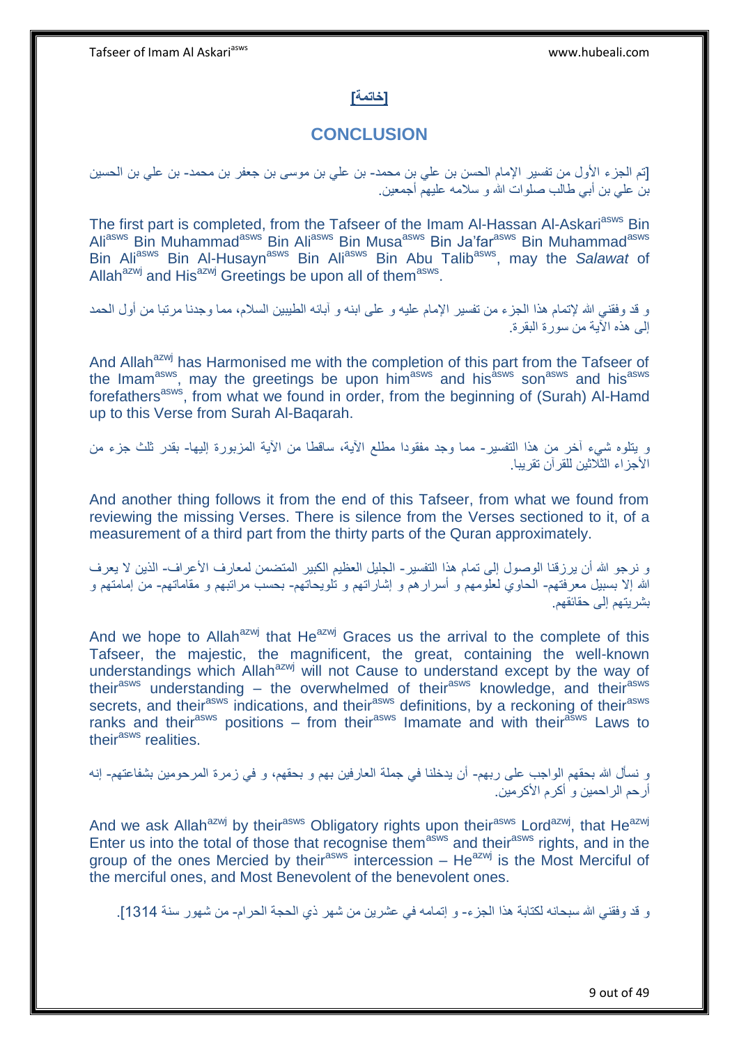## [خاتمة]

## CONCLUSION

[تم الجزء الأول من تفسير الإمام الحسن بن علي بن محمد- بن علي بن موسى بن جعفر بن محمد- بن علي بن الحسين بن علي بن أبي طالب صلوات الله و سلامه عليهم أجمعين.

The first part is completed, from the Tafseer of the Imam Al-Hassan Al-Askari[asws] Bin Ali[asws] Bin Muhammad[asws] Bin Ali[asws] Bin Musa[asws] Bin Ja'far[asws] Bin Muhammad[asws] Bin Ali[asws] Bin Al-Husayn[asws] Bin Ali[asws] Bin Abu Talib[asws], may the *Salawat* of Allah[azwj] and His[azwj] Greetings be upon all of them[asws].

و قد وفقني الله لإتمام هذا الجزء من تفسير الإمام عليه و على ابنه و آبائه الطيبين السلام، مما وجدنا مرتبا من أول الحمد إلى هذه الآية من سورة البقرة.

And Allah[azwj] has Harmonised me with the completion of this part from the Tafseer of the Imam[asws], may the greetings be upon him[asws] and his[asws] son[asws] and his[asws] forefathers[asws], from what we found in order, from the beginning of (Surah) Al-Hamd up to this Verse from Surah Al-Baqarah.

و يتلوه شيء آخر من هذا التفسير- مما وجد مفقودا مطلع الآية، ساقطا من الآية المزبورة إليها- بقدر ثلث جزء من الأجزاء الثلاثين للقرآن تقريبا.

And another thing follows it from the end of this Tafseer, from what we found from reviewing the missing Verses. There is silence from the Verses sectioned to it, of a measurement of a third part from the thirty parts of the Quran approximately.

و نرجو الله أن يرزقنا الوصول إلى تمام هذا التفسير- الجليل العظيم الكبير المتضمن لمعارف الأعراف- الذين لا يعرف الله إلا بسبيل معرفتهم- الحاوي لعلومهم و أسرارهم و إشاراتهم و تلويحاتهم- بحسب مراتبهم و مقاماتهم- من إمامتهم و بشريتهم إلى حقائقهم.

And we hope to Allah[azwj] that He[azwj] Graces us the arrival to the complete of this Tafseer, the majestic, the magnificent, the great, containing the well-known understandings which Allah[azwj] will not Cause to understand except by the way of their[asws] understanding – the overwhelmed of their[asws] knowledge, and their[asws] secrets, and their[asws] indications, and their[asws] definitions, by a reckoning of their[asws] ranks and their[asws] positions – from their[asws] Imamate and with their[asws] Laws to their[asws] realities.

و نسأل الله بحقهم الواجب على ربهم- أن يدخلنا في جملة العارفين بهم و بحقهم، و في زمرة المرحومين بشفاعتهم- إنه أرحم الراحمين و أكرم الأكرمين.

And we ask Allah[azwj] by their[asws] Obligatory rights upon their[asws] Lord[azwj], that He[azwj] Enter us into the total of those that recognise them[asws] and their[asws] rights, and in the group of the ones Mercied by their[asws] intercession – He[azwj] is the Most Merciful of the merciful ones, and Most Benevolent of the benevolent ones.

و قد وفقني الله سبحانه لكتابة هذا الجزء- و إتمامه في عشرين من شهر ذي الحجة الحرام- من شهور سنة 1314].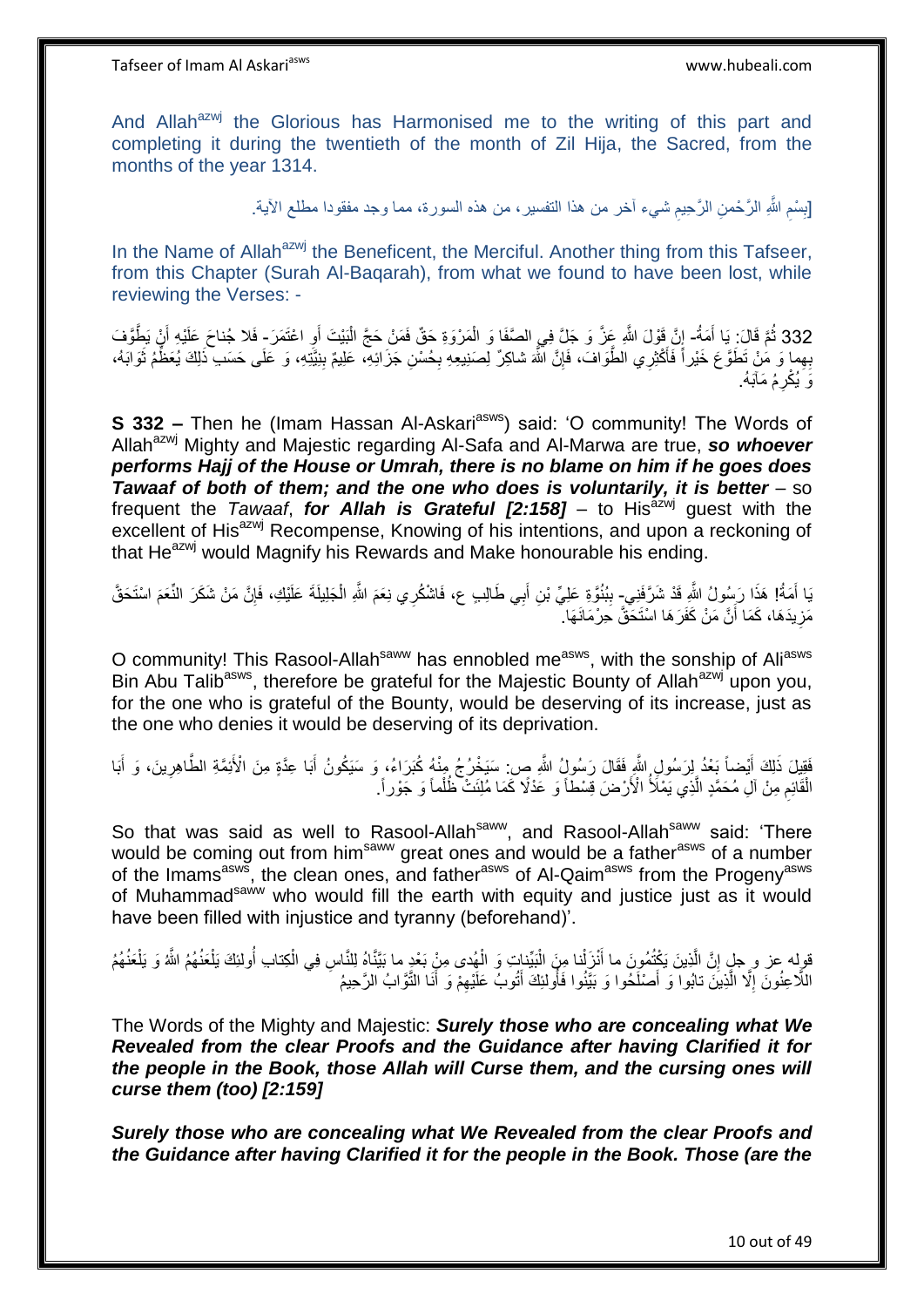And Allah[azwj] the Glorious has Harmonised me to the writing of this part and completing it during the twentieth of the month of Zil Hija, the Sacred, from the months of the year 1314.

[بِسْمِ اللَّهِ الرَّحْمنِ الرَّحِيمِ شيء آخر من هذا التفسير، من هذه السورة، مما وجد مفقودا مطلع الآية.

In the Name of Allah[azwj] the Beneficent, the Merciful. Another thing from this Tafseer, from this Chapter (Surah Al-Baqarah), from what we found to have been lost, while reviewing the Verses: -

332 ثُمَّ قَالَ: يَا أَمَةُ- إِنَّ قَوْلَ اللَّهِ عَزَّ وَ جَلَّ فِي الصَّفَا وَ الْمَرْوَةِ حَقٌّ فَمَنْ حَجَّ الْبَيْتَ أَوِ اعْتَمَرَ- فَلا جُناحَ عَلَيْهِ أَنْ يَطَّوَّفَ بِهِما وَ مَنْ تَطَوَّعَ خَيْراً فَأَكْثِرِي الطَّوَافَ، فَإِنَّ اللَّهَ شاكِرٌ لِصَنِيعِهِ بِحُسْنِ جَزَائِهِ، عَلِيمٌ بِنِيَّتِهِ، وَ عَلَى حَسَبِ ذَلِكَ يُعَظِّمُ ثَوَابَهُ، وَ يُكْرِمُ مَآبَهُ.

**S 332 –** Then he (Imam Hassan Al-Askari[asws]) said: 'O community! The Words of Allah[azwj] Mighty and Majestic regarding Al-Safa and Al-Marwa are true, ***so whoever performs Hajj of the House or Umrah, there is no blame on him if he goes does Tawaaf of both of them; and the one who does is voluntarily, it is better*** – so frequent the *Tawaaf*, ***for Allah is Grateful [2:158]*** – to His[azwj] guest with the excellent of His[azwj] Recompense, Knowing of his intentions, and upon a reckoning of that He[azwj] would Magnify his Rewards and Make honourable his ending.

يَا أَمَةُ! هَذَا رَسُولُ اللَّهِ قَدْ شَرَّفَنِي- بِبُنُوَّةِ عَلِيِّ بْنِ أَبِي طَالِبٍ ع، فَاشْكُرِي نِعَمَ اللَّهِ الْجَلِيلَةَ عَلَيْكِ، فَإِنَّ مَنْ شَكَرَ النِّعَمَ اسْتَحَقَّ مَزِيدَهَا، كَمَا أَنَّ مَنْ كَفَرَهَا اسْتَحَقَّ حِرْمَانَهَا.

O community! This Rasool-Allah[saww] has ennobled me[asws], with the sonship of Ali[asws] Bin Abu Talib[asws], therefore be grateful for the Majestic Bounty of Allah[azwj] upon you, for the one who is grateful of the Bounty, would be deserving of its increase, just as the one who denies it would be deserving of its deprivation.

فَقِيلَ ذَلِكَ أَيْضاً بَعْدُ لِرَسُولِ اللَّهِ فَقَالَ رَسُولُ اللَّهِ ص: سَيَخْرُجُ مِنْهُ كُبَرَاءُ، وَ سَيَكُونُ أَبَا عِدَّةٍ مِنَ الْأَئِمَّةِ الطَّاهِرِينَ، وَ أَبَا الْقَائِمِ مِنْ آلِ مُحَمَّدٍ الَّذِي يَمْلَأُ الْأَرْضَ قِسْطاً وَ عَدْلًا كَمَا مُلِئَتْ ظُلْماً وَ جَوْراً.

So that was said as well to Rasool-Allah[saww], and Rasool-Allah[saww] said: 'There would be coming out from him[saww] great ones and would be a father[asws] of a number of the Imams[asws], the clean ones, and father[asws] of Al-Qaim[asws] from the Progeny[asws] of Muhammad[saww] who would fill the earth with equity and justice just as it would have been filled with injustice and tyranny (beforehand)'.

قوله عز و جل إِنَّ الَّذِينَ يَكْتُمُونَ ما أَنْزَلْنا مِنَ الْبَيِّناتِ وَ الْهُدى مِنْ بَعْدِ ما بَيَّنَّاهُ لِلنَّاسِ فِي الْكِتابِ أُولئِكَ يَلْعَنُهُمُ اللَّهُ وَ يَلْعَنُهُمُ اللَّاعِنُونَ إِلَّا الَّذِينَ تابُوا وَ أَصْلَحُوا وَ بَيَّنُوا فَأُولئِكَ أَتُوبُ عَلَيْهِمْ وَ أَنَا التَّوَّابُ الرَّحِيمُ

The Words of the Mighty and Majestic: ***Surely those who are concealing what We Revealed from the clear Proofs and the Guidance after having Clarified it for the people in the Book, those Allah will Curse them, and the cursing ones will curse them (too) [2:159]***

***Surely those who are concealing what We Revealed from the clear Proofs and the Guidance after having Clarified it for the people in the Book. Those (are the***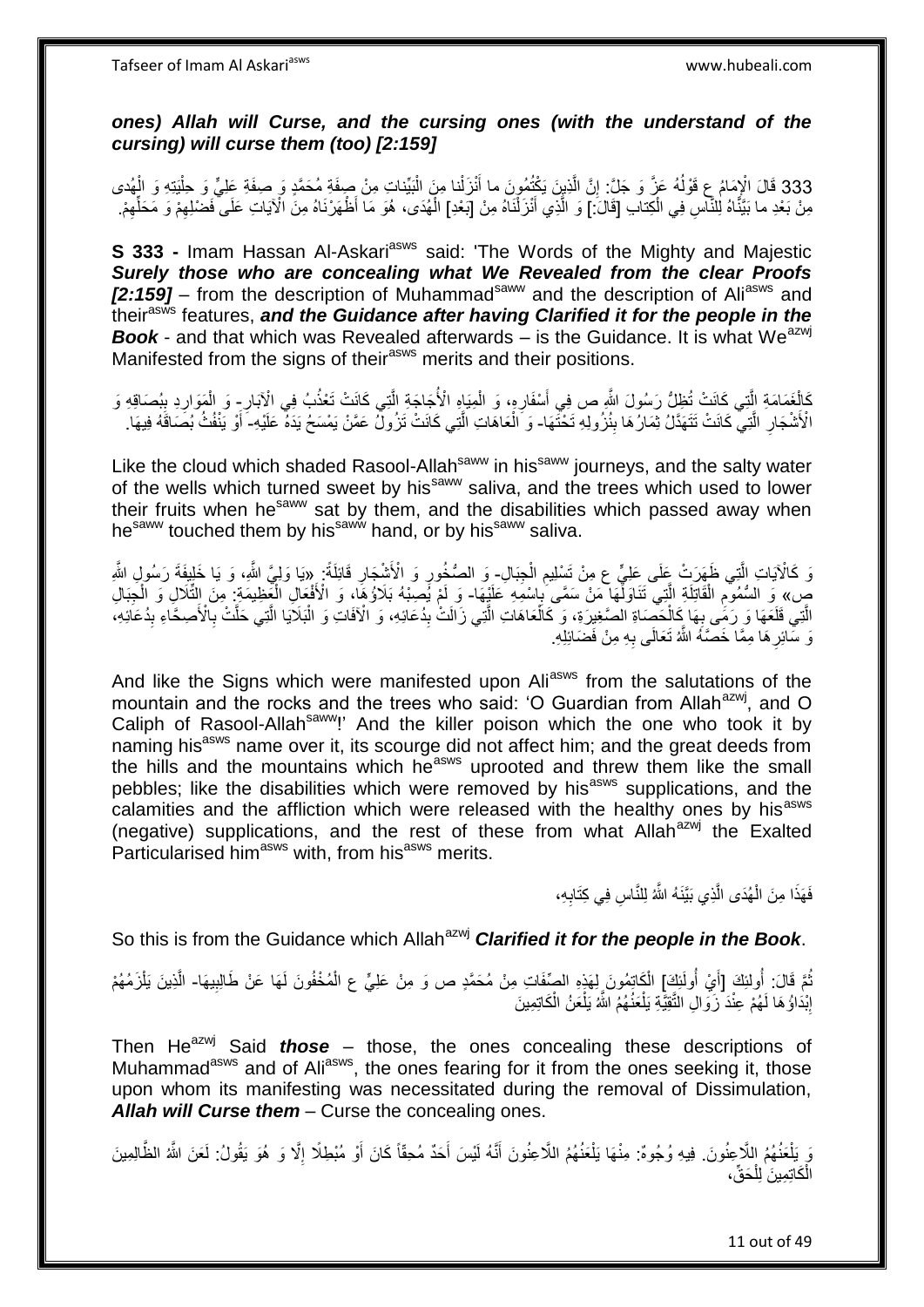***ones) Allah will Curse, and the cursing ones (with the understand of the cursing) will curse them (too) [2:159]***

333 قَالَ الْإِمَامُ ع قَوْلُهُ عَزَّ وَ جَلَّ: إِنَّ الَّذِينَ يَكْتُمُونَ ما أَنْزَلْنا مِنَ الْبَيِّناتِ مِنْ صِفَةِ مُحَمَّدٍ وَ صِفَةِ عَلِيٍّ وَ حِلْيَتِهِ وَ الْهُدى مِنْ بَعْدِ ما بَيَّنَّاهُ لِلنَّاسِ فِي الْكِتابِ [قَالَ:] وَ الَّذِي أَنْزَلْنَاهُ مِنْ [بَعْدِ] الْهُدَى، هُوَ مَا أَظْهَرْنَاهُ مِنَ الْآيَاتِ عَلَى فَضْلِهِمْ وَ مَحَلِّهِمْ.

**S 333 -** Imam Hassan Al-Askari[asws] said: 'The Words of the Mighty and Majestic ***Surely those who are concealing what We Revealed from the clear Proofs [2:159]*** – from the description of Muhammad[saww] and the description of Ali[asws] and their[asws] features, ***and the Guidance after having Clarified it for the people in the Book*** - and that which was Revealed afterwards – is the Guidance. It is what We[azwj] Manifested from the signs of their[asws] merits and their positions.

كَالْغَمَامَةِ الَّتِي كَانَتْ تُظِلُّ رَسُولَ اللَّهِ ص فِي أَسْفَارِهِ، وَ الْمِيَاهِ الْأُجَاجَةِ الَّتِي كَانَتْ تَعْذُبُ فِي الْآبَارِ- وَ الْمَوَارِدِ بِبُصَاقِهِ وَ الْأَشْجَارِ الَّتِي كَانَتْ تَتَهَدَّلُ ثِمَارُهَا بِنُزُولِهِ تَحْتَهَا- وَ الْعَاهَاتِ الَّتِي كَانَتْ تَزُولُ عَمَّنْ يَمْسَحُ يَدَهُ عَلَيْهِ- أَوْ يَنْفُثُ بُصَاقَهُ فِيهَا.

Like the cloud which shaded Rasool-Allah[saww] in his[saww] journeys, and the salty water of the wells which turned sweet by his[saww] saliva, and the trees which used to lower their fruits when he[saww] sat by them, and the disabilities which passed away when he[saww] touched them by his[saww] hand, or by his[saww] saliva.

وَ كَالْآيَاتِ الَّتِي ظَهَرَتْ عَلَى عَلِيٍّ ع مِنْ تَسْلِيمِ الْجِبَالِ- وَ الصُّخُورِ وَ الْأَشْجَارِ قَائِلَةً: «يَا وَلِيَّ اللَّهِ، وَ يَا خَلِيفَةَ رَسُولِ اللَّهِ ص» وَ السُّمُومِ الْقَاتِلَةِ الَّتِي تَنَاوَلَهَا مَنْ سَمَّى بِاسْمِهِ عَلَيْهَا- وَ لَمْ يُصِبْهُ بَلَاؤُهَا، وَ الْأَفْعَالِ الْعَظِيمَةِ: مِنَ التِّلَالِ وَ الْجِبَالِ الَّتِي قَلَعَهَا وَ رَمَى بِهَا كَالْحَصَاةِ الصَّغِيرَةِ، وَ كَالْعَاهَاتِ الَّتِي زَالَتْ بِدُعَائِهِ، وَ الْآفَاتِ وَ الْبَلَايَا الَّتِي حَلَّتْ بِالْأَصِحَّاءِ بِدُعَائِهِ، وَ سَائِرِهَا مِمَّا خَصَّهُ اللَّهُ تَعَالَى بِهِ مِنْ فَضَائِلِهِ.

And like the Signs which were manifested upon Ali[asws] from the salutations of the mountain and the rocks and the trees who said: 'O Guardian from Allah[azwj], and O Caliph of Rasool-Allah[saww]!' And the killer poison which the one who took it by naming his[asws] name over it, its scourge did not affect him; and the great deeds from the hills and the mountains which he[asws] uprooted and threw them like the small pebbles; like the disabilities which were removed by his[asws] supplications, and the calamities and the affliction which were released with the healthy ones by his[asws] (negative) supplications, and the rest of these from what Allah[azwj] the Exalted Particularised him[asws] with, from his[asws] merits.

فَهَذَا مِنَ الْهُدَى الَّذِي بَيَّنَهُ اللَّهُ لِلنَّاسِ فِي كِتَابِهِ،

So this is from the Guidance which Allah[azwj] ***Clarified it for the people in the Book***.

ثُمَّ قَالَ: أُولئِكَ [أَيْ أُولَئِكَ] الْكَاتِمُونَ لِهَذِهِ الصِّفَاتِ مِنْ مُحَمَّدٍ ص وَ مِنْ عَلِيٍّ ع الْمُخْفُونَ لَهَا عَنْ طَالِبِيهَا- الَّذِينَ يَلْزَمُهُمْ إِبْدَاؤُهَا لَهُمْ عِنْدَ زَوَالِ التَّقِيَّةِ يَلْعَنُهُمُ اللَّهُ يَلْعَنُ الْكَاتِمِينَ

Then He[azwj] Said ***those*** – those, the ones concealing these descriptions of Muhammad[asws] and of Ali[asws], the ones fearing for it from the ones seeking it, those upon whom its manifesting was necessitated during the removal of Dissimulation, ***Allah will Curse them*** – Curse the concealing ones.

وَ يَلْعَنُهُمُ اللَّاعِنُونَ. فِيهِ وُجُوهٌ: مِنْهَا يَلْعَنُهُمُ اللَّاعِنُونَ أَنَّهُ لَيْسَ أَحَدٌ مُحِقّاً كَانَ أَوْ مُبْطِلًا إِلَّا وَ هُوَ يَقُولُ: لَعَنَ اللَّهُ الظَّالِمِينَ الْكَاتِمِينَ لِلْحَقِّ،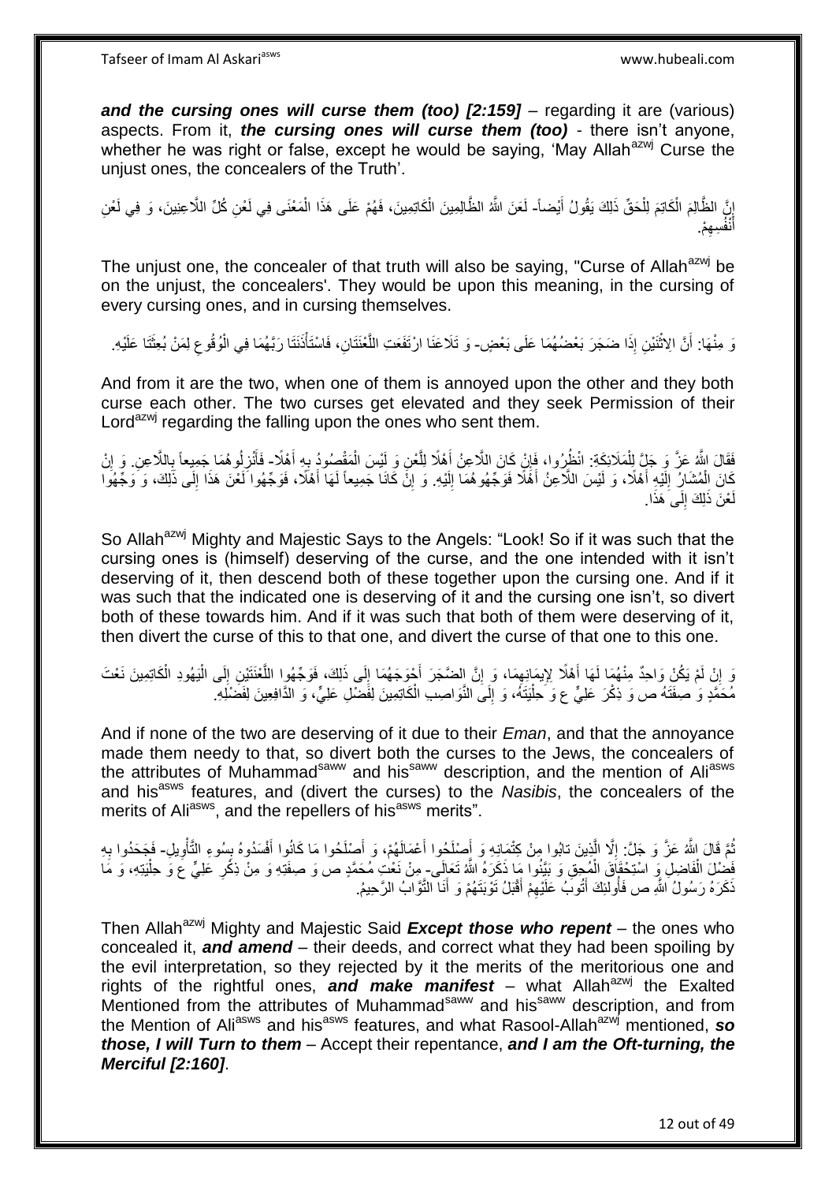***and the cursing ones will curse them (too) [2:159]*** – regarding it are (various) aspects. From it, ***the cursing ones will curse them (too)*** - there isn't anyone, whether he was right or false, except he would be saying, 'May Allah[azwj] Curse the unjust ones, the concealers of the Truth'.

إِنَّ الظَّالِمَ الْكَاتِمَ لِلْحَقِّ ذَلِكَ يَقُولُ أَيْضاً- لَعَنَ اللَّهُ الظَّالِمِينَ الْكَاتِمِينَ، فَهُمْ عَلَى هَذَا الْمَعْنَى فِي لَعْنِ كُلِّ اللَّاعِنِينَ، وَ فِي لَعْنِ أَنْفُسِهِمْ.

The unjust one, the concealer of that truth will also be saying, "Curse of Allah[azwj] be on the unjust, the concealers'. They would be upon this meaning, in the cursing of every cursing ones, and in cursing themselves.

وَ مِنْهَا: أَنَّ الِاثْنَيْنِ إِذَا ضَجَرَ بَعْضُهُمَا عَلَى بَعْضٍ- وَ تَلَاعَنَا ارْتَفَعَتِ اللَّعْنَتَانِ، فَاسْتَأْذَنَتَا رَبَّهُمَا فِي الْوُقُوعِ لِمَنْ بُعِثَتَا عَلَيْهِ.

And from it are the two, when one of them is annoyed upon the other and they both curse each other. The two curses get elevated and they seek Permission of their Lord[azwj] regarding the falling upon the ones who sent them.

فَقَالَ اللَّهُ عَزَّ وَ جَلَّ لِلْمَلَائِكَةِ: انْظُرُوا، فَإِنْ كَانَ اللَّاعِنُ أَهْلًا لِلَّعْنِ وَ لَيْسَ الْمَقْصُودُ بِهِ أَهْلًا- فَأَنْزِلُوهُمَا جَمِيعاً بِاللَّاعِنِ. وَ إِنْ كَانَ الْمُشَارُ إِلَيْهِ أَهْلًا، وَ لَيْسَ اللَّاعِنُ أَهْلًا فَوَجِّهُوهُمَا إِلَيْهِ. وَ إِنْ كَانَا جَمِيعاً لَهَا أَهْلًا، فَوَجِّهُوا لَعْنَ هَذَا إِلَى ذَلِكَ، وَ وَجِّهُوا لَعْنَ ذَلِكَ إِلَى هَذَا.

So Allah[azwj] Mighty and Majestic Says to the Angels: "Look! So if it was such that the cursing ones is (himself) deserving of the curse, and the one intended with it isn't deserving of it, then descend both of these together upon the cursing one. And if it was such that the indicated one is deserving of it and the cursing one isn't, so divert both of these towards him. And if it was such that both of them were deserving of it, then divert the curse of this to that one, and divert the curse of that one to this one.

وَ إِنْ لَمْ يَكُنْ وَاحِدٌ مِنْهُمَا لَهَا أَهْلًا لِإِيمَانِهِمَا، وَ إِنَّ الضَّجَرَ أَحْوَجَهُمَا إِلَى ذَلِكَ، فَوَجِّهُوا اللَّعْنَتَيْنِ إِلَى الْيَهُودِ الْكَاتِمِينَ نَعْتَ مُحَمَّدٍ وَ صِفَتَهُ ص وَ ذِكْرَ عَلِيٍّ ع وَ حِلْيَتَهُ، وَ إِلَى النَّوَاصِبِ الْكَاتِمِينَ لِفَضْلِ عَلِيٍّ، وَ الدَّافِعِينَ لِفَضْلِهِ.

And if none of the two are deserving of it due to their *Eman*, and that the annoyance made them needy to that, so divert both the curses to the Jews, the concealers of the attributes of Muhammad[saww] and his[saww] description, and the mention of Ali[asws] and his[asws] features, and (divert the curses) to the *Nasibis*, the concealers of the merits of Ali[asws], and the repellers of his[asws] merits".

ثُمَّ قَالَ اللَّهُ عَزَّ وَ جَلَّ: إِلَّا الَّذِينَ تابُوا مِنْ كِتْمَانِهِ وَ أَصْلَحُوا أَعْمَالَهُمْ، وَ أَصْلَحُوا مَا كَانُوا أَفْسَدُوهُ بِسُوءِ التَّأْوِيلِ- فَجَحَدُوا بِهِ فَضْلَ الْفَاضِلِ وَ اسْتِحْقَاقَ الْمُحِقِّ وَ بَيَّنُوا مَا ذَكَرَهُ اللَّهُ تَعَالَى- مِنْ نَعْتِ مُحَمَّدٍ ص وَ صِفَتِهِ وَ مِنْ ذِكْرِ عَلِيٍّ ع وَ حِلْيَتِهِ، وَ مَا ذَكَرَهُ رَسُولُ اللَّهِ ص فَأُولئِكَ أَتُوبُ عَلَيْهِمْ أَقْبَلُ تَوْبَتَهُمْ وَ أَنَا التَّوَّابُ الرَّحِيمُ.

Then Allah[azwj] Mighty and Majestic Said ***Except those who repent*** – the ones who concealed it, ***and amend*** – their deeds, and correct what they had been spoiling by the evil interpretation, so they rejected by it the merits of the meritorious one and rights of the rightful ones, ***and make manifest*** – what Allah[azwj] the Exalted Mentioned from the attributes of Muhammad[saww] and his[saww] description, and from the Mention of Ali[asws] and his[asws] features, and what Rasool-Allah[azwj] mentioned, ***so those, I will Turn to them*** – Accept their repentance, ***and I am the Oft-turning, the Merciful [2:160]***.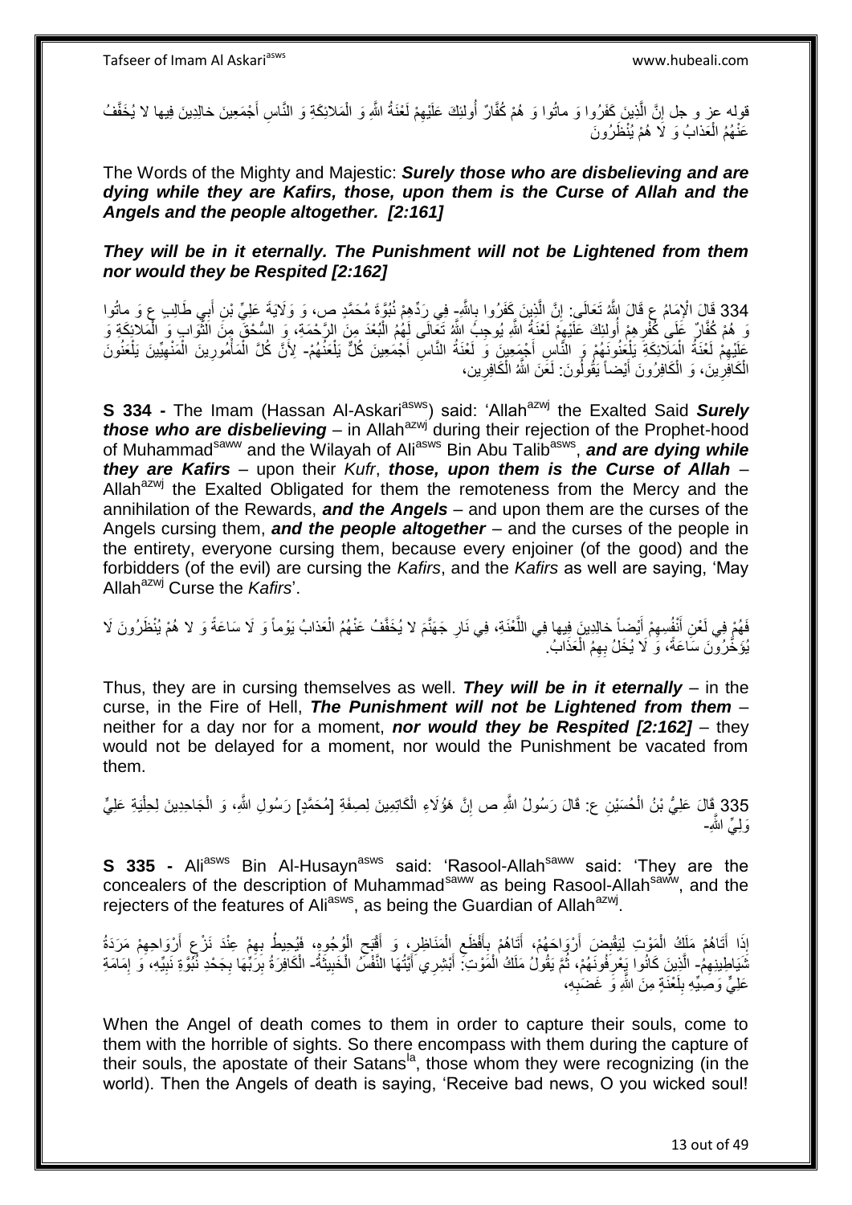قوله عز و جل إِنَّ الَّذِينَ كَفَرُوا وَ ماتُوا وَ هُمْ كُفَّارٌ أُولئِكَ عَلَيْهِمْ لَعْنَةُ اللَّهِ وَ الْمَلائِكَةِ وَ النَّاسِ أَجْمَعِينَ خالِدِينَ فِيها لا يُخَفَّفُ عَنْهُمُ الْعَذابُ وَ لا هُمْ يُنْظَرُونَ

The Words of the Mighty and Majestic: ***Surely those who are disbelieving and are dying while they are Kafirs, those, upon them is the Curse of Allah and the Angels and the people altogether. [2:161]***

***They will be in it eternally. The Punishment will not be Lightened from them nor would they be Respited [2:162]***

334 قَالَ الْإِمَامُ ع قَالَ اللَّهُ تَعَالَى: إِنَّ الَّذِينَ كَفَرُوا بِاللَّهِ- فِي رَدِّهِمْ نُبُوَّةَ مُحَمَّدٍ ص، وَ وَلَايَةَ عَلِيِّ بْنِ أَبِي طَالِبٍ ع وَ ماتُوا وَ هُمْ كُفَّارٌ عَلَى كُفْرِهِمْ أُولئِكَ عَلَيْهِمْ لَعْنَةُ اللَّهِ يُوجِبُ اللَّهُ تَعَالَى لَهُمُ الْبُعْدَ مِنَ الرَّحْمَةِ، وَ السُّحْقَ مِنَ الثَّوَابِ وَ الْمَلائِكَةِ وَ عَلَيْهِمْ لَعْنَةُ الْمَلَائِكَةِ يَلْعَنُونَهُمْ وَ النَّاسِ أَجْمَعِينَ وَ لَعْنَةُ النَّاسِ أَجْمَعِينَ كُلٌّ يَلْعَنُهُمْ- لِأَنَّ كُلَّ الْمَأْمُورِينَ الْمَنْهِيِّينَ يَلْعَنُونَ الْكَافِرِينَ، وَ الْكَافِرُونَ أَيْضاً يَقُولُونَ: لَعَنَ اللَّهُ الْكَافِرِين،

**S 334 -** The Imam (Hassan Al-Askari[asws]) said: 'Allah[azwj] the Exalted Said ***Surely those who are disbelieving*** – in Allah[azwj] during their rejection of the Prophet-hood of Muhammad[saww] and the Wilayah of Ali[asws] Bin Abu Talib[asws], ***and are dying while they are Kafirs*** – upon their *Kufr*, ***those, upon them is the Curse of Allah*** – Allah[azwj] the Exalted Obligated for them the remoteness from the Mercy and the annihilation of the Rewards, ***and the Angels*** – and upon them are the curses of the Angels cursing them, ***and the people altogether*** – and the curses of the people in the entirety, everyone cursing them, because every enjoiner (of the good) and the forbidders (of the evil) are cursing the *Kafirs*, and the *Kafirs* as well are saying, 'May Allah[azwj] Curse the *Kafirs*'.

فَهُمْ فِي لَعْنِ أَنْفُسِهِمْ أَيْضاً خالِدِينَ فِيها فِي اللَّعْنَةِ، فِي نَارِ جَهَنَّمَ لا يُخَفَّفُ عَنْهُمُ الْعَذابُ يَوْماً وَ لَا سَاعَةً وَ لا هُمْ يُنْظَرُونَ لَا يُؤَخَّرُونَ سَاعَةً، وَ لَا يُحَلُّ بِهِمُ الْعَذَابُ.

Thus, they are in cursing themselves as well. ***They will be in it eternally*** – in the curse, in the Fire of Hell, ***The Punishment will not be Lightened from them*** – neither for a day nor for a moment, ***nor would they be Respited [2:162]*** – they would not be delayed for a moment, nor would the Punishment be vacated from them.

335 قَالَ عَلِيُّ بْنُ الْحُسَيْنِ ع: قَالَ رَسُولُ اللَّهِ ص إِنَّ هَؤُلَاءِ الْكَاتِمِينَ لِصِفَةِ [مُحَمَّدٍ] رَسُولِ اللَّهِ، وَ الْجَاحِدِينَ لِحِلْيَةِ عَلِيٍّ وَلِيِّ اللَّهِ-

**S 335 -** Ali[asws] Bin Al-Husayn[asws] said: 'Rasool-Allah[saww] said: 'They are the concealers of the description of Muhammad[saww] as being Rasool-Allah[saww], and the rejecters of the features of Ali[asws], as being the Guardian of Allah[azwj].

إِذَا أَتَاهُمْ مَلَكُ الْمَوْتِ لِيَقْبِضَ أَرْوَاحَهُمْ، أَتَاهُمْ بِأَفْظَعِ الْمَنَاظِرِ، وَ أَقْبَحِ الْوُجُوهِ، فَيُحِيطُ بِهِمْ عِنْدَ نَزْعِ أَرْوَاحِهِمْ مَرَدَةُ شَيَاطِينِهِمُ- الَّذِينَ كَانُوا يَعْرِفُونَهُمْ، ثُمَّ يَقُولُ مَلَكُ الْمَوْتِ: أَبْشِرِي أَيَّتُهَا النَّفْسُ الْخَبِيثَةُ- الْكَافِرَةُ بِرَبِّهَا بِجَحْدِ نُبُوَّةِ نَبِيِّهِ، وَ إِمَامَةِ عَلِيٍّ وَصِيِّهِ بِلَعْنَةٍ مِنَ اللَّهِ وَ غَضَبِهِ،

When the Angel of death comes to them in order to capture their souls, come to them with the horrible of sights. So there encompass with them during the capture of their souls, the apostate of their Satans[la], those whom they were recognizing (in the world). Then the Angels of death is saying, 'Receive bad news, O you wicked soul!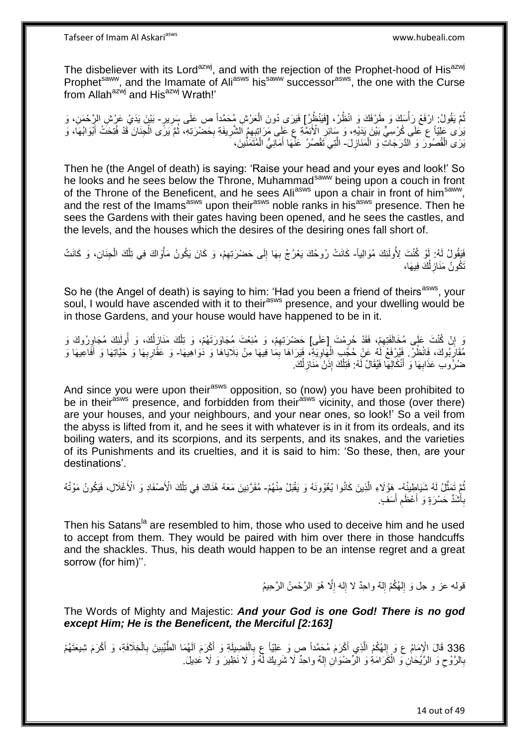The disbeliever with its Lord[azwj], and with the rejection of the Prophet-hood of His[azwj] Prophet[saww], and the Imamate of Ali[asws] his[saww] successor[asws], the one with the Curse from Allah[azwj] and His[azwj] Wrath!'

ثُمَّ يَقُولُ: ارْفَعْ رَأْسَكَ وَ طَرْفَكَ وَ انْظُرْ، [فَيَنْظُرُ] فَيَرَى دُونَ الْعَرْشِ مُحَمَّداً ص عَلَى سَرِيرٍ- بَيْنَ يَدَيْ عَرْشِ الرَّحْمَنِ، وَ يَرَى عَلِيّاً ع عَلَى كُرْسِيٍّ بَيْنَ يَدَيْهِ، وَ سَائِرِ الْأَئِمَّةِ ع عَلَى مَرَاتِبِهِمُ الشَّرِيفَةِ بِحَضْرَتِهِ، ثُمَّ يَرَى الْجِنَانَ قَدْ فُتِحَتْ أَبْوَابُهَا، وَ يَرَى الْقُصُورَ وَ الدَّرَجَاتِ وَ الْمَنَازِلَ- الَّتِي تَقْصُرُ عَنْهَا أَمَانِيُّ الْمُتَمَنِّينَ،

Then he (the Angel of death) is saying: 'Raise your head and your eyes and look!' So he looks and he sees below the Throne, Muhammad[saww] being upon a couch in front of the Throne of the Beneficent, and he sees Ali[asws] upon a chair in front of him[saww], and the rest of the Imams[asws] upon their[asws] noble ranks in his[asws] presence. Then he sees the Gardens with their gates having been opened, and he sees the castles, and the levels, and the houses which the desires of the desiring ones fall short of.

فَيَقُولُ لَهُ: لَوْ كُنْتَ لِأُولَئِكَ مُوَالِياً- كَانَتْ رُوحُكَ يَعْرُجُ بِهَا إِلَى حَضْرَتِهِمْ، وَ كَانَ يَكُونُ مَأْوَاكَ فِي تِلْكَ الْجِنَانِ، وَ كَانَتْ تَكُونُ مَنَازِلُكَ فِيهَا،

So he (the Angel of death) is saying to him: 'Had you been a friend of theirs[asws], your soul, I would have ascended with it to their[asws] presence, and your dwelling would be in those Gardens, and your house would have happened to be in it.

وَ إِنْ كُنْتَ عَلَى مُخَالَفَتِهِمْ، فَقَدْ حُرِمْتَ [عَلَى] حَضْرَتِهِمْ، وَ مُنِعْتَ مُجَاوَرَتَهُمْ، وَ تِلْكَ مَنَازِلُكَ، وَ أُولَئِكَ مُجَاوِرُوكَ وَ مُقَارِبُوكَ، فَانْظُرْ. فَيُرْفَعُ لَهُ عَنْ حُجُبِ الْهَاوِيَةِ، فَيَرَاهَا بِمَا فِيهَا مِنْ بَلَايَاهَا وَ دَوَاهِيهَا- وَ عَقَارِبِهَا وَ حَيَّاتِهَا وَ أَفَاعِيهَا وَ ضُرُوبِ عَذَابِهَا وَ أَنْكَالِهَا فَيُقَالُ لَهُ: فَتِلْكَ إِذَنْ مَنَازِلُكَ.

And since you were upon their[asws] opposition, so (now) you have been prohibited to be in their[asws] presence, and forbidden from their[asws] vicinity, and those (over there) are your houses, and your neighbours, and your near ones, so look!' So a veil from the abyss is lifted from it, and he sees it with whatever is in it from its ordeals, and its boiling waters, and its scorpions, and its serpents, and its snakes, and the varieties of its Punishments and its cruelties, and it is said to him: 'So these, then, are your destinations'.

ثُمَّ تَمَثَّلُ لَهُ شَيَاطِينُهُ- هَؤُلَاءِ الَّذِينَ كَانُوا يُغْوُونَهُ وَ يَقْبَلُ مِنْهُمْ- مُقَرَّنِينَ مَعَهُ هُنَاكَ فِي تِلْكَ الْأَصْفَادِ وَ الْأَغْلَالِ، فَيَكُونُ مَوْتُهُ بِأَشَدِّ حَسْرَةٍ وَ أَعْظَمِ أَسَفٍ.

Then his Satans[la] are resembled to him, those who used to deceive him and he used to accept from them. They would be paired with him over there in those handcuffs and the shackles. Thus, his death would happen to be an intense regret and a great sorrow (for him)''.

قوله عز و جل وَ إِلهُكُمْ إِلهٌ واحِدٌ لا إِلهَ إِلَّا هُوَ الرَّحْمنُ الرَّحِيمُ

The Words of Mighty and Majestic: ***And your God is one God! There is no god except Him; He is the Beneficent, the Merciful [2:163]***

336 قَالَ الْإِمَامُ ع وَ إِلهُكُمُ الَّذِي أَكْرَمَ مُحَمَّداً ص وَ عَلِيّاً ع بِالْفَضِيلَةِ وَ أَكْرَمَ آلَهُمَا الطَّيِّبِينَ بِالْخِلَافَةِ، وَ أَكْرَمَ شِيعَتَهُمْ بِالرَّوْحِ وَ الرَّيْحَانِ وَ الْكَرَامَةِ وَ الرِّضْوَانِ إِلهٌ واحِدٌ لَا شَرِيكَ لَهُ وَ لَا نَظِيرَ وَ لَا عَدِيلَ.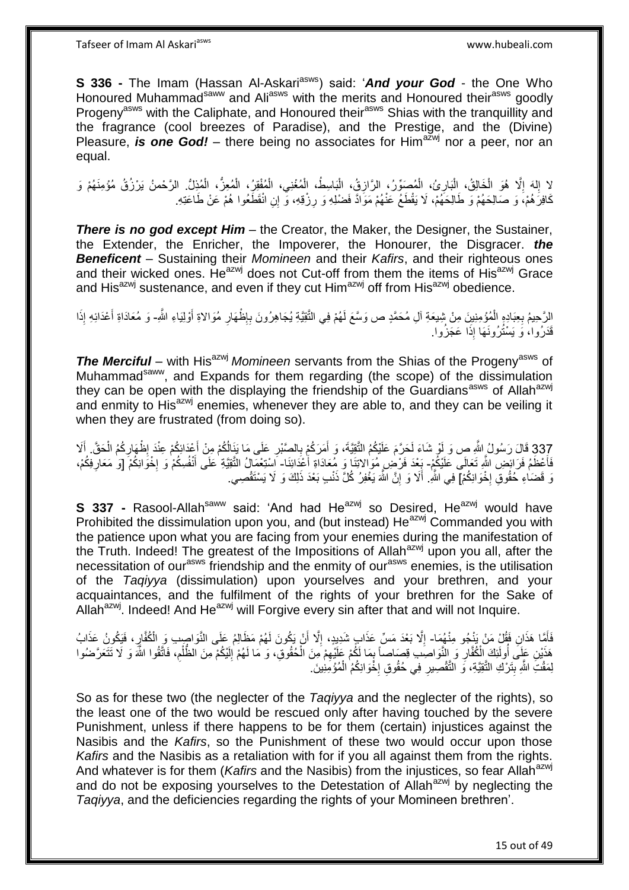**S 336 -** The Imam (Hassan Al-Askari[asws]) said: '*And your God* - the One Who Honoured Muhammad[saww] and Ali[asws] with the merits and Honoured their[asws] goodly Progeny[asws] with the Caliphate, and Honoured their[asws] Shias with the tranquillity and the fragrance (cool breezes of Paradise), and the Prestige, and the (Divine) Pleasure, *is one God!* – there being no associates for Him[azwj] nor a peer, nor an equal.

لا إِلهَ إِلَّا هُوَ الْخَالِقُ، الْبَارِئُ، الْمُصَوِّرُ، الرَّازِقُ، الْبَاسِطُ، الْمُغْنِي، الْمُفْقِرُ، الْمُعِزُّ، الْمُذِلُّ. الرَّحْمنُ يَرْزُقُ مُؤْمِنَهُمْ وَ كَافِرَهُمْ، وَ صَالِحَهُمْ وَ طَالِحَهُمْ، لَا يَقْطَعُ عَنْهُمْ مَوَادَّ فَضْلِهِ وَ رِزْقِهِ، وَ إِنِ انْقَطَعُوا هُمْ عَنْ طَاعَتِهِ.

*There is no god except Him* – the Creator, the Maker, the Designer, the Sustainer, the Extender, the Enricher, the Impoverer, the Honourer, the Disgracer. *the Beneficent* – Sustaining their *Momineen* and their *Kafirs*, and their righteous ones and their wicked ones. He[azwj] does not Cut-off from them the items of His[azwj] Grace and His[azwj] sustenance, and even if they cut Him[azwj] off from His[azwj] obedience.

الرَّحِيمُ بِعِبَادِهِ الْمُؤْمِنِينَ مِنْ شِيعَةِ آلِ مُحَمَّدٍ ص وَسَّعَ لَهُمْ فِي التَّقِيَّةِ يُجَاهِرُونَ بِإِظْهَارِ مُوَالاةِ أَوْلِيَاءِ اللَّهِ- وَ مُعَادَاةِ أَعْدَائِهِ إِذَا قَدَرُوا، وَ يَسْتُرُونَهَا إِذَا عَجَزُوا.

*The Merciful* – with His[azwj] *Momineen* servants from the Shias of the Progeny[asws] of Muhammad[saww], and Expands for them regarding (the scope) of the dissimulation they can be open with the displaying the friendship of the Guardians[asws] of Allah[azwj] and enmity to His[azwj] enemies, whenever they are able to, and they can be veiling it when they are frustrated (from doing so).

337 قَالَ رَسُولُ اللَّهِ ص وَ لَوْ شَاءَ لَحَرَّمَ عَلَيْكُمُ التَّقِيَّةَ، وَ أَمَرَكُمْ بِالصَّبْرِ عَلَى مَا يَنَالُكُمْ مِنْ أَعْدَائِكُمْ عِنْدَ إِظْهَارِكُمُ الْحَقَّ. أَلَا فَأَعْظَمُ فَرَائِضِ اللَّهِ تَعَالَى عَلَيْكُمْ- بَعْدَ فَرْضِ مُوَالاتِنَا وَ مُعَادَاةِ أَعْدَائِنَا- اسْتِعْمَالُ التَّقِيَّةِ عَلَى أَنْفُسِكُمْ وَ إِخْوَانِكُمْ [وَ مَعَارِفِكُمْ، وَ قَضَاءِ حُقُوقِ إِخْوَانِكُمْ] فِي اللَّهِ. أَلَا وَ إِنَّ اللَّهَ يَغْفِرُ كُلَّ ذَنْبٍ بَعْدَ ذَلِكَ وَ لَا يَسْتَقْصِي.

**S 337 -** Rasool-Allah[saww] said: 'And had He[azwj] so Desired, He[azwj] would have Prohibited the dissimulation upon you, and (but instead) He[azwj] Commanded you with the patience upon what you are facing from your enemies during the manifestation of the Truth. Indeed! The greatest of the Impositions of Allah[azwj] upon you all, after the necessitation of our[asws] friendship and the enmity of our[asws] enemies, is the utilisation of the *Taqiyya* (dissimulation) upon yourselves and your brethren, and your acquaintances, and the fulfilment of the rights of your brethren for the Sake of Allah[azwj]. Indeed! And He[azwj] will Forgive every sin after that and will not Inquire.

فَأَمَّا هَذَانِ فَقُلَّ مَنْ يَنْجُو مِنْهُمَا- إِلَّا بَعْدَ مَسِّ عَذَابٍ شَدِيدٍ، إِلَّا أَنْ يَكُونَ لَهُمْ مَظَالِمُ عَلَى النَّوَاصِبِ وَ الْكُفَّارِ، فَيَكُونَ عَذَابُ هَذَيْنِ عَلَى أُولَئِكَ الْكُفَّارِ وَ النَّوَاصِبِ قِصَاصاً بِمَا لَكُمْ عَلَيْهِمْ مِنَ الْحُقُوقِ، وَ مَا لَهُمْ إِلَيْكُمْ مِنَ الظُّلْمِ، فَاتَّقُوا اللَّهَ وَ لَا تَتَعَرَّضُوا لِمَقْتِ اللَّهِ بِتَرْكِ التَّقِيَّةِ، وَ التَّقْصِيرِ فِي حُقُوقِ إِخْوَانِكُمُ الْمُؤْمِنِينَ.

So as for these two (the neglecter of the *Taqiyya* and the neglecter of the rights), so the least one of the two would be rescued only after having touched by the severe Punishment, unless if there happens to be for them (certain) injustices against the Nasibis and the *Kafirs*, so the Punishment of these two would occur upon those *Kafirs* and the Nasibis as a retaliation with for if you all against them from the rights. And whatever is for them (*Kafirs* and the Nasibis) from the injustices, so fear Allah[azwj] and do not be exposing yourselves to the Detestation of Allah[azwj] by neglecting the *Taqiyya*, and the deficiencies regarding the rights of your Momineen brethren'.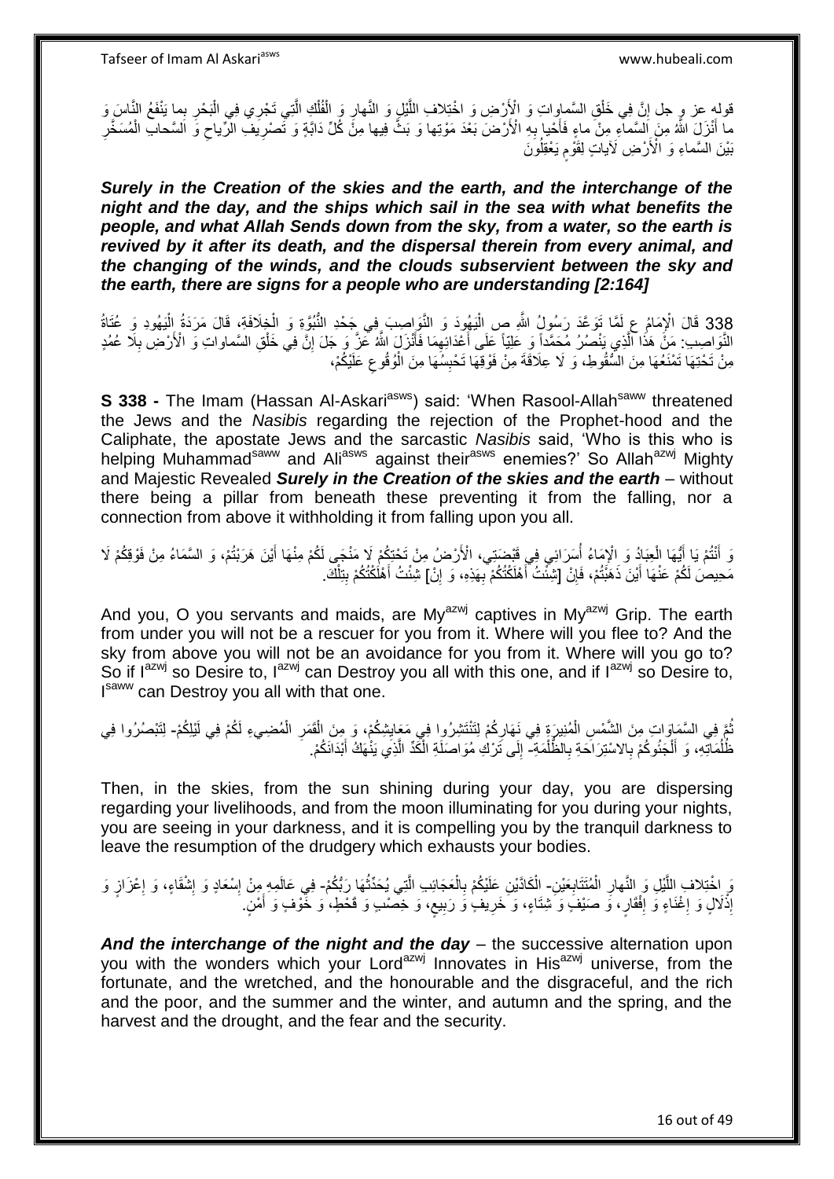قوله عز و جل إِنَّ فِي خَلْقِ السَّماواتِ وَ الْأَرْضِ وَ اخْتِلافِ اللَّيْلِ وَ النَّهارِ وَ الْفُلْكِ الَّتِي تَجْرِي فِي الْبَحْرِ بِما يَنْفَعُ النَّاسَ وَ ما أَنْزَلَ اللَّهُ مِنَ السَّماءِ مِنْ ماءٍ فَأَحْيا بِهِ الْأَرْضَ بَعْدَ مَوْتِها وَ بَثَّ فِيها مِنْ كُلِّ دَابَّةٍ وَ تَصْرِيفِ الرِّياحِ وَ السَّحابِ الْمُسَخَّرِ بَيْنَ السَّماءِ وَ الْأَرْضِ لَآياتٍ لِقَوْمٍ يَعْقِلُونَ

***Surely in the Creation of the skies and the earth, and the interchange of the night and the day, and the ships which sail in the sea with what benefits the people, and what Allah Sends down from the sky, from a water, so the earth is revived by it after its death, and the dispersal therein from every animal, and the changing of the winds, and the clouds subservient between the sky and the earth, there are signs for a people who are understanding [2:164]***

338 قَالَ الْإِمَامُ ع لَمَّا تَوَعَّدَ رَسُولُ اللَّهِ ص الْيَهُودَ وَ النَّوَاصِبَ فِي جَحْدِ النُّبُوَّةِ وَ الْخِلَافَةِ، قَالَ مَرَدَةُ الْيَهُودِ وَ عُتَاةُ النَّوَاصِبِ: مَنْ هَذَا الَّذِي يَنْصُرُ مُحَمَّداً وَ عَلِيّاً عَلَى أَعْدَائِهِمَا فَأَنْزَلَ اللَّهُ عَزَّ وَ جَلَ إِنَّ فِي خَلْقِ السَّماواتِ وَ الْأَرْضِ بِلَا عُمُدٍ مِنْ تَحْتِهَا تَمْنَعُهَا مِنَ السُّقُوطِ، وَ لَا عِلَاقَةٍ مِنْ فَوْقِهَا تَحْبِسُهَا مِنَ الْوُقُوعِ عَلَيْكُمْ،

**S 338 -** The Imam (Hassan Al-Askari[asws]) said: 'When Rasool-Allah[saww] threatened the Jews and the *Nasibis* regarding the rejection of the Prophet-hood and the Caliphate, the apostate Jews and the sarcastic *Nasibis* said, 'Who is this who is helping Muhammad[saww] and Ali[asws] against their[asws] enemies?' So Allah[azwj] Mighty and Majestic Revealed ***Surely in the Creation of the skies and the earth*** – without there being a pillar from beneath these preventing it from the falling, nor a connection from above it withholding it from falling upon you all.

وَ أَنْتُمْ يَا أَيُّهَا الْعِبَادُ وَ الْإِمَاءُ أُسَرَائِي فِي قَبْضَتِي، الْأَرْضُ مِنْ تَحْتِكُمْ لَا مَنْجَى لَكُمْ مِنْهَا أَيْنَ هَرَبْتُمْ، وَ السَّمَاءُ مِنْ فَوْقِكُمْ لَا مَحِيصَ لَكُمْ عَنْهَا أَيْنَ ذَهَبْتُمْ، فَإِنْ [شِئْتُ] أَهْلَكْتُكُمْ بِهَذِهِ، وَ إِنْ] شِئْتُ أَهْلَكْتُكُمْ بِتِلْكَ.

And you, O you servants and maids, are My[azwj] captives in My[azwj] Grip. The earth from under you will not be a rescuer for you from it. Where will you flee to? And the sky from above you will not be an avoidance for you from it. Where will you go to? So if I[azwj] so Desire to, I[azwj] can Destroy you all with this one, and if I[azwj] so Desire to, I[saww] can Destroy you all with that one.

ثُمَّ فِي السَّمَاوَاتِ مِنَ الشَّمْسِ الْمُنِيرَةِ فِي نَهَارِكُمْ لِتَنْتَشِرُوا فِي مَعَايِشِكُمْ، وَ مِنَ الْقَمَرِ الْمُضِيءِ لَكُمْ فِي لَيْلِكُمْ- لِتَبْصُرُوا فِي ظُلُمَاتِهِ، وَ أَلْجَئُوكُمْ بِالاسْتِرَاحَةِ بِالظُّلْمَةِ- إِلَى تَرْكِ مُوَاصَلَةِ الْكَدِّ الَّذِي يَنْهَكُ أَبْدَانَكُمْ.

Then, in the skies, from the sun shining during your day, you are dispersing regarding your livelihoods, and from the moon illuminating for you during your nights, you are seeing in your darkness, and it is compelling you by the tranquil darkness to leave the resumption of the drudgery which exhausts your bodies.

وَ اخْتِلافِ اللَّيْلِ وَ النَّهارِ الْمُتَتَابِعَيْنِ- الْكَادَّيْنِ عَلَيْكُمْ بِالْعَجَائِبِ الَّتِي يُحَدِّثُهَا رَبُّكُمْ- فِي عَالَمِهِ مِنْ إِسْعَادٍ وَ إِشْقَاءٍ، وَ إِعْزَازٍ وَ إِذْلَالٍ وَ إِغْنَاءٍ وَ إِفْقَارٍ، وَ صَيْفٍ وَ شِتَاءٍ، وَ خَرِيفٍ وَ رَبِيعٍ، وَ خِصْبٍ وَ قَحْطٍ، وَ خَوْفٍ وَ أَمْنٍ.

***And the interchange of the night and the day*** – the successive alternation upon you with the wonders which your Lord[azwj] Innovates in His[azwj] universe, from the fortunate, and the wretched, and the honourable and the disgraceful, and the rich and the poor, and the summer and the winter, and autumn and the spring, and the harvest and the drought, and the fear and the security.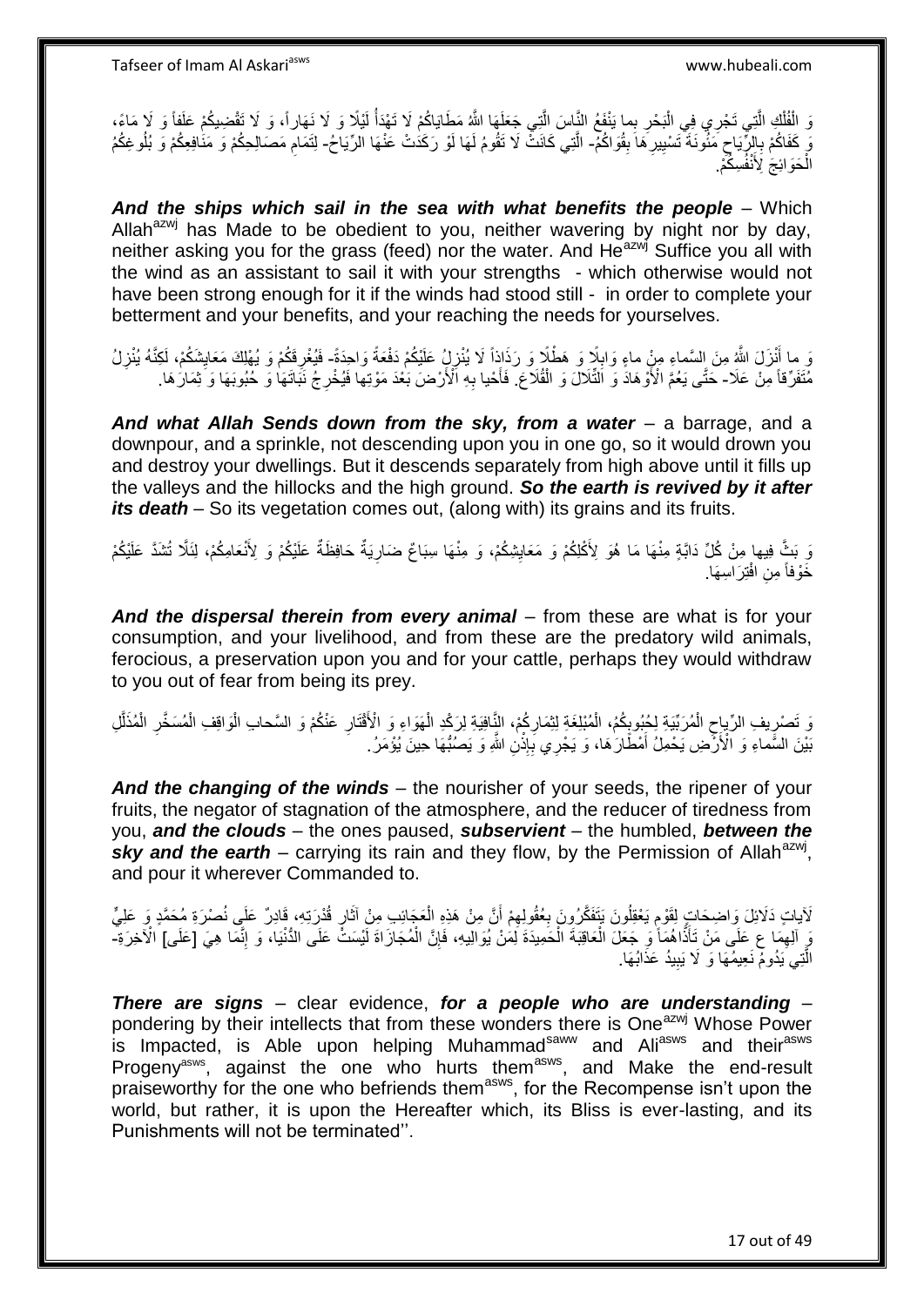وَ الْفُلْكِ الَّتِي تَجْرِي فِي الْبَحْرِ بِما يَنْفَعُ النَّاسَ الَّتِي جَعَلَهَا اللَّهُ مَطَايَاكُمْ لَا تَهْدَأُ لَيْلًا وَ لَا نَهَاراً، وَ لَا تَقْتَضِيكُمْ عَلَفاً وَ لَا مَاءً، وَ كَفَاكُمْ بِالرِّيَاحِ مَئُونَةَ تَسْيِيرِهَا بِقُوَاكُمْ- الَّتِي كَانَتْ لَا تَقُومُ لَهَا لَوْ رَكَدَتْ عَنْهَا الرِّيَاحُ- لِتَمَامِ مَصَالِحِكُمْ وَ مَنَافِعِكُمْ وَ بُلُوغِكُمُ الْحَوَائِجَ لِأَنْفُسِكُمْ.

***And the ships which sail in the sea with what benefits the people*** – Which Allah[azwj] has Made to be obedient to you, neither wavering by night nor by day, neither asking you for the grass (feed) nor the water. And He[azwj] Suffice you all with the wind as an assistant to sail it with your strengths - which otherwise would not have been strong enough for it if the winds had stood still - in order to complete your betterment and your benefits, and your reaching the needs for yourselves.

وَ ما أَنْزَلَ اللَّهُ مِنَ السَّماءِ مِنْ ماءٍ وَابِلًا وَ هَطْلًا وَ رَذَاذاً لَا يُنْزِلُ عَلَيْكُمْ دَفْعَةً وَاحِدَةً- فَيُغْرِقَكُمْ وَ يُهْلِكَ مَعَايِشَكُمْ، لَكِنَّهُ يُنْزِلُ مُتَفَرِّقاً مِنْ عَلَا- حَتَّى يَعُمَّ الْأَوْهَادَ وَ التِّلَالَ وَ الْقِلَاعَ. فَأَحْيا بِهِ الْأَرْضَ بَعْدَ مَوْتِها فَيُخْرِجُ نَبَاتَهَا وَ حُبُوبَهَا وَ ثِمَارَهَا.

***And what Allah Sends down from the sky, from a water*** – a barrage, and a downpour, and a sprinkle, not descending upon you in one go, so it would drown you and destroy your dwellings. But it descends separately from high above until it fills up the valleys and the hillocks and the high ground. ***So the earth is revived by it after its death*** – So its vegetation comes out, (along with) its grains and its fruits.

وَ بَثَّ فِيها مِنْ كُلِّ دَابَّةٍ مِنْهَا مَا هُوَ لِأَكْلِكُمْ وَ مَعَايِشِكُمْ، وَ مِنْهَا سِبَاعٌ ضَارِيَةٌ حَافِظَةٌ عَلَيْكُمْ وَ لِأَنْعَامِكُمْ، لِئَلَّا تُشَدَّ عَلَيْكُمْ خَوْفاً مِنِ افْتِرَاسِهَا.

***And the dispersal therein from every animal*** – from these are what is for your consumption, and your livelihood, and from these are the predatory wild animals, ferocious, a preservation upon you and for your cattle, perhaps they would withdraw to you out of fear from being its prey.

وَ تَصْرِيفِ الرِّياحِ الْمُرَبِّيَةِ لِحُبُوبِكُمْ، الْمُبْلِغَةِ لِثِمَارِكُمْ، النَّافِيَةِ لِرَكْدِ الْهَوَاءِ وَ الْأَقْتَارِ عَنْكُمْ وَ السَّحابِ الْوَاقِفِ الْمُسَخَّرِ الْمُذَلَّلِ بَيْنَ السَّماءِ وَ الْأَرْضِ يَحْمِلُ أَمْطَارَهَا، وَ يَجْرِي بِإِذْنِ اللَّهِ وَ يَصُبُّهَا حِينَ يُؤْمَرُ.

***And the changing of the winds*** – the nourisher of your seeds, the ripener of your fruits, the negator of stagnation of the atmosphere, and the reducer of tiredness from you, ***and the clouds*** – the ones paused, ***subservient*** – the humbled, ***between the sky and the earth*** – carrying its rain and they flow, by the Permission of Allah[azwj], and pour it wherever Commanded to.

لَآياتٍ دَلَائِلَ وَاضِحَاتٍ لِقَوْمٍ يَعْقِلُونَ يَتَفَكَّرُونَ بِعُقُولِهِمْ أَنَّ مِنْ هَذِهِ الْعَجَائِبِ مِنْ آثَارِ قُدْرَتِهِ، قَادِرٌ عَلَى نُصْرَةِ مُحَمَّدٍ وَ عَلِيٍّ وَ آلِهِمَا ع عَلَى مَنْ آذَاهُمَا وَ جَعَلَ الْعَاقِبَةَ الْحَمِيدَةَ لِمَنْ يُوَالِيهِ، فَإِنَّ الْمُجَازَاةَ لَيْسَتْ عَلَى الدُّنْيَا، وَ إِنَّمَا هِيَ [عَلَى] الْآخِرَةِ- الَّتِي يَدُومُ نَعِيمُهَا وَ لَا يَبِيدُ عَذَابُهَا.

***There are signs*** – clear evidence, ***for a people who are understanding*** – pondering by their intellects that from these wonders there is One[azwj] Whose Power is Impacted, is Able upon helping Muhammad[saww] and Ali[asws] and their[asws] Progeny[asws], against the one who hurts them[asws], and Make the end-result praiseworthy for the one who befriends them[asws], for the Recompense isn't upon the world, but rather, it is upon the Hereafter which, its Bliss is ever-lasting, and its Punishments will not be terminated''.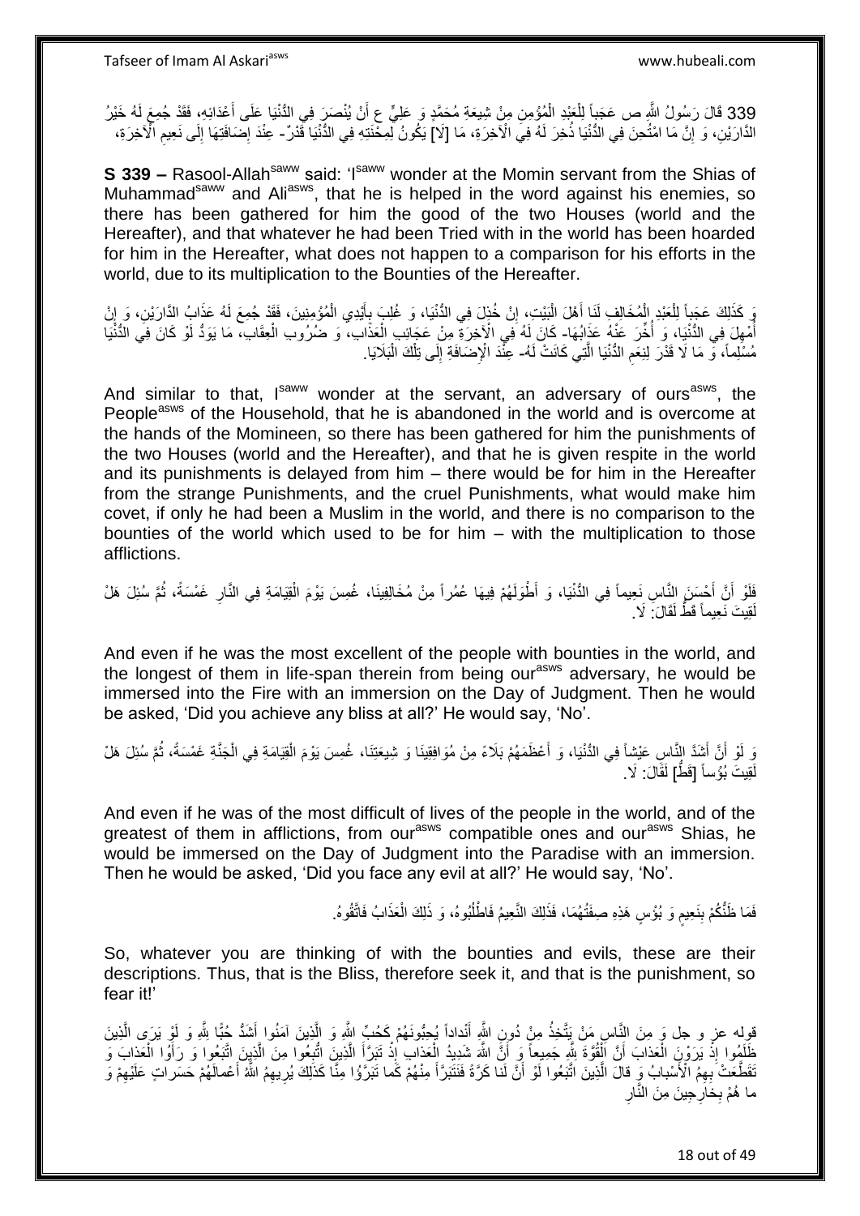339 قَالَ رَسُولُ اللَّهِ ص عَجَباً لِلْعَبْدِ الْمُؤْمِنِ مِنْ شِيعَةِ مُحَمَّدٍ وَ عَلِيٍّ ع أَنْ يُنْصَرَ فِي الدُّنْيَا عَلَى أَعْدَائِهِ، فَقَدْ جُمِعَ لَهُ خَيْرُ الدَّارَيْنِ، وَ إِنَّ مَا امْتُحِنَ فِي الدُّنْيَا ذُخِرَ لَهُ فِي الْآخِرَةِ، مَا [لَا] يَكُونُ لِمِحْنَتِهِ فِي الدُّنْيَا قَدْرٌ- عِنْدَ إِضَافَتِهَا إِلَى نَعِيمِ الْآخِرَةِ،

**S 339 –** Rasool-Allah[saww] said: 'I[saww] wonder at the Momin servant from the Shias of Muhammad[saww] and Ali[asws], that he is helped in the word against his enemies, so there has been gathered for him the good of the two Houses (world and the Hereafter), and that whatever he had been Tried with in the world has been hoarded for him in the Hereafter, what does not happen to a comparison for his efforts in the world, due to its multiplication to the Bounties of the Hereafter.

وَ كَذَلِكَ عَجَباً لِلْعَبْدِ الْمُخَالِفِ لَنَا أَهْلَ الْبَيْتِ، إِنْ خُذِلَ فِي الدُّنْيَا، وَ غُلِبَ بِأَيْدِي الْمُؤْمِنِينَ، فَقَدْ جُمِعَ لَهُ عَذَابُ الدَّارَيْنِ، وَ إِنْ أُمْهِلَ فِي الدُّنْيَا، وَ أُخِّرَ عَنْهُ عَذَابُهَا- كَانَ لَهُ فِي الْآخِرَةِ مِنْ عَجَائِبِ الْعَذَابِ، وَ ضُرُوبِ الْعِقَابِ، مَا يَوَدُّ لَوْ كَانَ فِي الدُّنْيَا مُسْلِماً، وَ مَا لَا قَدْرَ لِنِعَمِ الدُّنْيَا الَّتِي كَانَتْ لَهُ- عِنْدَ الْإِضَافَةِ إِلَى تِلْكَ الْبَلَايَا.

And similar to that, I[saww] wonder at the servant, an adversary of ours[asws], the People[asws] of the Household, that he is abandoned in the world and is overcome at the hands of the Momineen, so there has been gathered for him the punishments of the two Houses (world and the Hereafter), and that he is given respite in the world and its punishments is delayed from him – there would be for him in the Hereafter from the strange Punishments, and the cruel Punishments, what would make him covet, if only he had been a Muslim in the world, and there is no comparison to the bounties of the world which used to be for him – with the multiplication to those afflictions.

فَلَوْ أَنَّ أَحْسَنَ النَّاسِ نَعِيماً فِي الدُّنْيَا، وَ أَطْوَلَهُمْ فِيهَا عُمُراً مِنْ مُخَالِفِينَا، غُمِسَ يَوْمَ الْقِيَامَةِ فِي النَّارِ غَمْسَةً، ثُمَّ سُئِلَ هَلْ لَقِيتَ نَعِيماً قَطُّ لَقَالَ: لَا.

And even if he was the most excellent of the people with bounties in the world, and the longest of them in life-span therein from being our[asws] adversary, he would be immersed into the Fire with an immersion on the Day of Judgment. Then he would be asked, 'Did you achieve any bliss at all?' He would say, 'No'.

وَ لَوْ أَنَّ أَشَدَّ النَّاسِ عَيْشاً فِي الدُّنْيَا، وَ أَعْظَمَهُمْ بَلَاءً مِنْ مُوَافِقِينَا وَ شِيعَتِنَا، غُمِسَ يَوْمَ الْقِيَامَةِ فِي الْجَنَّةِ غَمْسَةً، ثُمَّ سُئِلَ هَلْ لَقِيتَ بُؤْساً [قَطُّ] لَقَالَ: لَا.

And even if he was of the most difficult of lives of the people in the world, and of the greatest of them in afflictions, from our[asws] compatible ones and our[asws] Shias, he would be immersed on the Day of Judgment into the Paradise with an immersion. Then he would be asked, 'Did you face any evil at all?' He would say, 'No'.

فَمَا ظَنُّكُمْ بِنَعِيمٍ وَ بُؤْسٍ هَذِهِ صِفَتُهُمَا، فَذَلِكَ النَّعِيمُ فَاطْلُبُوهُ، وَ ذَلِكَ الْعَذَابُ فَاتَّقُوهُ.

So, whatever you are thinking of with the bounties and evils, these are their descriptions. Thus, that is the Bliss, therefore seek it, and that is the punishment, so fear it!'

قوله عز و جل وَ مِنَ النَّاسِ مَنْ يَتَّخِذُ مِنْ دُونِ اللَّهِ أَنْداداً يُحِبُّونَهُمْ كَحُبِّ اللَّهِ وَ الَّذِينَ آمَنُوا أَشَدُّ حُبًّا لِلَّهِ وَ لَوْ يَرَى الَّذِينَ ظَلَمُوا إِذْ يَرَوْنَ الْعَذابَ أَنَّ الْقُوَّةَ لِلَّهِ جَمِيعاً وَ أَنَّ اللَّهَ شَدِيدُ الْعَذابِ إِذْ تَبَرَّأَ الَّذِينَ اتُّبِعُوا مِنَ الَّذِينَ اتَّبَعُوا وَ رَأَوُا الْعَذابَ وَ تَقَطَّعَتْ بِهِمُ الْأَسْبابُ وَ قالَ الَّذِينَ اتَّبَعُوا لَوْ أَنَّ لَنا كَرَّةً فَنَتَبَرَّأَ مِنْهُمْ كَما تَبَرَّؤُا مِنَّا كَذلِكَ يُرِيهِمُ اللَّهُ أَعْمالَهُمْ حَسَراتٍ عَلَيْهِمْ وَ ما هُمْ بِخارِجِينَ مِنَ النَّارِ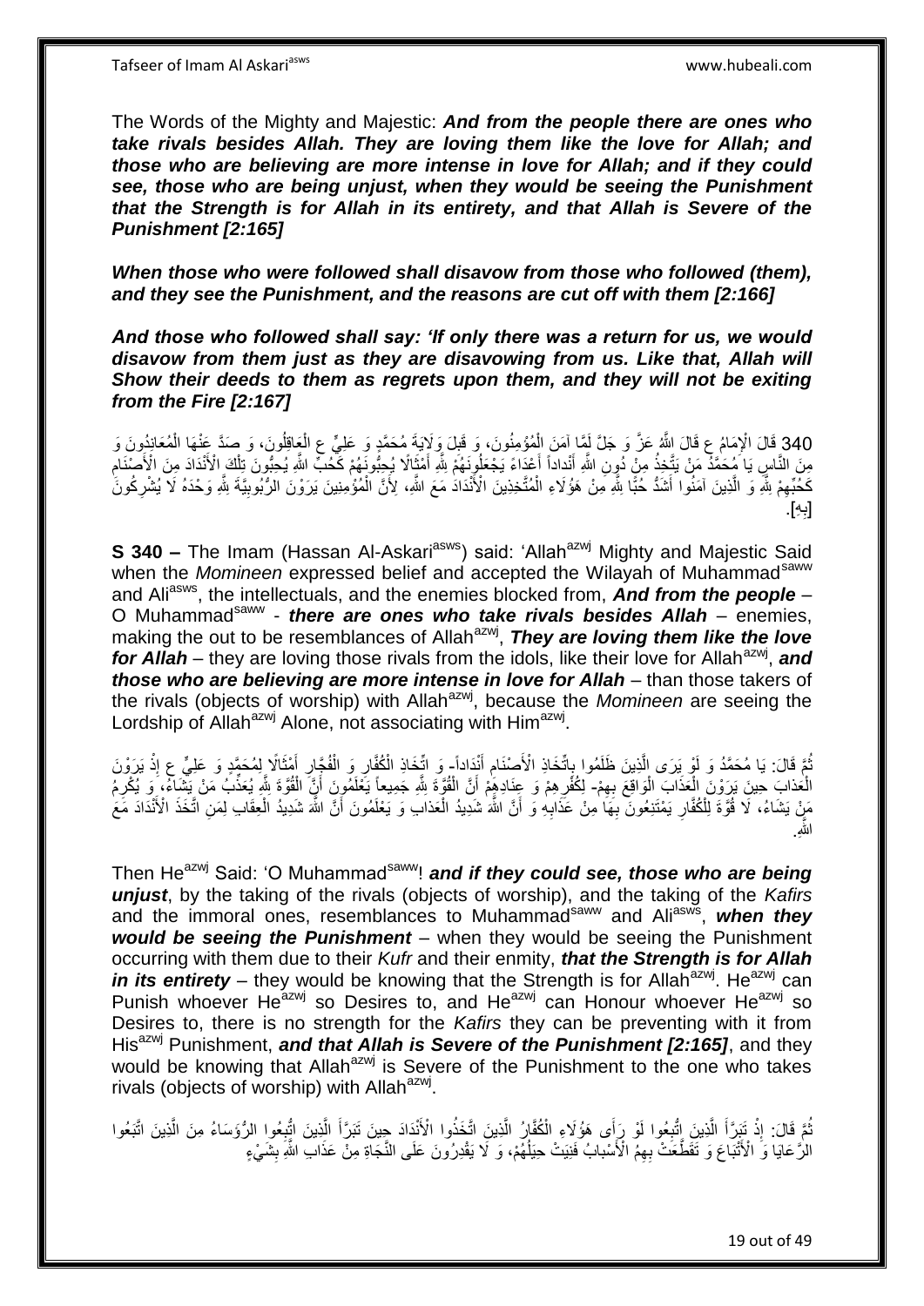The Words of the Mighty and Majestic: ***And from the people there are ones who take rivals besides Allah. They are loving them like the love for Allah; and those who are believing are more intense in love for Allah; and if they could see, those who are being unjust, when they would be seeing the Punishment that the Strength is for Allah in its entirety, and that Allah is Severe of the Punishment [2:165]***

***When those who were followed shall disavow from those who followed (them), and they see the Punishment, and the reasons are cut off with them [2:166]***

***And those who followed shall say: 'If only there was a return for us, we would disavow from them just as they are disavowing from us. Like that, Allah will Show their deeds to them as regrets upon them, and they will not be exiting from the Fire [2:167]***

340 قَالَ الْإِمَامُ ع قَالَ اللَّهُ عَزَّ وَ جَلَّ لَمَّا آمَنَ الْمُؤْمِنُونَ، وَ قَبِلَ وَلَايَةَ مُحَمَّدٍ وَ عَلِيٍّ ع الْعَاقِلُونَ، وَ صَدَّ عَنْهَا الْمُعَانِدُونَ وَ مِنَ النَّاسِ يَا مُحَمَّدُ مَنْ يَتَّخِذُ مِنْ دُونِ اللَّهِ أَنْداداً أَعْدَاءً يَجْعَلُونَهُمْ لِلَّهِ أَمْثَالًا يُحِبُّونَهُمْ كَحُبِّ اللَّهِ يُحِبُّونَ تِلْكَ الْأَنْدَادَ مِنَ الْأَصْنَامِ كَحُبِّهِمْ لِلَّهِ وَ الَّذِينَ آمَنُوا أَشَدُّ حُبًّا لِلَّهِ مِنْ هَؤُلَاءِ الْمُتَّخِذِينَ الْأَنْدَادَ مَعَ اللَّهِ، لِأَنَّ الْمُؤْمِنِينَ يَرَوْنَ الرُّبُوبِيَّةَ لِلَّهِ وَحْدَهُ لَا يُشْرِكُونَ [بِهِ].

**S 340 –** The Imam (Hassan Al-Askari[asws]) said: 'Allah[azwj] Mighty and Majestic Said when the *Momineen* expressed belief and accepted the Wilayah of Muhammad[saww] and Ali[asws], the intellectuals, and the enemies blocked from, ***And from the people*** – O Muhammad[saww] - ***there are ones who take rivals besides Allah*** – enemies, making the out to be resemblances of Allah[azwj], ***They are loving them like the love for Allah*** – they are loving those rivals from the idols, like their love for Allah[azwj], ***and those who are believing are more intense in love for Allah*** – than those takers of the rivals (objects of worship) with Allah[azwj], because the *Momineen* are seeing the Lordship of Allah[azwj] Alone, not associating with Him[azwj].

ثُمَّ قَالَ: يَا مُحَمَّدُ وَ لَوْ يَرَى الَّذِينَ ظَلَمُوا بِاتِّخَاذِ الْأَصْنَامِ أَنْدَاداً- وَ اتِّخَاذِ الْكُفَّارِ وَ الْفُجَّارِ أَمْثَالًا لِمُحَمَّدٍ وَ عَلِيٍّ ع إِذْ يَرَوْنَ الْعَذابَ حِينَ يَرَوْنَ الْعَذَابَ الْوَاقِعَ بِهِمْ- لِكُفْرِهِمْ وَ عِنَادِهِمْ أَنَّ الْقُوَّةَ لِلَّهِ جَمِيعاً يَعْلَمُونَ أَنَّ الْقُوَّةَ لِلَّهِ يُعَذِّبُ مَنْ يَشَاءُ، وَ يُكْرِمُ مَنْ يَشَاءُ، لَا قُوَّةَ لِلْكُفَّارِ يَمْتَنِعُونَ بِهَا مِنْ عَذَابِهِ وَ أَنَّ اللَّهَ شَدِيدُ الْعَذابِ وَ يَعْلَمُونَ أَنَّ اللَّهَ شَدِيدُ الْعِقَابِ لِمَنِ اتَّخَذَ الْأَنْدَادَ مَعَ اللَّهِ.

Then He[azwj] Said: 'O Muhammad[saww]! ***and if they could see, those who are being unjust***, by the taking of the rivals (objects of worship), and the taking of the *Kafirs* and the immoral ones, resemblances to Muhammad[saww] and Ali[asws], ***when they would be seeing the Punishment*** – when they would be seeing the Punishment occurring with them due to their *Kufr* and their enmity, ***that the Strength is for Allah in its entirety*** – they would be knowing that the Strength is for Allah[azwj]. He[azwj] can Punish whoever He[azwj] so Desires to, and He[azwj] can Honour whoever He[azwj] so Desires to, there is no strength for the *Kafirs* they can be preventing with it from His[azwj] Punishment, ***and that Allah is Severe of the Punishment [2:165]***, and they would be knowing that Allah[azwj] is Severe of the Punishment to the one who takes rivals (objects of worship) with Allah[azwj].

ثُمَّ قَالَ: إِذْ تَبَرَّأَ الَّذِينَ اتُّبِعُوا لَوْ رَأَى هَؤُلَاءِ الْكُفَّارُ الَّذِينَ اتَّخَذُوا الْأَنْدَادَ حِينَ تَبَرَّأَ الَّذِينَ اتُّبِعُوا الرُّؤَسَاءُ مِنَ الَّذِينَ اتَّبَعُوا الرَّعَايَا وَ الْأَتْبَاعَ وَ تَقَطَّعَتْ بِهِمُ الْأَسْبابُ فَنِيَتْ حِيَلُهُمْ، وَ لَا يَقْدِرُونَ عَلَى النَّجَاةِ مِنْ عَذَابِ اللَّهِ بِشَيْءٍ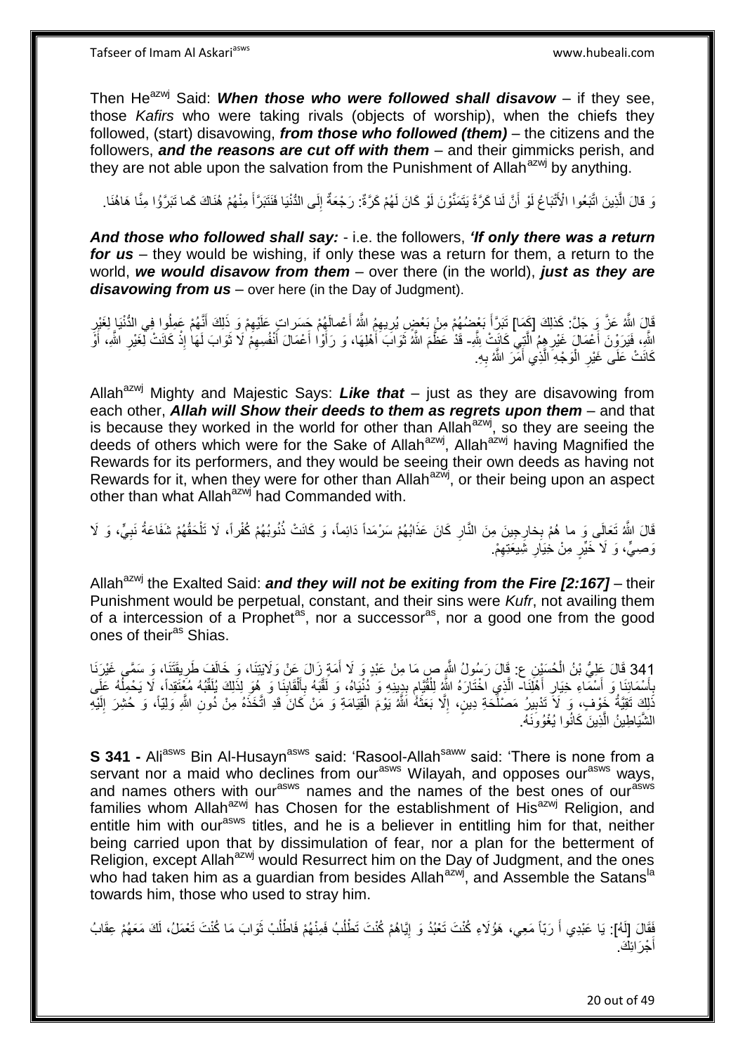Then He[azwj] Said: ***When those who were followed shall disavow*** – if they see, those *Kafirs* who were taking rivals (objects of worship), when the chiefs they followed, (start) disavowing, ***from those who followed (them)*** – the citizens and the followers, ***and the reasons are cut off with them*** – and their gimmicks perish, and they are not able upon the salvation from the Punishment of Allah[azwj] by anything.

وَ قالَ الَّذِينَ اتَّبَعُوا الْأَتْباعُ لَوْ أَنَّ لَنا كَرَّةً يَتَمَنَّوْنَ لَوْ كَانَ لَهُمْ كَرَّةٌ: رَجْعَةٌ إِلَى الدُّنْيَا فَنَتَبَرَّأَ مِنْهُمْ هُنَاكَ كَما تَبَرَّؤُا مِنَّا هَاهُنَا.

***And those who followed shall say:*** - i.e. the followers, ***'If only there was a return for us*** – they would be wishing, if only these was a return for them, a return to the world, ***we would disavow from them*** – over there (in the world), ***just as they are disavowing from us*** – over here (in the Day of Judgment).

قَالَ اللَّهُ عَزَّ وَ جَلَّ: كَذلِكَ [كَمَا] تَبَرَّأَ بَعْضُهُمْ مِنْ بَعْضٍ يُرِيهِمُ اللَّهُ أَعْمالَهُمْ حَسَراتٍ عَلَيْهِمْ وَ ذَلِكَ أَنَّهُمْ عَمِلُوا فِي الدُّنْيَا لِغَيْرِ اللَّهِ، فَيَرَوْنَ أَعْمَالَ غَيْرِهِمُ الَّتِي كَانَتْ لِلَّهِ- قَدْ عَظَّمَ اللَّهُ ثَوَابَ أَهْلِهَا، وَ رَأَوْا أَعْمَالَ أَنْفُسِهِمْ لَا ثَوَابَ لَهَا إِذْ كَانَتْ لِغَيْرِ اللَّهِ، أَوْ كَانَتْ عَلَى غَيْرِ الْوَجْهِ الَّذِي أَمَرَ اللَّهُ بِهِ.

Allah[azwj] Mighty and Majestic Says: ***Like that*** – just as they are disavowing from each other, ***Allah will Show their deeds to them as regrets upon them*** – and that is because they worked in the world for other than Allah[azwj], so they are seeing the deeds of others which were for the Sake of Allah[azwj], Allah[azwj] having Magnified the Rewards for its performers, and they would be seeing their own deeds as having not Rewards for it, when they were for other than Allah[azwj], or their being upon an aspect other than what Allah[azwj] had Commanded with.

قَالَ اللَّهُ تَعَالَى وَ ما هُمْ بِخارِجِينَ مِنَ النَّارِ كَانَ عَذَابُهُمْ سَرْمَداً دَائِماً، وَ كَانَتْ ذُنُوبُهُمْ كُفْراً، لَا تَلْحَقُهُمْ شَفَاعَةُ نَبِيٍّ، وَ لَا وَصِيٍّ، وَ لَا خَيِّرٍ مِنْ خِيَارِ شِيعَتِهِمْ.

Allah[azwj] the Exalted Said: ***and they will not be exiting from the Fire [2:167]*** – their Punishment would be perpetual, constant, and their sins were *Kufr*, not availing them of a intercession of a Prophet[as], nor a successor[as], nor a good one from the good ones of their[as] Shias.

341 قَالَ عَلِيُّ بْنُ الْحُسَيْنِ ع: قَالَ رَسُولُ اللَّهِ ص مَا مِنْ عَبْدٍ وَ لَا أَمَةٍ زَالَ عَنْ وَلَايَتِنَا، وَ خَالَفَ طَرِيقَتَنَا، وَ سَمَّى غَيْرَنَا بِأَسْمَائِنَا وَ أَسْمَاءِ خِيَارِ أَهْلِنَا- الَّذِي اخْتَارَهُ اللَّهُ لِلْقِيَامِ بِدِينِهِ وَ دُنْيَاهُ، وَ لَقَّبَهُ بِأَلْقَابِنَا وَ هُوَ لِذَلِكَ يُلَقِّبُهُ مُعْتَقِداً، لَا يَحْمِلُهُ عَلَى ذَلِكَ تَقِيَّةُ خَوْفٍ، وَ لَا تَدْبِيرُ مَصْلَحَةِ دِينٍ، إِلَّا بَعَثَهُ اللَّهُ يَوْمَ الْقِيَامَةِ وَ مَنْ كَانَ قَدِ اتَّخَذَهُ مِنْ دُونِ اللَّهِ وَلِيّاً، وَ حُشِرَ إِلَيْهِ الشَّيَاطِينُ الَّذِينَ كَانُوا يُغْوُونَهُ.

**S 341 -** Ali[asws] Bin Al-Husayn[asws] said: 'Rasool-Allah[saww] said: 'There is none from a servant nor a maid who declines from our[asws] Wilayah, and opposes our[asws] ways, and names others with our[asws] names and the names of the best ones of our[asws] families whom Allah[azwj] has Chosen for the establishment of His[azwj] Religion, and entitle him with our[asws] titles, and he is a believer in entitling him for that, neither being carried upon that by dissimulation of fear, nor a plan for the betterment of Religion, except Allah[azwj] would Resurrect him on the Day of Judgment, and the ones who had taken him as a guardian from besides Allah[azwj], and Assemble the Satans[la] towards him, those who used to stray him.

فَقَالَ [لَهُ]: يَا عَبْدِي أَ رَبّاً مَعِي، هَؤُلَاءِ كُنْتَ تَعْبُدُ وَ إِيَّاهُمْ كُنْتَ تَطْلُبُ فَمِنْهُمْ فَاطْلُبْ ثَوَابَ مَا كُنْتَ تَعْمَلُ، لَكَ مَعَهُمْ عِقَابُ أَجْرَامِكَ.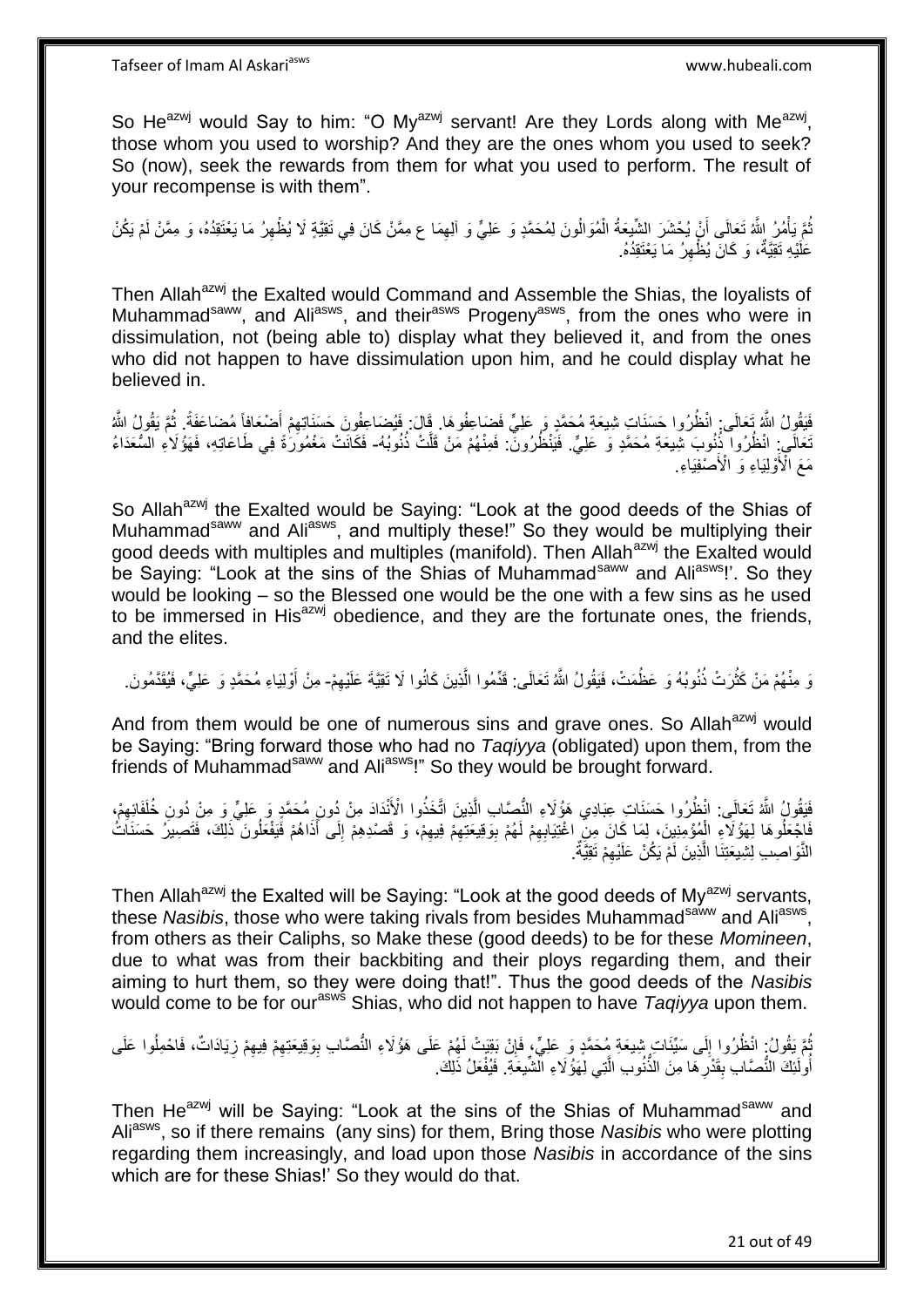So He[azwj] would Say to him: "O My[azwj] servant! Are they Lords along with Me[azwj], those whom you used to worship? And they are the ones whom you used to seek? So (now), seek the rewards from them for what you used to perform. The result of your recompense is with them".

ثُمَّ يَأْمُرُ اللَّهُ تَعَالَى أَنْ يُحْشَرَ الشِّيعَةُ الْمُوَالُونَ لِمُحَمَّدٍ وَ عَلِيٍّ وَ آلِهِمَا ع مِمَّنْ كَانَ فِي تَقِيَّةٍ لَا يُظْهِرُ مَا يَعْتَقِدُهُ، وَ مِمَّنْ لَمْ يَكُنْ عَلَيْهِ تَقِيَّةٌ، وَ كَانَ يُظْهِرُ مَا يَعْتَقِدُهُ.

Then Allah[azwj] the Exalted would Command and Assemble the Shias, the loyalists of Muhammad[saww], and Ali[asws], and their[asws] Progeny[asws], from the ones who were in dissimulation, not (being able to) display what they believed it, and from the ones who did not happen to have dissimulation upon him, and he could display what he believed in.

فَيَقُولُ اللَّهُ تَعَالَى: انْظُرُوا حَسَنَاتِ شِيعَةِ مُحَمَّدٍ وَ عَلِيٍّ فَضَاعِفُوهَا. قَالَ: فَيُضَاعِفُونَ حَسَنَاتِهِمْ أَضْعَافاً مُضَاعَفَةً. ثُمَّ يَقُولُ اللَّهُ تَعَالَى: انْظُرُوا ذُنُوبَ شِيعَةِ مُحَمَّدٍ وَ عَلِيٍّ. فَيَنْظُرُونَ: فَمِنْهُمْ مَنْ قَلَّتْ ذُنُوبُهُ- فَكَانَتْ مَغْمُورَةً فِي طَاعَاتِهِ، فَهَؤُلَاءِ السُّعَدَاءُ مَعَ الْأَوْلِيَاءِ وَ الْأَصْفِيَاءِ.

So Allah[azwj] the Exalted would be Saying: "Look at the good deeds of the Shias of Muhammad[saww] and Ali[asws], and multiply these!" So they would be multiplying their good deeds with multiples and multiples (manifold). Then Allah[azwj] the Exalted would be Saying: "Look at the sins of the Shias of Muhammad[saww] and Ali[asws]!'. So they would be looking – so the Blessed one would be the one with a few sins as he used to be immersed in His[azwj] obedience, and they are the fortunate ones, the friends, and the elites.

وَ مِنْهُمْ مَنْ كَثُرَتْ ذُنُوبُهُ وَ عَظُمَتْ، فَيَقُولُ اللَّهُ تَعَالَى: قَدِّمُوا الَّذِينَ كَانُوا لَا تَقِيَّةَ عَلَيْهِمْ- مِنْ أَوْلِيَاءِ مُحَمَّدٍ وَ عَلِيٍّ، فَيُقَدَّمُونَ.

And from them would be one of numerous sins and grave ones. So Allah[azwj] would be Saying: "Bring forward those who had no *Taqiyya* (obligated) upon them, from the friends of Muhammad[saww] and Ali[asws]!" So they would be brought forward.

فَيَقُولُ اللَّهُ تَعَالَى: انْظُرُوا حَسَنَاتِ عِبَادِي هَؤُلَاءِ النُّصَّابِ الَّذِينَ اتَّخَذُوا الْأَنْدَادَ مِنْ دُونِ مُحَمَّدٍ وَ عَلِيٍّ وَ مِنْ دُونِ خُلَفَائِهِمْ، فَاجْعَلُوهَا لِهَؤُلَاءِ الْمُؤْمِنِينَ، لِمَا كَانَ مِنِ اغْتِيَابِهِمْ لَهُمْ بِوَقِيعَتِهِمْ فِيهِمْ، وَ قَصْدِهِمْ إِلَى أَذَاهُمْ فَيَفْعَلُونَ ذَلِكَ، فَتَصِيرُ حَسَنَاتُ النَّوَاصِبِ لِشِيعَتِنَا الَّذِينَ لَمْ يَكُنْ عَلَيْهِمْ تَقِيَّةٌ.

Then Allah[azwj] the Exalted will be Saying: "Look at the good deeds of My[azwj] servants, these *Nasibis*, those who were taking rivals from besides Muhammad[saww] and Ali[asws], from others as their Caliphs, so Make these (good deeds) to be for these *Momineen*, due to what was from their backbiting and their ploys regarding them, and their aiming to hurt them, so they were doing that!". Thus the good deeds of the *Nasibis* would come to be for our[asws] Shias, who did not happen to have *Taqiyya* upon them.

ثُمَّ يَقُولُ: انْظُرُوا إِلَى سَيِّئَاتِ شِيعَةِ مُحَمَّدٍ وَ عَلِيٍّ، فَإِنْ بَقِيَتْ لَهُمْ عَلَى هَؤُلَاءِ النُّصَّابِ بِوَقِيعَتِهِمْ فِيهِمْ زِيَادَاتٌ، فَاحْمِلُوا عَلَى أُولَئِكَ النُّصَّابِ بِقَدْرِهَا مِنَ الذُّنُوبِ الَّتِي لِهَؤُلَاءِ الشِّيعَةِ. فَيُفْعَلُ ذَلِكَ.

Then He[azwj] will be Saying: "Look at the sins of the Shias of Muhammad[saww] and Ali[asws], so if there remains (any sins) for them, Bring those *Nasibis* who were plotting regarding them increasingly, and load upon those *Nasibis* in accordance of the sins which are for these Shias!' So they would do that.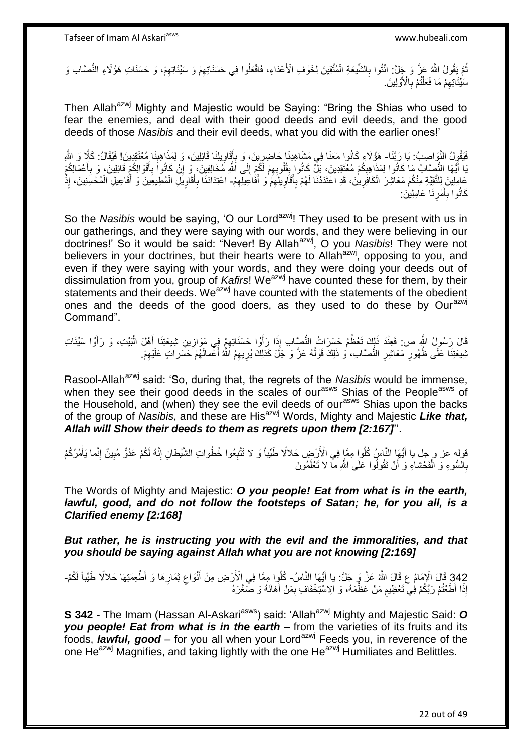ثُمَّ يَقُولُ اللَّهُ عَزَّ وَ جَلَّ: ائْتُوا بِالشِّيعَةِ الْمُتَّقِينَ لِخَوْفِ الْأَعْدَاءِ، فَافْعَلُوا فِي حَسَنَاتِهِمْ وَ سَيِّئَاتِهِمْ، وَ حَسَنَاتِ هَؤُلَاءِ النُّصَّابِ وَ سَيِّئَاتِهِمْ مَا فَعَلْتُمْ بِالْأَوَّلِينَ.

Then Allah[azwj] Mighty and Majestic would be Saying: "Bring the Shias who used to fear the enemies, and deal with their good deeds and evil deeds, and the good deeds of those *Nasibis* and their evil deeds, what you did with the earlier ones!'

فَيَقُولُ النَّوَاصِبُ: يَا رَبَّنَا- هَؤُلَاءِ كَانُوا مَعَنَا فِي مَشَاهِدِنَا حَاضِرِينَ، وَ بِأَقَاوِيلِنَا قَائِلِينَ، وَ لِمَذَاهِبِنَا مُعْتَقِدِينَ! فَيُقَالُ: كَلَّا وَ اللَّهِ يَا أَيُّهَا النُّصَّابُ مَا كَانُوا لِمَذَاهِبِكُمْ مُعْتَقِدِينَ، بَلْ كَانُوا بِقُلُوبِهِمْ لَكُمْ إِلَى اللَّهِ مُخَالِفِينَ، وَ إِنْ كَانُوا بِأَقْوَالِكُمْ قَائِلِينَ، وَ بِأَعْمَالِكُمْ عَامِلِينَ لِلتَّقِيَّةِ مِنْكُمْ مَعَاشِرَ الْكَافِرِينَ، قَدِ اعْتَدَدْنَا لَهُمْ بِأَقَاوِيلِهِمْ وَ أَفَاعِيلِهِمُ- اعْتِدَادَنَا بِأَقَاوِيلِ الْمُطِيعِينَ وَ أَفَاعِيلِ الْمُحْسِنِينَ، إِذْ كَانُوا بِأَمْرِنَا عَامِلِينَ:

So the *Nasibis* would be saying, 'O our Lord[azwj]! They used to be present with us in our gatherings, and they were saying with our words, and they were believing in our doctrines!' So it would be said: "Never! By Allah[azwj], O you *Nasibis*! They were not believers in your doctrines, but their hearts were to Allah[azwj], opposing to you, and even if they were saying with your words, and they were doing your deeds out of dissimulation from you, group of *Kafirs*! We[azwj] have counted these for them, by their statements and their deeds. We[azwj] have counted with the statements of the obedient ones and the deeds of the good doers, as they used to do these by Our[azwj] Command".

قَالَ رَسُولُ اللَّهِ ص: فَعِنْدَ ذَلِكَ تَعْظُمُ حَسَرَاتُ النُّصَّابِ إِذَا رَأَوْا حَسَنَاتِهِمْ فِي مَوَازِينِ شِيعَتِنَا أَهْلَ الْبَيْتِ، وَ رَأَوْا سَيِّئَاتِ شِيعَتِنَا عَلَى ظُهُورِ مَعَاشِرِ النُّصَّابِ، وَ ذَلِكَ قَوْلُهُ عَزَّ وَ جَلَّ كَذلِكَ يُرِيهِمُ اللَّهُ أَعْمالَهُمْ حَسَراتٍ عَلَيْهِمْ.

Rasool-Allah[azwj] said: 'So, during that, the regrets of the *Nasibis* would be immense, when they see their good deeds in the scales of our[asws] Shias of the People[asws] of the Household, and (when) they see the evil deeds of our[asws] Shias upon the backs of the group of *Nasibis*, and these are His[azwj] Words, Mighty and Majestic ***Like that, Allah will Show their deeds to them as regrets upon them [2:167]***''.

قوله عز و جل يا أَيُّهَا النَّاسُ كُلُوا مِمَّا فِي الْأَرْضِ حَلالًا طَيِّباً وَ لا تَتَّبِعُوا خُطُواتِ الشَّيْطانِ إِنَّهُ لَكُمْ عَدُوٌّ مُبِينٌ إِنَّما يَأْمُرُكُمْ بِالسُّوءِ وَ الْفَحْشاءِ وَ أَنْ تَقُولُوا عَلَى اللَّهِ ما لا تَعْلَمُونَ

The Words of Mighty and Majestic: ***O you people! Eat from what is in the earth, lawful, good, and do not follow the footsteps of Satan; he, for you all, is a Clarified enemy [2:168]***

***But rather, he is instructing you with the evil and the immoralities, and that you should be saying against Allah what you are not knowing [2:169]***

342 قَالَ الْإِمَامُ ع قَالَ اللَّهُ عَزَّ وَ جَلَّ: يا أَيُّهَا النَّاسُ- كُلُوا مِمَّا فِي الْأَرْضِ مِنْ أَنْوَاعِ ثِمَارِهَا وَ أَطْعِمَتِهَا حَلالًا طَيِّباً لَكُمْ- إِذَا أَطَعْتُمْ رَبَّكُمْ فِي تَعْظِيمِ مَنْ عَظَّمَهُ، وَ الِاسْتِخْفَافِ بِمَنْ أَهَانَهُ وَ صَغَّرَهُ

**S 342 -** The Imam (Hassan Al-Askari[asws]) said: 'Allah[azwj] Mighty and Majestic Said: ***O you people! Eat from what is in the earth*** – from the varieties of its fruits and its foods, ***lawful, good*** – for you all when your Lord[azwj] Feeds you, in reverence of the one He[azwj] Magnifies, and taking lightly with the one He[azwj] Humiliates and Belittles.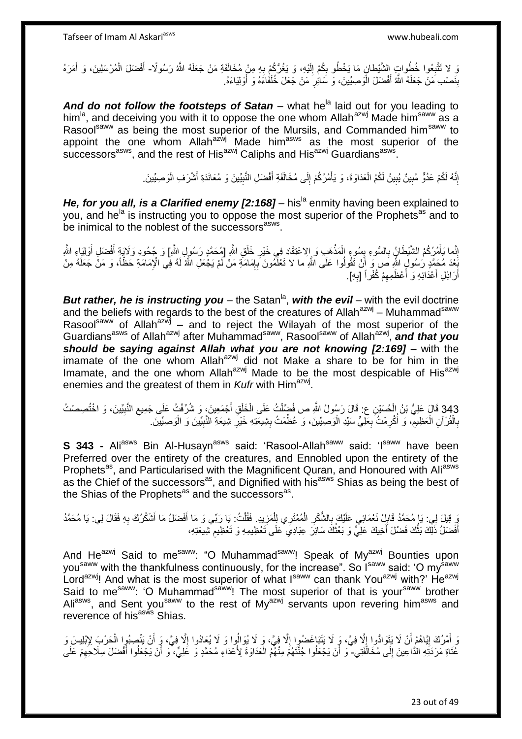وَ لا تَتَّبِعُوا خُطُواتِ الشَّيْطانِ مَا يَخْطُو بِكُمْ إِلَيْهِ، وَ يَغُرُّكُمْ بِهِ مِنْ مُخَالَفَةِ مَنْ جَعَلَهُ اللَّهُ رَسُولًا- أَفْضَلَ الْمُرْسَلِينَ، وَ أَمَرَهُ بِنَصْبِ مَنْ جَعَلَهُ اللَّهُ أَفْضَلَ الْوَصِيِّينَ، وَ سَائِرِ مَنْ جَعَلَ خُلَفَاءَهُ وَ أَوْلِيَاءَهُ.

***And do not follow the footsteps of Satan*** – what he[la] laid out for you leading to him[la], and deceiving you with it to oppose the one whom Allah[azwj] Made him[saww] as a Rasool[saww] as being the most superior of the Mursils, and Commanded him[saww] to appoint the one whom Allah[azwj] Made him[asws] as the most superior of the successors[asws], and the rest of His[azwj] Caliphs and His[azwj] Guardians[asws].

إِنَّهُ لَكُمْ عَدُوٌّ مُبِينٌ يُبِينُ لَكُمُ الْعَدَاوَةَ، وَ يَأْمُرُكُمْ إِلَى مُخَالَفَةِ أَفْضَلِ النَّبِيِّينَ وَ مُعَانَدَةِ أَشْرَفِ الْوَصِيِّينَ.

***He, for you all, is a Clarified enemy [2:168]*** – his[la] enmity having been explained to you, and he[la] is instructing you to oppose the most superior of the Prophets[as] and to be inimical to the noblest of the successors[asws].

إِنَّما يَأْمُرُكُمْ الشَّيْطَانُ بِالسُّوءِ بِسُوءِ الْمَذْهَبِ وَ الِاعْتِقَادِ فِي خَيْرِ خَلْقِ اللَّهِ [مُحَمَّدٍ رَسُولِ اللَّهِ] وَ جُحُودِ وَلَايَةِ أَفْضَلِ أَوْلِيَاءِ اللَّهِ بَعْدَ مُحَمَّدٍ رَسُولِ اللَّهِ ص وَ أَنْ تَقُولُوا عَلَى اللَّهِ ما لا تَعْلَمُونَ بِإِمَامَةِ مَنْ لَمْ يَجْعَلِ اللَّهُ لَهُ فِي الْإِمَامَةِ حَظّاً، وَ مَنْ جَعَلَهُ مِنْ أَرَاذِلِ أَعْدَائِهِ وَ أَعْظَمِهِمْ كُفْراً [بِهِ].

***But rather, he is instructing you*** – the Satan[la], ***with the evil*** – with the evil doctrine and the beliefs with regards to the best of the creatures of Allah[azwj] – Muhammad[saww] Rasool[saww] of Allah[azwj] – and to reject the Wilayah of the most superior of the Guardians[asws] of Allah[azwj] after Muhammad[saww], Rasool[saww] of Allah[azwj], ***and that you should be saying against Allah what you are not knowing [2:169]*** – with the imamate of the one whom Allah[azwj] did not Make a share to be for him in the Imamate, and the one whom Allah[azwj] Made to be the most despicable of His[azwj] enemies and the greatest of them in *Kufr* with Him[azwj].

343 قَالَ عَلِيُّ بْنُ الْحُسَيْنِ ع: قَالَ رَسُولُ اللَّهِ ص فُضِّلْتُ عَلَى الْخَلْقِ أَجْمَعِينَ، وَ شُرِّفْتُ عَلَى جَمِيعِ النَّبِيِّينَ، وَ اخْتُصِصْتُ بِالْقُرْآنِ الْعَظِيمِ، وَ أُكْرِمْتُ بِعَلِيٍّ سَيِّدِ الْوَصِيِّينَ، وَ عُظِّمْتُ بِشِيعَتِهِ خَيْرِ شِيعَةِ النَّبِيِّينَ وَ الْوَصِيِّينَ.

**S 343 -** Ali[asws] Bin Al-Husayn[asws] said: 'Rasool-Allah[saww] said: 'I[saww] have been Preferred over the entirety of the creatures, and Ennobled upon the entirety of the Prophets[as], and Particularised with the Magnificent Quran, and Honoured with Ali[asws] as the Chief of the successors[as], and Dignified with his[asws] Shias as being the best of the Shias of the Prophets[as] and the successors[as].

وَ قِيلَ لِي: يَا مُحَمَّدُ قَابِلْ نَعْمَائِي عَلَيْكَ بِالشُّكْرِ الْمُمْتَرِي لِلْمَزِيدِ. فَقُلْتُ: يَا رَبِّي وَ مَا أَفْضَلُ مَا أَشْكُرُكَ بِهِ فَقَالَ لِي: يَا مُحَمَّدُ أَفْضَلُ ذَلِكَ بَثُّكَ فَضْلَ أَخِيكَ عَلِيٍّ وَ بَعْثُكَ سَائِرَ عِبَادِي عَلَى تَعْظِيمِهِ وَ تَعْظِيمِ شِيعَتِهِ،

And He[azwj] Said to me[saww]: "O Muhammad[saww]! Speak of My[azwj] Bounties upon you[saww] with the thankfulness continuously, for the increase". So I[saww] said: 'O my[saww] Lord[azwj]! And what is the most superior of what I[saww] can thank You[azwj] with?' He[azwj] Said to me[saww]: 'O Muhammad[saww]! The most superior of that is your[saww] brother Ali[asws], and Sent you[saww] to the rest of My[azwj] servants upon revering him[asws] and reverence of his[asws] Shias.

وَ أَمْرُكَ إِيَّاهُمْ أَنْ لَا يَتَوَادُّوا إِلَّا فِيَّ، وَ لَا يَتَبَاغَضُوا إِلَّا فِيَّ، وَ لَا يُوَالُوا وَ لَا يُعَادُوا إِلَّا فِيَّ، وَ أَنْ يَنْصِبُوا الْحَرْبَ لِإِبْلِيسَ وَ عُتَاةِ مَرَدَتِهِ الدَّاعِينَ إِلَى مُخَالَفَتِي- وَ أَنْ يَجْعَلُوا جُنَّتَهُمْ مِنْهُمُ الْعَدَاوَةَ لِأَعْدَاءِ مُحَمَّدٍ وَ عَلِيٍّ، وَ أَنْ يَجْعَلُوا أَفْضَلَ سِلَاحِهِمْ عَلَى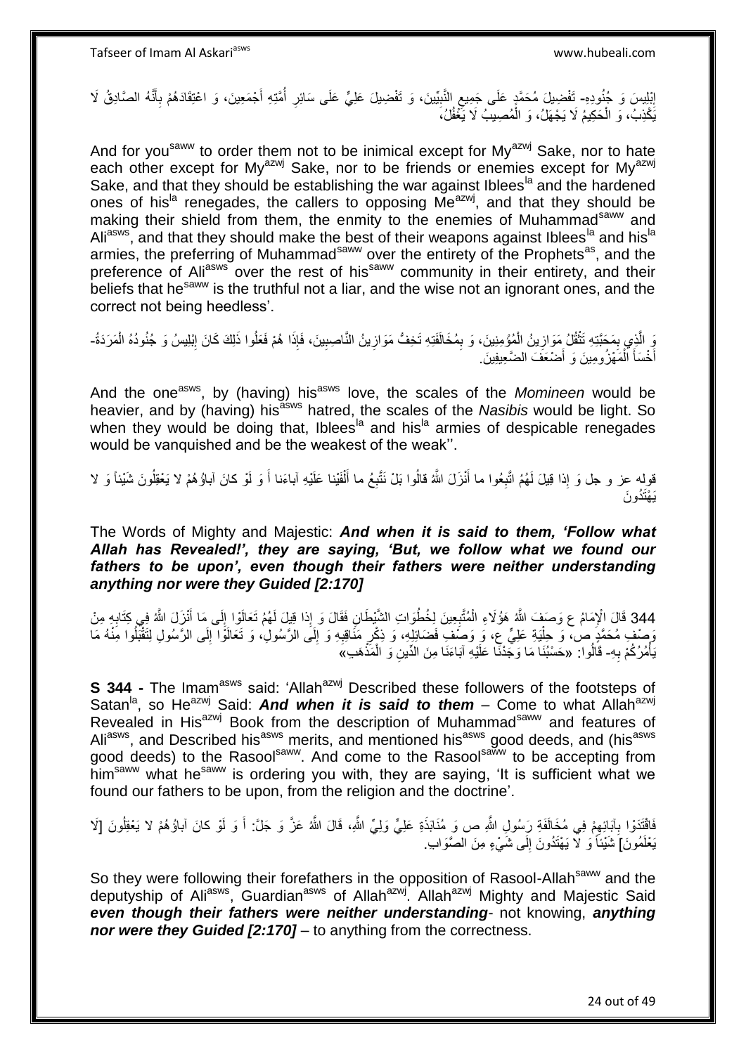إِبْلِيسَ وَ جُنُودِهِ- تَفْضِيلَ مُحَمَّدٍ عَلَى جَمِيعِ النَّبِيِّينَ، وَ تَفْضِيلَ عَلِيٍّ عَلَى سَائِرِ أُمَّتِهِ أَجْمَعِينَ، وَ اعْتِقَادَهُمْ بِأَنَّهُ الصَّادِقُ لَا يَكْذِبُ، وَ الْحَكِيمُ لَا يَجْهَلُ، وَ الْمُصِيبُ لَا يَغْفُلُ،

And for you[saww] to order them not to be inimical except for My[azwj] Sake, nor to hate each other except for My[azwj] Sake, nor to be friends or enemies except for My[azwj] Sake, and that they should be establishing the war against Iblees[la] and the hardened ones of his[la] renegades, the callers to opposing Me[azwj], and that they should be making their shield from them, the enmity to the enemies of Muhammad[saww] and Ali[asws], and that they should make the best of their weapons against Iblees[la] and his[la] armies, the preferring of Muhammad[saww] over the entirety of the Prophets[as], and the preference of Ali[asws] over the rest of his[saww] community in their entirety, and their beliefs that he[saww] is the truthful not a liar, and the wise not an ignorant ones, and the correct not being heedless'.

وَ الَّذِي بِمَحَبَّتِهِ تَثْقُلُ مَوَازِينُ الْمُؤْمِنِينَ، وَ بِمُخَالَفَتِهِ تَخِفُّ مَوَازِينُ النَّاصِبِينَ، فَإِذَا هُمْ فَعَلُوا ذَلِكَ كَانَ إِبْلِيسُ وَ جُنُودُهُ الْمَرَدَةُ- أَخْسَأَ الْمَهْزُومِينَ وَ أَضْعَفَ الضَّعِيفِينَ.

And the one[asws], by (having) his[asws] love, the scales of the *Momineen* would be heavier, and by (having) his[asws] hatred, the scales of the *Nasibis* would be light. So when they would be doing that, Iblees[la] and his[la] armies of despicable renegades would be vanquished and be the weakest of the weak''.

قوله عز و جل وَ إِذا قِيلَ لَهُمُ اتَّبِعُوا ما أَنْزَلَ اللَّهُ قالُوا بَلْ نَتَّبِعُ ما أَلْفَيْنا عَلَيْهِ آباءَنا أَ وَ لَوْ كانَ آباؤُهُمْ لا يَعْقِلُونَ شَيْئاً وَ لا يَهْتَدُونَ

The Words of Mighty and Majestic: ***And when it is said to them, 'Follow what Allah has Revealed!', they are saying, 'But, we follow what we found our fathers to be upon', even though their fathers were neither understanding anything nor were they Guided [2:170]***

344 قَالَ الْإِمَامُ ع وَصَفَ اللَّهُ هَؤُلَاءِ الْمُتَّبِعِينَ لِخُطُوَاتِ الشَّيْطَانِ فَقَالَ وَ إِذا قِيلَ لَهُمْ تَعَالَوْا إِلَى مَا أَنْزَلَ اللَّهُ فِي كِتَابِهِ مِنْ وَصْفِ مُحَمَّدٍ ص، وَ حِلْيَةِ عَلِيٍّ ع، وَ وَصْفِ فَضَائِلِهِ، وَ ذِكْرِ مَنَاقِبِهِ وَ إِلَى الرَّسُولِ، وَ تَعَالَوْا إِلَى الرَّسُولِ لِتَتَقَبَّلُوا مِنْهُ مَا يَأْمُرُكُمْ بِهِ- قَالُوا: «حَسْبُنَا مَا وَجَدْنَا عَلَيْهِ آبَاءَنَا مِنَ الدِّينِ وَ الْمَذْهَبِ»

**S 344 -** The Imam[asws] said: 'Allah[azwj] Described these followers of the footsteps of Satan[la], so He[azwj] Said: ***And when it is said to them*** – Come to what Allah[azwj] Revealed in His[azwj] Book from the description of Muhammad[saww] and features of Ali[asws], and Described his[asws] merits, and mentioned his[asws] good deeds, and (his[asws] good deeds) to the Rasool[saww]. And come to the Rasool[saww] to be accepting from him[saww] what he[saww] is ordering you with, they are saying, 'It is sufficient what we found our fathers to be upon, from the religion and the doctrine'.

فَاقْتَدَوْا بِآبَائِهِمْ فِي مُخَالَفَةِ رَسُولِ اللَّهِ ص وَ مُنَابَذَةِ عَلِيٍّ وَلِيِّ اللَّهِ، قَالَ اللَّهُ عَزَّ وَ جَلَّ: أَ وَ لَوْ كانَ آباؤُهُمْ لا يَعْقِلُونَ [لَا يَعْلَمُونَ] شَيْئاً وَ لَا يَهْتَدُونَ إِلَى شَيْءٍ مِنَ الصَّوَابِ.

So they were following their forefathers in the opposition of Rasool-Allah[saww] and the deputyship of Ali[asws], Guardian[asws] of Allah[azwj]. Allah[azwj] Mighty and Majestic Said ***even though their fathers were neither understanding***- not knowing, ***anything nor were they Guided [2:170]*** – to anything from the correctness.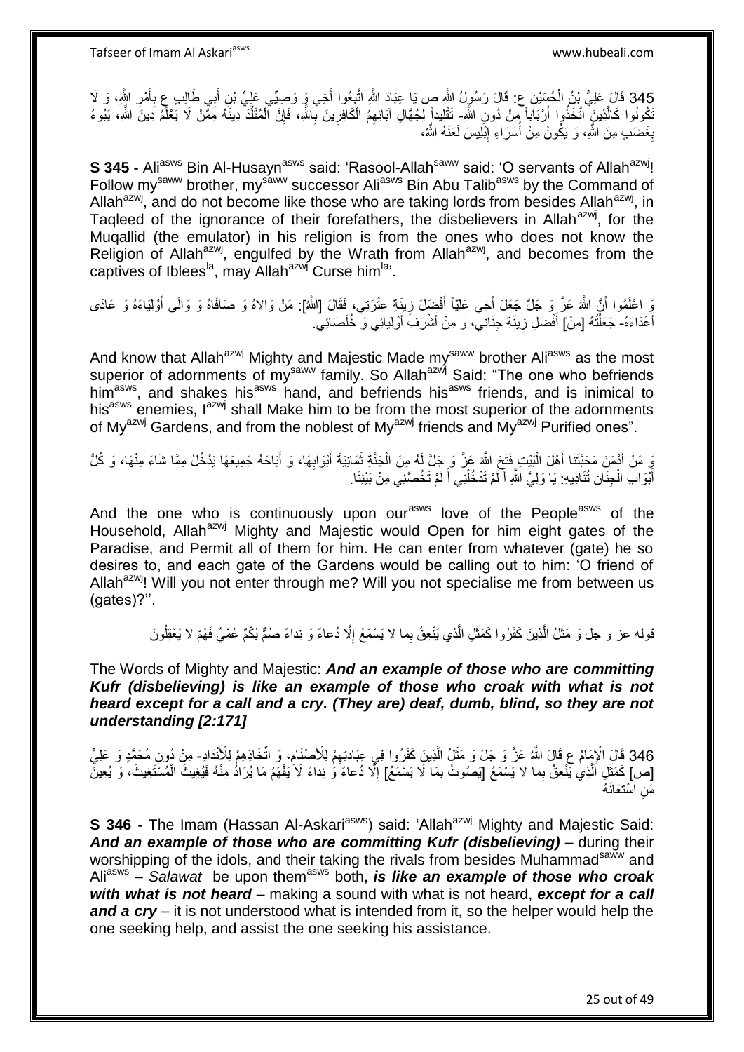345 قَالَ عَلِيُّ بْنُ الْحُسَيْنِ ع: قَالَ رَسُولُ اللَّهِ ص يَا عِبَادَ اللَّهِ اتَّبِعُوا أَخِي وَ وَصِيِّي عَلِيِّ بْنِ أَبِي طَالِبٍ ع بِأَمْرِ اللَّهِ، وَ لَا تَكُونُوا كَالَّذِينَ اتَّخَذُوا أَرْبَاباً مِنْ دُونِ اللَّهِ- تَقْلِيداً لِجُهَّالِ آبَائِهِمُ الْكَافِرِينَ بِاللَّهِ، فَإِنَّ الْمُقَلِّدَ دِينَهُ مِمَّنْ لَا يَعْلَمُ دِينَ اللَّهِ، يَبُوءُ بِغَضَبٍ مِنَ اللَّهِ، وَ يَكُونُ مِنْ أُسَرَاءِ إِبْلِيسَ لَعَنَهُ اللَّهُ،

**S 345 -** Ali[asws] Bin Al-Husayn[asws] said: 'Rasool-Allah[saww] said: 'O servants of Allah[azwj]! Follow my[saww] brother, my[saww] successor Ali[asws] Bin Abu Talib[asws] by the Command of Allah[azwj], and do not become like those who are taking lords from besides Allah[azwj], in Taqleed of the ignorance of their forefathers, the disbelievers in Allah[azwj], for the Muqallid (the emulator) in his religion is from the ones who does not know the Religion of Allah[azwj], engulfed by the Wrath from Allah[azwj], and becomes from the captives of Iblees[la], may Allah[azwj] Curse him[la]'.

وَ اعْلَمُوا أَنَّ اللَّهَ عَزَّ وَ جَلَّ جَعَلَ أَخِي عَلِيّاً أَفْضَلَ زِينَةِ عِتْرَتِي، فَقَالَ [اللَّهُ]: مَنْ وَالاهُ وَ صَافَاهُ وَ وَالَى أَوْلِيَاءَهُ وَ عَادَى أَعْدَاءَهُ- جَعَلْتُهُ [مِنْ] أَفْضَلِ زِينَةِ جِنَانِي، وَ مِنْ أَشْرَفِ أَوْلِيَائِي وَ خُلَصَائِي.

And know that Allah[azwj] Mighty and Majestic Made my[saww] brother Ali[asws] as the most superior of adornments of my[saww] family. So Allah[azwj] Said: "The one who befriends him[asws], and shakes his[asws] hand, and befriends his[asws] friends, and is inimical to his[asws] enemies, I[azwj] shall Make him to be from the most superior of the adornments of My[azwj] Gardens, and from the noblest of My[azwj] friends and My[azwj] Purified ones".

وَ مَنْ أَدْمَنَ مَحَبَّتَنَا أَهْلَ الْبَيْتِ فَتَحَ اللَّهُ عَزَّ وَ جَلَّ لَهُ مِنَ الْجَنَّةِ ثَمَانِيَةَ أَبْوَابِهَا، وَ أَبَاحَهُ جَمِيعَهَا يَدْخُلُ مِمَّا شَاءَ مِنْهَا، وَ كُلُّ أَبْوَابِ الْجِنَانِ تُنَادِيهِ: يَا وَلِيَّ اللَّهِ أَ لَمْ تَدْخُلْنِي أَ لَمْ تَخُصَّنِي مِنْ بَيْنِنَا.

And the one who is continuously upon our[asws] love of the People[asws] of the Household, Allah[azwj] Mighty and Majestic would Open for him eight gates of the Paradise, and Permit all of them for him. He can enter from whatever (gate) he so desires to, and each gate of the Gardens would be calling out to him: 'O friend of Allah[azwj]! Will you not enter through me? Will you not specialise me from between us (gates)?''.

قوله عز و جل وَ مَثَلُ الَّذِينَ كَفَرُوا كَمَثَلِ الَّذِي يَنْعِقُ بِما لا يَسْمَعُ إِلَّا دُعاءً وَ نِداءً صُمٌّ بُكْمٌ عُمْيٌ فَهُمْ لا يَعْقِلُونَ

The Words of Mighty and Majestic: ***And an example of those who are committing Kufr (disbelieving) is like an example of those who croak with what is not heard except for a call and a cry. (They are) deaf, dumb, blind, so they are not understanding [2:171]***

346 قَالَ الْإِمَامُ ع قَالَ اللَّهُ عَزَّ وَ جَلَ وَ مَثَلُ الَّذِينَ كَفَرُوا فِي عِبَادَتِهِمْ لِلْأَصْنَامِ، وَ اتِّخَاذِهِمْ لِلْأَنْدَادِ- مِنْ دُونِ مُحَمَّدٍ وَ عَلِيٍّ [ص] كَمَثَلِ الَّذِي يَنْعِقُ بِما لا يَسْمَعُ [يَصُوتُ بِمَا لَا يَسْمَعُ] إِلَّا دُعاءً وَ نِداءً لَا يَفْهَمُ مَا يُرَادُ مِنْهُ فَيُغِيثُ الْمُسْتَغِيثَ، وَ يُعِينُ مَنِ اسْتَعَانَهُ

**S 346 -** The Imam (Hassan Al-Askari[asws]) said: 'Allah[azwj] Mighty and Majestic Said: ***And an example of those who are committing Kufr (disbelieving)*** – during their worshipping of the idols, and their taking the rivals from besides Muhammad[saww] and Ali[asws] – *Salawat* be upon them[asws] both, ***is like an example of those who croak with what is not heard*** – making a sound with what is not heard, ***except for a call and a cry*** – it is not understood what is intended from it, so the helper would help the one seeking help, and assist the one seeking his assistance.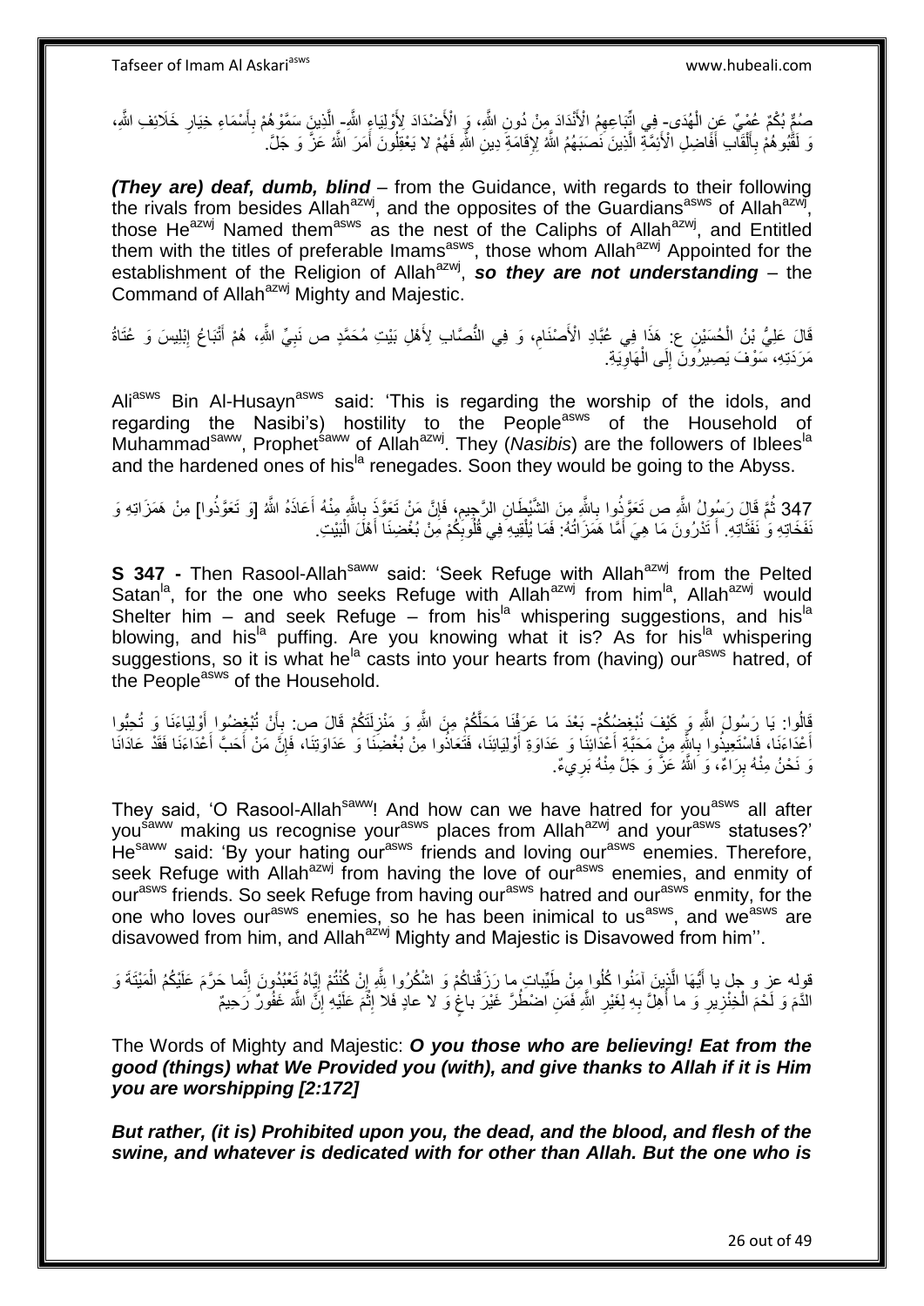صُمٌّ بُكْمٌ عُمْيٌ عَنِ الْهُدَى- فِي اتِّبَاعِهِمُ الْأَنْدَادَ مِنْ دُونِ اللَّهِ، وَ الْأَضْدَادَ لِأَوْلِيَاءِ اللَّهِ- الَّذِينَ سَمَّوْهُمْ بِأَسْمَاءِ خِيَارِ خَلَائِفِ اللَّهِ، وَ لَقَّبُوهُمْ بِأَلْقَابِ أَفَاضِلِ الْأَئِمَّةِ الَّذِينَ نَصَبَهُمُ اللَّهُ لِإِقَامَةِ دِينِ اللَّهِ فَهُمْ لا يَعْقِلُونَ أَمْرَ اللَّهِ عَزَّ وَ جَلَّ.

***(They are) deaf, dumb, blind*** – from the Guidance, with regards to their following the rivals from besides Allah[azwj], and the opposites of the Guardians[asws] of Allah[azwj], those He[azwj] Named them[asws] as the nest of the Caliphs of Allah[azwj], and Entitled them with the titles of preferable Imams[asws], those whom Allah[azwj] Appointed for the establishment of the Religion of Allah[azwj], ***so they are not understanding*** – the Command of Allah[azwj] Mighty and Majestic.

قَالَ عَلِيُّ بْنُ الْحُسَيْنِ ع: هَذَا فِي عُبَّادِ الْأَصْنَامِ، وَ فِي النُّصَّابِ لِأَهْلِ بَيْتِ مُحَمَّدٍ ص نَبِيِّ اللَّهِ، هُمْ أَتْبَاعُ إِبْلِيسَ وَ عُتَاةُ مَرَدَتِهِ، سَوْفَ يَصِيرُونَ إِلَى الْهَاوِيَةِ.

Ali[asws] Bin Al-Husayn[asws] said: 'This is regarding the worship of the idols, and regarding the Nasibi's) hostility to the People[asws] of the Household of Muhammad[saww], Prophet[saww] of Allah[azwj]. They (*Nasibis*) are the followers of Iblees[la] and the hardened ones of his[la] renegades. Soon they would be going to the Abyss.

347 ثُمَّ قَالَ رَسُولُ اللَّهِ ص تَعَوَّذُوا بِاللَّهِ مِنَ الشَّيْطَانِ الرَّجِيمِ، فَإِنَّ مَنْ تَعَوَّذَ بِاللَّهِ مِنْهُ أَعَاذَهُ اللَّهُ [وَ تَعَوَّذُوا] مِنْ هَمَزَاتِهِ وَ نَفَخَاتِهِ وَ نَفَثَاتِهِ. أَ تَدْرُونَ مَا هِيَ أَمَّا هَمَزَاتُهُ: فَمَا يُلْقِيهِ فِي قُلُوبِكُمْ مِنْ بُغْضِنَا أَهْلَ الْبَيْتِ.

**S 347 -** Then Rasool-Allah[saww] said: 'Seek Refuge with Allah[azwj] from the Pelted Satan[la], for the one who seeks Refuge with Allah[azwj] from him[la], Allah[azwj] would Shelter him – and seek Refuge – from his[la] whispering suggestions, and his[la] blowing, and his[la] puffing. Are you knowing what it is? As for his[la] whispering suggestions, so it is what he[la] casts into your hearts from (having) our[asws] hatred, of the People[asws] of the Household.

قَالُوا: يَا رَسُولَ اللَّهِ وَ كَيْفَ نُبْغِضُكُمْ- بَعْدَ مَا عَرَفْنَا مَحَلَّكُمْ مِنَ اللَّهِ وَ مَنْزِلَتَكُمْ قَالَ ص: بِأَنْ تُبْغِضُوا أَوْلِيَاءَنَا وَ تُحِبُّوا أَعْدَاءَنَا، فَاسْتَعِيذُوا بِاللَّهِ مِنْ مَحَبَّةِ أَعْدَائِنَا وَ عَدَاوَةِ أَوْلِيَائِنَا، فَتَعَاذُوا مِنْ بُغْضِنَا وَ عَدَاوَتِنَا، فَإِنَّ مَنْ أَحَبَّ أَعْدَاءَنَا فَقَدْ عَادَانَا وَ نَحْنُ مِنْهُ بِرَاءٌ، وَ اللَّهُ عَزَّ وَ جَلَّ مِنْهُ بَرِيءٌ.

They said, 'O Rasool-Allah[saww]! And how can we have hatred for you[asws] all after you[saww] making us recognise your[asws] places from Allah[azwj] and your[asws] statuses?' He[saww] said: 'By your hating our[asws] friends and loving our[asws] enemies. Therefore, seek Refuge with Allah[azwj] from having the love of our[asws] enemies, and enmity of our[asws] friends. So seek Refuge from having our[asws] hatred and our[asws] enmity, for the one who loves our[asws] enemies, so he has been inimical to us[asws], and we[asws] are disavowed from him, and Allah[azwj] Mighty and Majestic is Disavowed from him''.

قوله عز و جل يا أَيُّهَا الَّذِينَ آمَنُوا كُلُوا مِنْ طَيِّباتِ ما رَزَقْناكُمْ وَ اشْكُرُوا لِلَّهِ إِنْ كُنْتُمْ إِيَّاهُ تَعْبُدُونَ إِنَّما حَرَّمَ عَلَيْكُمُ الْمَيْتَةَ وَ الدَّمَ وَ لَحْمَ الْخِنْزِيرِ وَ ما أُهِلَّ بِهِ لِغَيْرِ اللَّهِ فَمَنِ اضْطُرَّ غَيْرَ باغٍ وَ لا عادٍ فَلا إِثْمَ عَلَيْهِ إِنَّ اللَّهَ غَفُورٌ رَحِيمٌ

The Words of Mighty and Majestic: ***O you those who are believing! Eat from the good (things) what We Provided you (with), and give thanks to Allah if it is Him you are worshipping [2:172]***

***But rather, (it is) Prohibited upon you, the dead, and the blood, and flesh of the swine, and whatever is dedicated with for other than Allah. But the one who is***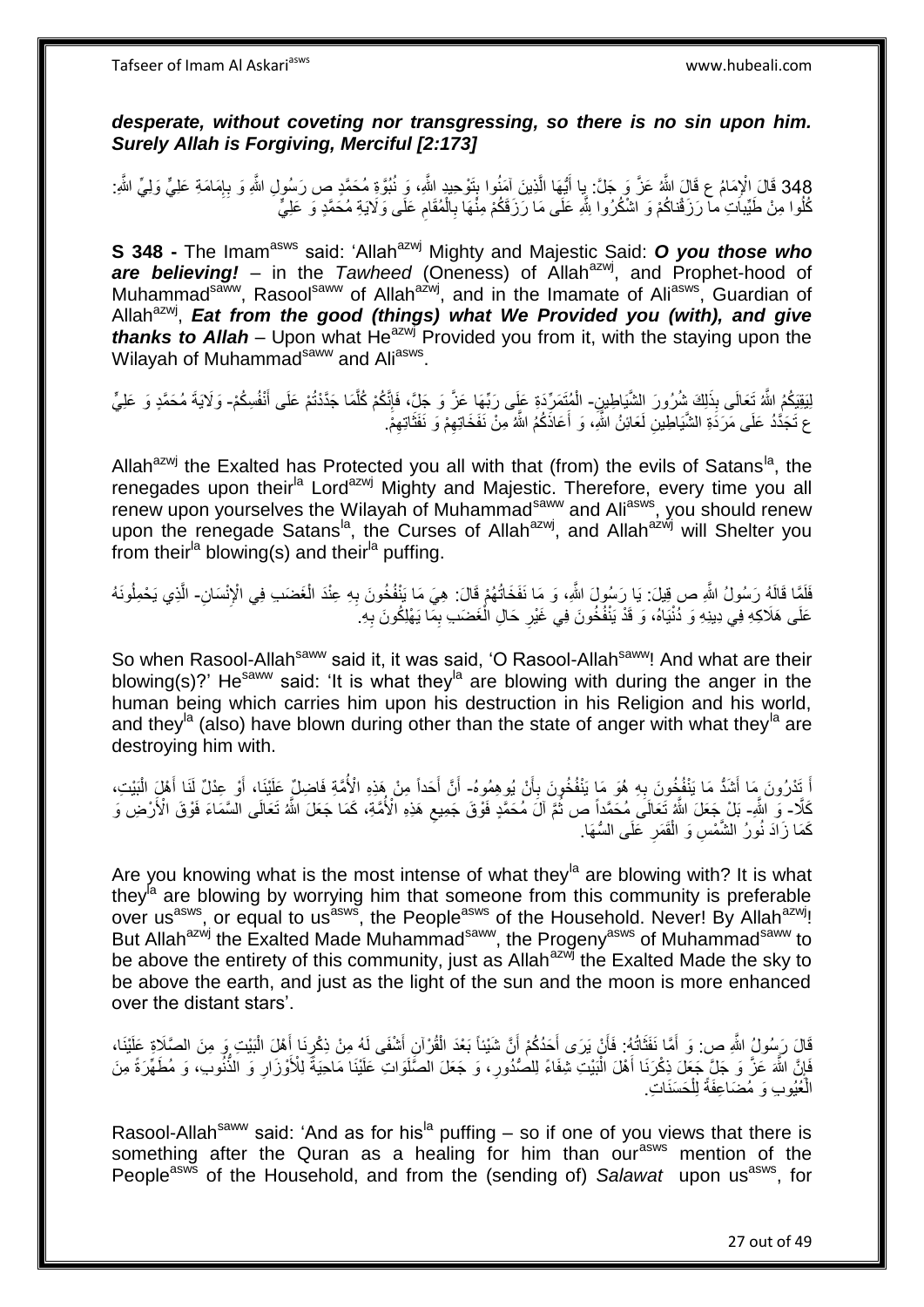***desperate, without coveting nor transgressing, so there is no sin upon him. Surely Allah is Forgiving, Merciful [2:173]***

348 قَالَ الْإِمَامُ ع قَالَ اللَّهُ عَزَّ وَ جَلَّ: يا أَيُّهَا الَّذِينَ آمَنُوا بِتَوْحِيدِ اللَّهِ، وَ نُبُوَّةِ مُحَمَّدٍ ص رَسُولِ اللَّهِ وَ بِإِمَامَةِ عَلِيٍّ وَلِيِّ اللَّهِ: كُلُوا مِنْ طَيِّباتِ ما رَزَقْناكُمْ وَ اشْكُرُوا لِلَّهِ عَلَى مَا رَزَقَكُمْ مِنْهَا بِالْمُقَامِ عَلَى وَلَايَةِ مُحَمَّدٍ وَ عَلِيٍّ

**S 348 -** The Imam[asws] said: 'Allah[azwj] Mighty and Majestic Said: ***O you those who are believing!*** – in the *Tawheed* (Oneness) of Allah[azwj], and Prophet-hood of Muhammad[saww], Rasool[saww] of Allah[azwj], and in the Imamate of Ali[asws], Guardian of Allah[azwj], ***Eat from the good (things) what We Provided you (with), and give thanks to Allah*** – Upon what He[azwj] Provided you from it, with the staying upon the Wilayah of Muhammad[saww] and Ali[asws].

لِيَقِيَكُمُ اللَّهُ تَعَالَى بِذَلِكَ شُرُورَ الشَّيَاطِينِ- الْمُتَمَرِّدَةِ عَلَى رَبِّهَا عَزَّ وَ جَلَّ، فَإِنَّكُمْ كُلَّمَا جَدَّدْتُمْ عَلَى أَنْفُسِكُمْ- وَلَايَةَ مُحَمَّدٍ وَ عَلِيٍّ ع تَجَدَّدُ عَلَى مَرَدَةِ الشَّيَاطِينِ لَعَائِنُ اللَّهِ، وَ أَعَاذَكُمُ اللَّهُ مِنْ نَفَخَاتِهِمْ وَ نَفَثَاتِهِمْ.

Allah[azwj] the Exalted has Protected you all with that (from) the evils of Satans[la], the renegades upon their[la] Lord[azwj] Mighty and Majestic. Therefore, every time you all renew upon yourselves the Wilayah of Muhammad[saww] and Ali[asws], you should renew upon the renegade Satans[la], the Curses of Allah[azwj], and Allah[azwj] will Shelter you from their[la] blowing(s) and their[la] puffing.

فَلَمَّا قَالَهُ رَسُولُ اللَّهِ ص قِيلَ: يَا رَسُولَ اللَّهِ، وَ مَا نَفَخَاتُهُمْ قَالَ: هِيَ مَا يَنْفُخُونَ بِهِ عِنْدَ الْغَضَبِ فِي الْإِنْسَانِ- الَّذِي يَحْمِلُونَهُ عَلَى هَلَاكِهِ فِي دِينِهِ وَ دُنْيَاهُ، وَ قَدْ يَنْفُخُونَ فِي غَيْرِ حَالِ الْغَضَبِ بِمَا يَهْلِكُونَ بِهِ.

So when Rasool-Allah[saww] said it, it was said, 'O Rasool-Allah[saww]! And what are their blowing(s)?' He[saww] said: 'It is what they[la] are blowing with during the anger in the human being which carries him upon his destruction in his Religion and his world, and they[la] (also) have blown during other than the state of anger with what they[la] are destroying him with.

أَ تَدْرُونَ مَا أَشَدُّ مَا يَنْفُخُونَ بِهِ هُوَ مَا يَنْفُخُونَ بِأَنْ يُوهِمُوهُ- أَنَّ أَحَداً مِنْ هَذِهِ الْأُمَّةِ فَاضِلٌ عَلَيْنَا، أَوْ عِدْلٌ لَنَا أَهْلَ الْبَيْتِ، كَلَّا- وَ اللَّهِ- بَلْ جَعَلَ اللَّهُ تَعَالَى مُحَمَّداً ص ثُمَّ آلَ مُحَمَّدٍ فَوْقَ جَمِيعِ هَذِهِ الْأُمَّةِ، كَمَا جَعَلَ اللَّهُ تَعَالَى السَّمَاءَ فَوْقَ الْأَرْضِ وَ كَمَا زَادَ نُورُ الشَّمْسِ وَ الْقَمَرِ عَلَى السُّهَا.

Are you knowing what is the most intense of what they[la] are blowing with? It is what they[la] are blowing by worrying him that someone from this community is preferable over us[asws], or equal to us[asws], the People[asws] of the Household. Never! By Allah[azwj]! But Allah[azwj] the Exalted Made Muhammad[saww], the Progeny[asws] of Muhammad[saww] to be above the entirety of this community, just as Allah[azwj] the Exalted Made the sky to be above the earth, and just as the light of the sun and the moon is more enhanced over the distant stars'.

قَالَ رَسُولُ اللَّهِ ص: وَ أَمَّا نَفَثَاتُهُ: فَأَنْ يَرَى أَحَدُكُمْ أَنَّ شَيْئاً بَعْدَ الْقُرْآنِ أَشْفَى لَهُ مِنْ ذِكْرِنَا أَهْلَ الْبَيْتِ وَ مِنَ الصَّلَاةِ عَلَيْنَا، فَإِنَّ اللَّهَ عَزَّ وَ جَلَّ جَعَلَ ذِكْرَنَا أَهْلَ الْبَيْتِ شِفَاءً لِلصُّدُورِ، وَ جَعَلَ الصَّلَوَاتِ عَلَيْنَا مَاحِيَةً لِلْأَوْزَارِ وَ الذُّنُوبِ، وَ مُطَهِّرَةً مِنَ الْعُيُوبِ وَ مُضَاعِفَةً لِلْحَسَنَاتِ.

Rasool-Allah[saww] said: 'And as for his[la] puffing – so if one of you views that there is something after the Quran as a healing for him than our[asws] mention of the People[asws] of the Household, and from the (sending of) *Salawat* upon us[asws], for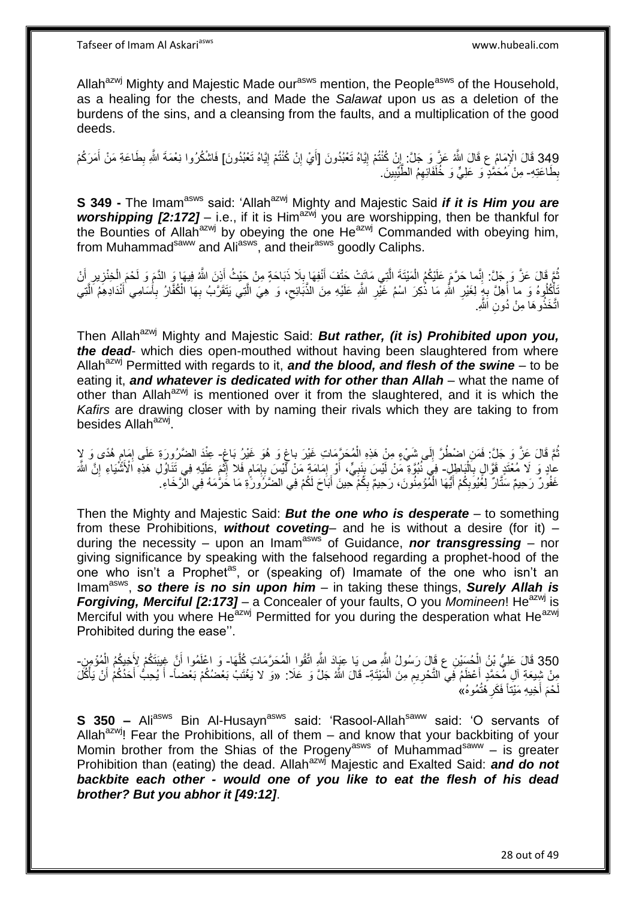Allah[azwj] Mighty and Majestic Made our[asws] mention, the People[asws] of the Household, as a healing for the chests, and Made the *Salawat* upon us as a deletion of the burdens of the sins, and a cleansing from the faults, and a multiplication of the good deeds.

349 قَالَ الْإِمَامُ ع قَالَ اللَّهُ عَزَّ وَ جَلَّ: إِنْ كُنْتُمْ إِيَّاهُ تَعْبُدُونَ [أَيْ إِنْ كُنْتُمْ إِيَّاهُ تَعْبُدُونَ] فَاشْكُرُوا نِعْمَةَ اللَّهِ بِطَاعَةِ مَنْ أَمَرَكُمْ بِطَاعَتِهِ- مِنْ مُحَمَّدٍ وَ عَلِيٍّ وَ خُلَفَائِهِمُ الطَّيِّبِينَ.

**S 349 -** The Imam[asws] said: 'Allah[azwj] Mighty and Majestic Said ***if it is Him you are worshipping [2:172]*** – i.e., if it is Him[azwj] you are worshipping, then be thankful for the Bounties of Allah[azwj] by obeying the one He[azwj] Commanded with obeying him, from Muhammad[saww] and Ali[asws], and their[asws] goodly Caliphs.

ثُمَّ قَالَ عَزَّ وَ جَلَّ: إِنَّما حَرَّمَ عَلَيْكُمُ الْمَيْتَةَ الَّتِي مَاتَتْ حَتْفَ أَنْفِهَا بِلَا ذَبَاحَةٍ مِنْ حَيْثُ أَذِنَ اللَّهُ فِيهَا وَ الدَّمَ وَ لَحْمَ الْخِنْزِيرِ أَنْ تَأْكُلُوهُ وَ ما أُهِلَّ بِهِ لِغَيْرِ اللَّهِ مَا ذُكِرَ اسْمُ غَيْرِ اللَّهِ عَلَيْهِ مِنَ الذَّبَائِحِ، وَ هِيَ الَّتِي يَتَقَرَّبُ بِهَا الْكُفَّارُ بِأَسَامِي أَنْدَادِهِمُ الَّتِي اتَّخَذُوهَا مِنْ دُونِ اللَّهِ.

Then Allah[azwj] Mighty and Majestic Said: ***But rather, (it is) Prohibited upon you, the dead***- which dies open-mouthed without having been slaughtered from where Allah[azwj] Permitted with regards to it, ***and the blood, and flesh of the swine*** – to be eating it, ***and whatever is dedicated with for other than Allah*** – what the name of other than Allah[azwj] is mentioned over it from the slaughtered, and it is which the *Kafirs* are drawing closer with by naming their rivals which they are taking to from besides Allah[azwj].

ثُمَّ قَالَ عَزَّ وَ جَلَّ: فَمَنِ اضْطُرَّ إِلَى شَيْءٍ مِنْ هَذِهِ الْمُحَرَّمَاتِ غَيْرَ باغٍ وَ هُوَ غَيْرُ بَاغٍ- عِنْدَ الضَّرُورَةِ عَلَى إِمَامِ هُدًى وَ لا عادٍ وَ لَا مُعْتَدٍ قَوَّالٍ بِالْبَاطِلِ- فِي نُبُوَّةِ مَنْ لَيْسَ بِنَبِيٍّ، أَوْ إِمَامَةِ مَنْ لَيْسَ بِإِمَامٍ فَلا إِثْمَ عَلَيْهِ فِي تَنَاوُلِ هَذِهِ الْأَشْيَاءِ إِنَّ اللَّهَ غَفُورٌ رَحِيمٌ سَتَّارٌ لِعُيُوبِكُمْ أَيُّهَا الْمُؤْمِنُونَ، رَحِيمٌ بِكُمْ حِينَ أَبَاحَ لَكُمْ فِي الضَّرُورَةِ مَا حَرَّمَهُ فِي الرَّخَاءِ.

Then the Mighty and Majestic Said: ***But the one who is desperate*** – to something from these Prohibitions, ***without coveting***– and he is without a desire (for it) – during the necessity – upon an Imam[asws] of Guidance, ***nor transgressing*** – nor giving significance by speaking with the falsehood regarding a prophet-hood of the one who isn't a Prophet[as], or (speaking of) Imamate of the one who isn't an Imam[asws], ***so there is no sin upon him*** – in taking these things, ***Surely Allah is Forgiving, Merciful [2:173]*** – a Concealer of your faults, O you *Momineen*! He[azwj] is Merciful with you where He[azwj] Permitted for you during the desperation what He[azwj] Prohibited during the ease''.

350 قَالَ عَلِيُّ بْنُ الْحُسَيْنِ ع قَالَ رَسُولُ اللَّهِ ص يَا عِبَادَ اللَّهِ اتَّقُوا الْمُحَرَّمَاتِ كُلَّهَا- وَ اعْلَمُوا أَنَّ غِيبَتَكُمْ لِأَخِيكُمُ الْمُؤْمِنِ- مِنْ شِيعَةِ آلِ مُحَمَّدٍ أَعْظَمُ فِي التَّحْرِيمِ مِنَ الْمَيْتَةِ- قَالَ اللَّهُ جَلَّ وَ عَلَا: «وَ لا يَغْتَبْ بَعْضُكُمْ بَعْضاً- أَ يُحِبُّ أَحَدُكُمْ أَنْ يَأْكُلَ لَحْمَ أَخِيهِ مَيْتاً فَكَرِهْتُمُوهُ»

**S 350 –** Ali[asws] Bin Al-Husayn[asws] said: 'Rasool-Allah[saww] said: 'O servants of Allah[azwj]! Fear the Prohibitions, all of them – and know that your backbiting of your Momin brother from the Shias of the Progeny[asws] of Muhammad[saww] – is greater Prohibition than (eating) the dead. Allah[azwj] Majestic and Exalted Said: ***and do not backbite each other - would one of you like to eat the flesh of his dead brother? But you abhor it [49:12]***.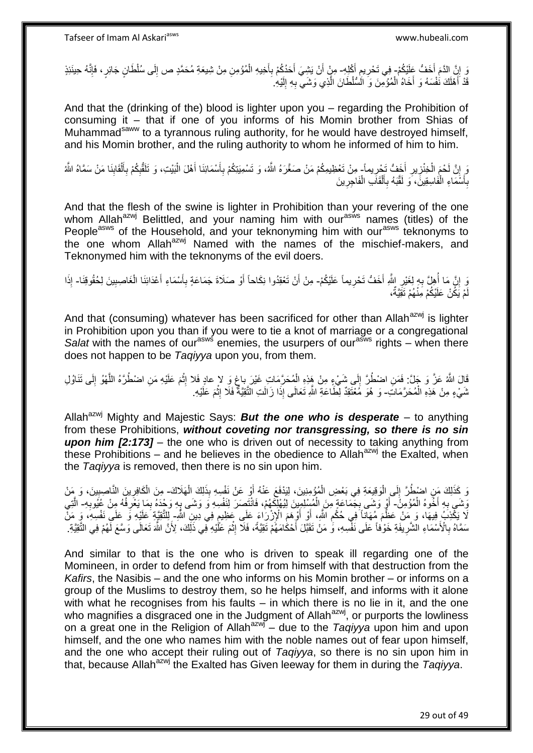وَ إِنَّ الدَّمَ أَخَفُّ عَلَيْكُمْ- فِي تَحْرِيمِ أَكْلِهِ- مِنْ أَنْ يَشِيَ أَحَدُكُمْ بِأَخِيهِ الْمُؤْمِنِ مِنْ شِيعَةِ مُحَمَّدٍ ص إِلَى سُلْطَانٍ جَائِرٍ، فَإِنَّهُ حِينَئِذٍ قَدْ أَهْلَكَ نَفْسَهُ وَ أَخَاهُ الْمُؤْمِنَ وَ السُّلْطَانَ الَّذِي وَشَى بِهِ إِلَيْهِ.

And that the (drinking of the) blood is lighter upon you – regarding the Prohibition of consuming it – that if one of you informs of his Momin brother from Shias of Muhammad[saww] to a tyrannous ruling authority, for he would have destroyed himself, and his Momin brother, and the ruling authority to whom he informed of him to him.

وَ إِنَّ لَحْمَ الْخِنْزِيرِ أَخَفُّ تَحْرِيماً- مِنْ تَعْظِيمِكُمْ مَنْ صَغَّرَهُ اللَّهُ، وَ تَسْمِيَتِكُمْ بِأَسْمَائِنَا أَهْلَ الْبَيْتِ، وَ تَلْقِيبِكُمْ بِأَلْقَابِنَا مَنْ سَمَّاهُ اللَّهُ بِأَسْمَاءِ الْفَاسِقِينَ، وَ لَقَّبَهُ بِأَلْقَابِ الْفَاجِرِينَ

And that the flesh of the swine is lighter in Prohibition than your revering of the one whom Allah[azwj] Belittled, and your naming him with our[asws] names (titles) of the People[asws] of the Household, and your teknonyming him with our[asws] teknonyms to the one whom Allah[azwj] Named with the names of the mischief-makers, and Teknonymed him with the teknonyms of the evil doers.

وَ إِنَّ مَا أُهِلَّ بِهِ لِغَيْرِ اللَّهِ أَخَفُّ تَحْرِيماً عَلَيْكُمْ- مِنْ أَنْ تَعْقِدُوا نِكَاحاً أَوْ صَلَاةَ جَمَاعَةٍ بِأَسْمَاءِ أَعْدَائِنَا الْغَاصِبِينَ لِحُقُوقِنَا- إِذَا لَمْ يَكُنْ عَلَيْكُمْ مِنْهُمْ تَقِيَّةٌ،

And that (consuming) whatever has been sacrificed for other than Allah[azwj] is lighter in Prohibition upon you than if you were to tie a knot of marriage or a congregational *Salat* with the names of our[asws] enemies, the usurpers of our[asws] rights – when there does not happen to be *Taqiyya* upon you, from them.

قَالَ اللَّهُ عَزَّ وَ جَلَّ: فَمَنِ اضْطُرَّ إِلَى شَيْءٍ مِنْ هَذِهِ الْمُحَرَّمَاتِ غَيْرَ باغٍ وَ لا عادٍ فَلا إِثْمَ عَلَيْهِ مَنِ اضْطَرَّهُ اللَّهْوُ إِلَى تَنَاوُلِ شَيْءٍ مِنْ هَذِهِ الْمُحَرَّمَاتِ- وَ هُوَ مُعْتَقِدٌ لِطَاعَةِ اللَّهِ تَعَالَى إِذَا زَالَتِ التَّقِيَّةُ فَلَا إِثْمَ عَلَيْهِ.

Allah[azwj] Mighty and Majestic Says: ***But the one who is desperate*** – to anything from these Prohibitions, ***without coveting nor transgressing, so there is no sin upon him [2:173]*** – the one who is driven out of necessity to taking anything from these Prohibitions – and he believes in the obedience to Allah[azwj] the Exalted, when the *Taqiyya* is removed, then there is no sin upon him.

وَ كَذَلِكَ مَنِ اضْطُرَّ إِلَى الْوَقِيعَةِ فِي بَعْضِ الْمُؤْمِنِينَ، لِيَدْفَعَ عَنْهُ أَوْ عَنْ نَفْسِهِ بِذَلِكَ الْهَلَاكَ- مِنَ الْكَافِرِينَ النَّاصِبِينَ، وَ مَنْ وَشَى بِهِ أَخُوهُ الْمُؤْمِنُ- أَوْ وَشَى بِجَمَاعَةٍ مِنَ الْمُسْلِمِينَ لِيُهْلِكَهُمْ، فَانْتَصَرَ لِنَفْسِهِ وَ وَشَى بِهِ وَحْدَهُ بِمَا يَعْرِفُهُ مِنْ عُيُوبِهِ- الَّتِي لَا يَكْذِبُ فِيهَا، وَ مَنْ عَظَّمَ مُهَاناً فِي حُكْمِ اللَّهِ، أَوْ أَوْهَمَ الْإِزْرَاءَ عَلَى عَظِيمٍ فِي دِينِ اللَّهِ- لِلتَّقِيَّةِ عَلَيْهِ وَ عَلَى نَفْسِهِ، وَ مَنْ سَمَّاهُ بِالْأَسْمَاءِ الشَّرِيفَةِ خَوْفاً عَلَى نَفْسِهِ، وَ مَنْ تَقَبَّلَ أَحْكَامَهُمْ تَقِيَّةً، فَلَا إِثْمَ عَلَيْهِ فِي ذَلِكَ، لِأَنَّ اللَّهَ تَعَالَى وَسَّعَ لَهُمْ فِي التَّقِيَّةِ.

And similar to that is the one who is driven to speak ill regarding one of the Momineen, in order to defend from him or from himself with that destruction from the *Kafirs*, the Nasibis – and the one who informs on his Momin brother – or informs on a group of the Muslims to destroy them, so he helps himself, and informs with it alone with what he recognises from his faults – in which there is no lie in it, and the one who magnifies a disgraced one in the Judgment of Allah[azwj], or purports the lowliness on a great one in the Religion of Allah[azwj] – due to the *Taqiyya* upon him and upon himself, and the one who names him with the noble names out of fear upon himself, and the one who accept their ruling out of *Taqiyya*, so there is no sin upon him in that, because Allah[azwj] the Exalted has Given leeway for them in during the *Taqiyya*.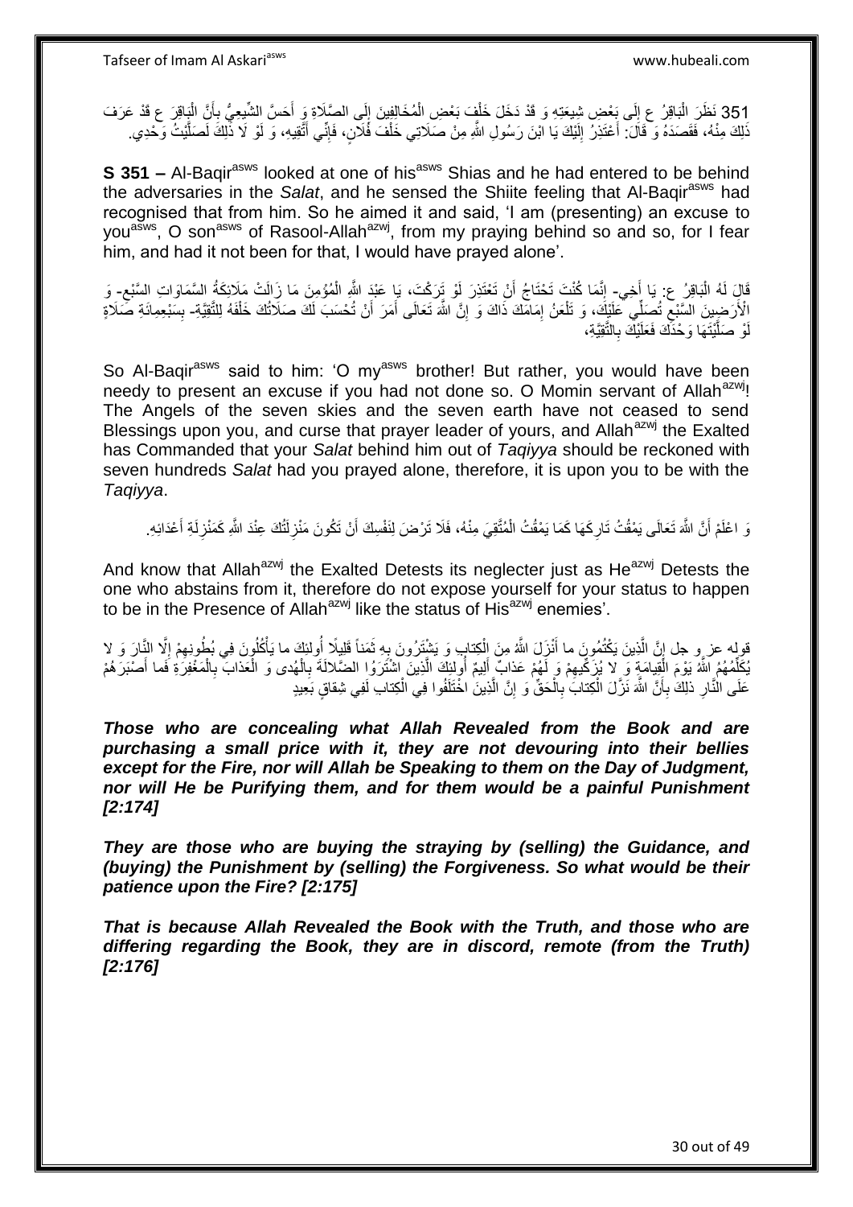351 نَظَرَ الْبَاقِرُ ع إِلَى بَعْضِ شِيعَتِهِ وَ قَدْ دَخَلَ خَلْفَ بَعْضِ الْمُخَالِفِينَ إِلَى الصَّلَاةِ وَ أَحَسَّ الشِّيعِيُّ بِأَنَّ الْبَاقِرَ ع قَدْ عَرَفَ ذَلِكَ مِنْهُ، فَقَصَدَهُ وَ قَالَ: أَعْتَذِرُ إِلَيْكَ يَا ابْنَ رَسُولِ اللَّهِ مِنْ صَلَاتِي خَلْفَ فُلَانٍ، فَإِنِّي أَتَّقِيهِ، وَ لَوْ لَا ذَلِكَ لَصَلَّيْتُ وَحْدِي.

**S 351 –** Al-Baqir[asws] looked at one of his[asws] Shias and he had entered to be behind the adversaries in the *Salat*, and he sensed the Shiite feeling that Al-Baqir[asws] had recognised that from him. So he aimed it and said, 'I am (presenting) an excuse to you[asws], O son[asws] of Rasool-Allah[azwj], from my praying behind so and so, for I fear him, and had it not been for that, I would have prayed alone'.

قَالَ لَهُ الْبَاقِرُ ع: يَا أَخِي- إِنَّمَا كُنْتَ تَحْتَاجُ أَنْ تَعْتَذِرَ لَوْ تَرَكْتَ، يَا عَبْدَ اللَّهِ الْمُؤْمِنَ مَا زَالَتْ مَلَائِكَةُ السَّمَاوَاتِ السَّبْعِ- وَ الْأَرَضِينَ السَّبْعِ تُصَلِّي عَلَيْكَ، وَ تَلْعَنُ إِمَامَكَ ذَاكَ وَ إِنَّ اللَّهَ تَعَالَى أَمَرَ أَنْ تُحْسَبَ لَكَ صَلَاتُكَ خَلْفَهُ لِلتَّقِيَّةِ- بِسَبْعِمِائَةِ صَلَاةٍ لَوْ صَلَّيْتَهَا وَحْدَكَ فَعَلَيْكَ بِالتَّقِيَّةِ،

So Al-Baqir[asws] said to him: 'O my[asws] brother! But rather, you would have been needy to present an excuse if you had not done so. O Momin servant of Allah[azwj]! The Angels of the seven skies and the seven earth have not ceased to send Blessings upon you, and curse that prayer leader of yours, and Allah[azwj] the Exalted has Commanded that your *Salat* behind him out of *Taqiyya* should be reckoned with seven hundreds *Salat* had you prayed alone, therefore, it is upon you to be with the *Taqiyya*.

وَ اعْلَمْ أَنَّ اللَّهَ تَعَالَى يَمْقُتُ تَارِكَهَا كَمَا يَمْقُتُ الْمُتَّقِيَ مِنْهُ، فَلَا تَرْضَ لِنَفْسِكَ أَنْ تَكُونَ مَنْزِلَتُكَ عِنْدَ اللَّهِ كَمَنْزِلَةِ أَعْدَائِهِ.

And know that Allah[azwj] the Exalted Detests its neglecter just as He[azwj] Detests the one who abstains from it, therefore do not expose yourself for your status to happen to be in the Presence of Allah[azwj] like the status of His[azwj] enemies'.

قوله عز و جل إِنَّ الَّذِينَ يَكْتُمُونَ ما أَنْزَلَ اللَّهُ مِنَ الْكِتابِ وَ يَشْتَرُونَ بِهِ ثَمَناً قَلِيلًا أُولئِكَ ما يَأْكُلُونَ فِي بُطُونِهِمْ إِلَّا النَّارَ وَ لا يُكَلِّمُهُمُ اللَّهُ يَوْمَ الْقِيامَةِ وَ لا يُزَكِّيهِمْ وَ لَهُمْ عَذابٌ أَلِيمٌ أُولئِكَ الَّذِينَ اشْتَرَوُا الضَّلالَةَ بِالْهُدى وَ الْعَذابَ بِالْمَغْفِرَةِ فَما أَصْبَرَهُمْ عَلَى النَّارِ ذلِكَ بِأَنَّ اللَّهَ نَزَّلَ الْكِتابَ بِالْحَقِّ وَ إِنَّ الَّذِينَ اخْتَلَفُوا فِي الْكِتابِ لَفِي شِقاقٍ بَعِيدٍ

***Those who are concealing what Allah Revealed from the Book and are purchasing a small price with it, they are not devouring into their bellies except for the Fire, nor will Allah be Speaking to them on the Day of Judgment, nor will He be Purifying them, and for them would be a painful Punishment [2:174]***

***They are those who are buying the straying by (selling) the Guidance, and (buying) the Punishment by (selling) the Forgiveness. So what would be their patience upon the Fire? [2:175]***

***That is because Allah Revealed the Book with the Truth, and those who are differing regarding the Book, they are in discord, remote (from the Truth) [2:176]***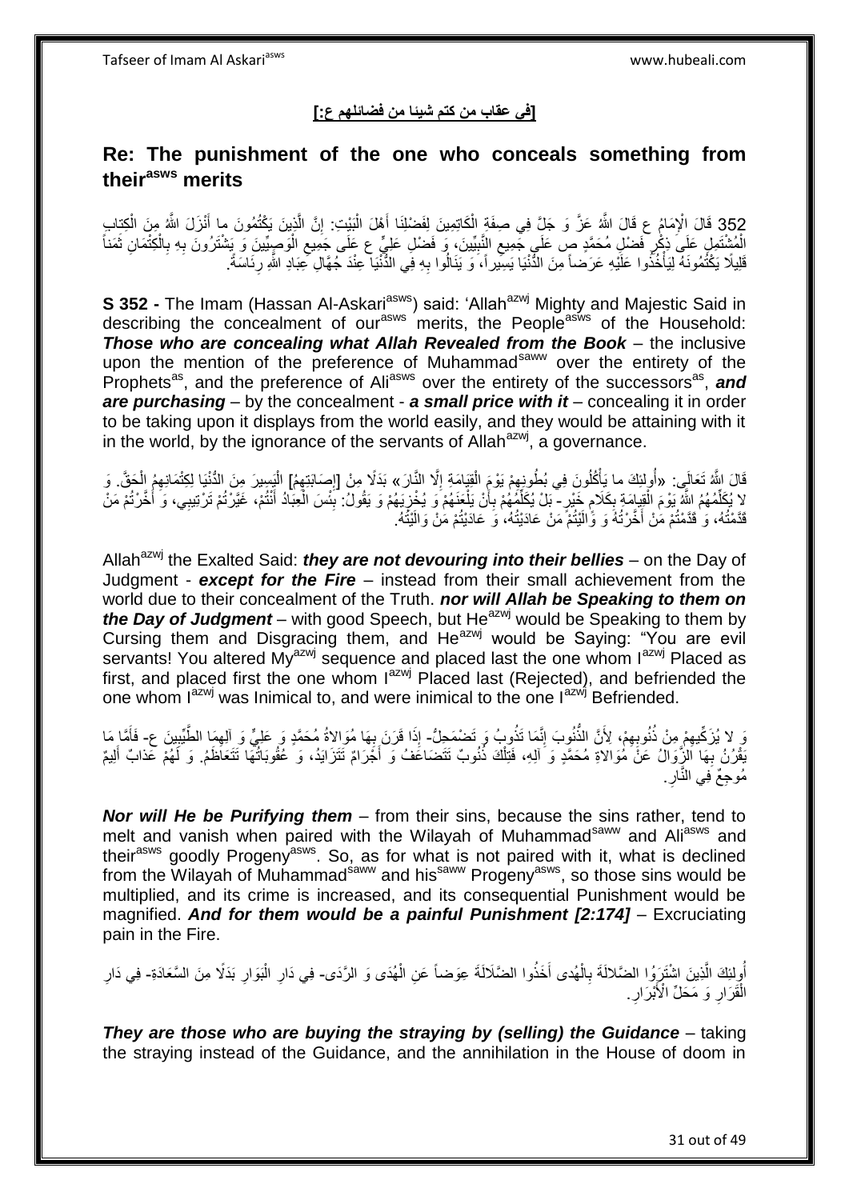**[فِي عِقَابِ مَنْ كَتَمَ شَيْئاً مِنْ فَضَائِلِهِمْ ع:]**

## Re: The punishment of the one who conceals something from their[asws] merits

352 قَالَ الْإِمَامُ ع قَالَ اللَّهُ عَزَّ وَ جَلَّ فِي صِفَةِ الْكَاتِمِينَ لِفَضْلِنَا أَهْلَ الْبَيْتِ: إِنَّ الَّذِينَ يَكْتُمُونَ ما أَنْزَلَ اللَّهُ مِنَ الْكِتابِ الْمُشْتَمِلِ عَلَى ذِكْرِ فَضْلِ مُحَمَّدٍ ص عَلَى جَمِيعِ النَّبِيِّينَ، وَ فَضْلِ عَلِيٍّ ع عَلَى جَمِيعِ الْوَصِيِّينَ وَ يَشْتَرُونَ بِهِ بِالْكِتْمَانِ ثَمَناً قَلِيلًا يَكْتُمُونَهُ لِيَأْخُذُوا عَلَيْهِ عَرَضاً مِنَ الدُّنْيَا يَسِيراً، وَ يَنَالُوا بِهِ فِي الدُّنْيَا عِنْدَ جُهَّالِ عِبَادِ اللَّهِ رِئَاسَةً.

**S 352 -** The Imam (Hassan Al-Askari[asws]) said: 'Allah[azwj] Mighty and Majestic Said in describing the concealment of our[asws] merits, the People[asws] of the Household: ***Those who are concealing what Allah Revealed from the Book*** – the inclusive upon the mention of the preference of Muhammad[saww] over the entirety of the Prophets[as], and the preference of Ali[asws] over the entirety of the successors[as], ***and are purchasing*** – by the concealment - ***a small price with it*** – concealing it in order to be taking upon it displays from the world easily, and they would be attaining with it in the world, by the ignorance of the servants of Allah[azwj], a governance.

قَالَ اللَّهُ تَعَالَى: «أُولئِكَ ما يَأْكُلُونَ فِي بُطُونِهِمْ يَوْمَ الْقِيَامَةِ إِلَّا النَّارَ» بَدَلًا مِنْ [إِصَابَتِهِمُ] الْيَسِيرَ مِنَ الدُّنْيَا لِكِتْمَانِهِمُ الْحَقَّ. وَ لا يُكَلِّمُهُمُ اللَّهُ يَوْمَ الْقِيامَةِ بِكَلَامِ خَيْرٍ- بَلْ يُكَلِّمُهُمْ بِأَنْ يَلْعَنَهُمْ وَ يُخْزِيَهُمْ وَ يَقُولُ: بِئْسَ الْعِبَادُ أَنْتُمْ، غَيَّرْتُمْ تَرْتِيبِي، وَ أَخَّرْتُمْ مَنْ قَدَّمْتُهُ، وَ قَدَّمْتُمْ مَنْ أَخَّرْتُهُ وَ وَالَيْتُمْ مَنْ عَادَيْتُهُ، وَ عَادَيْتُمْ مَنْ وَالَيْتُهُ.

Allah[azwj] the Exalted Said: ***they are not devouring into their bellies*** – on the Day of Judgment - ***except for the Fire*** – instead from their small achievement from the world due to their concealment of the Truth. ***nor will Allah be Speaking to them on the Day of Judgment*** – with good Speech, but He[azwj] would be Speaking to them by Cursing them and Disgracing them, and He[azwj] would be Saying: "You are evil servants! You altered My[azwj] sequence and placed last the one whom I[azwj] Placed as first, and placed first the one whom I[azwj] Placed last (Rejected), and befriended the one whom I[azwj] was Inimical to, and were inimical to the one I[azwj] Befriended.

وَ لا يُزَكِّيهِمْ مِنْ ذُنُوبِهِمْ، لِأَنَّ الذُّنُوبَ إِنَّمَا تَذُوبُ وَ تَضْمَحِلُّ- إِذَا قَرَنَ بِهَا مُوَالاةُ مُحَمَّدٍ وَ عَلِيٍّ وَ آلِهِمَا الطَّيِّبِينَ ع- فَأَمَّا مَا يَقْرُنُ بِهَا الزَّوَالُ عَنْ مُوَالاةِ مُحَمَّدٍ وَ آلِهِ، فَتِلْكَ ذُنُوبٌ تَتَضَاعَفُ وَ أَجْرَامٌ تَتَزَايَدُ، وَ عُقُوبَاتُهَا تَتَعَاظَمُ. وَ لَهُمْ عَذابٌ أَلِيمٌ مُوجِعٌ فِي النَّارِ.

***Nor will He be Purifying them*** – from their sins, because the sins rather, tend to melt and vanish when paired with the Wilayah of Muhammad[saww] and Ali[asws] and their[asws] goodly Progeny[asws]. So, as for what is not paired with it, what is declined from the Wilayah of Muhammad[saww] and his[saww] Progeny[asws], so those sins would be multiplied, and its crime is increased, and its consequential Punishment would be magnified. ***And for them would be a painful Punishment [2:174]*** – Excruciating pain in the Fire.

أُولئِكَ الَّذِينَ اشْتَرَوُا الضَّلالَةَ بِالْهُدى أَخَذُوا الضَّلَالَةَ عِوَضاً عَنِ الْهُدَى وَ الرَّدَى- فِي دَارِ الْبَوَارِ بَدَلًا مِنَ السَّعَادَةِ- فِي دَارِ الْقَرَارِ وَ مَحَلِّ الْأَبْرَارِ.

***They are those who are buying the straying by (selling) the Guidance*** – taking the straying instead of the Guidance, and the annihilation in the House of doom in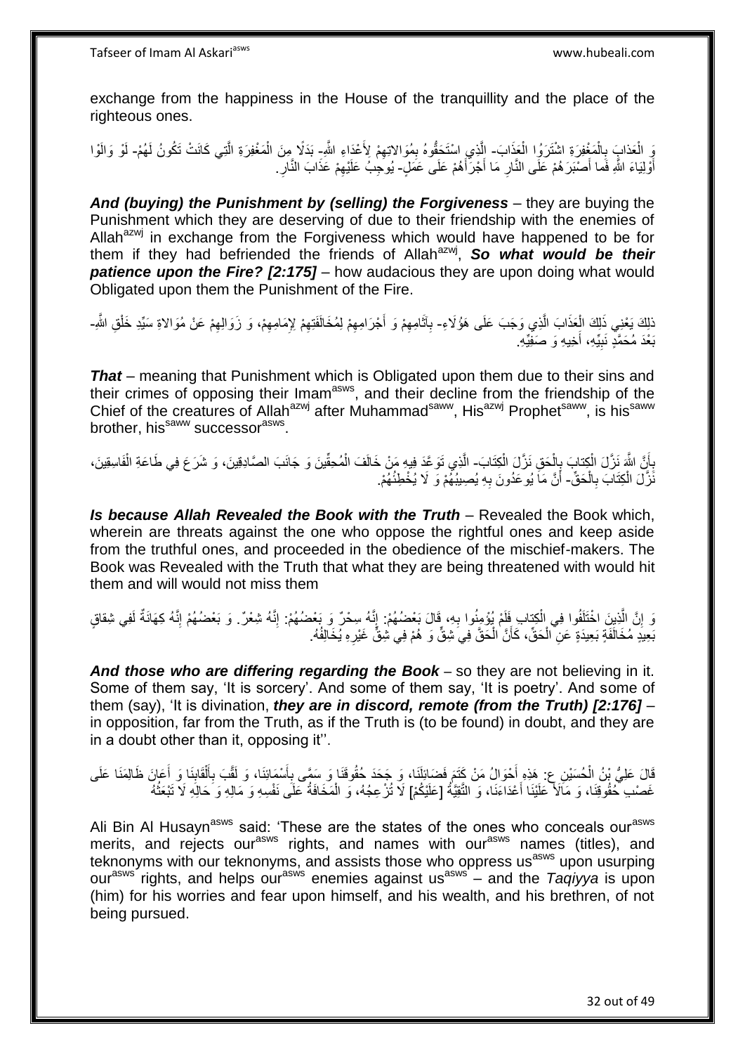exchange from the happiness in the House of the tranquillity and the place of the righteous ones.

وَ الْعَذابَ بِالْمَغْفِرَةِ اشْتَرَوُا الْعَذَابَ- الَّذِي اسْتَحَقُّوهُ بِمُوَالاتِهِمْ لِأَعْدَاءِ اللَّهِ- بَدَلًا مِنَ الْمَغْفِرَةِ الَّتِي كَانَتْ تَكُونُ لَهُمْ- لَوْ وَالَوْا أَوْلِيَاءَ اللَّهِ فَما أَصْبَرَهُمْ عَلَى النَّارِ مَا أَجْرَأَهُمْ عَلَى عَمَلٍ- يُوجِبُ عَلَيْهِمْ عَذَابَ النَّارِ.

***And (buying) the Punishment by (selling) the Forgiveness*** – they are buying the Punishment which they are deserving of due to their friendship with the enemies of Allah[azwj] in exchange from the Forgiveness which would have happened to be for them if they had befriended the friends of Allah[azwj], ***So what would be their patience upon the Fire? [2:175]*** – how audacious they are upon doing what would Obligated upon them the Punishment of the Fire.

ذلِكَ يَعْنِي ذَلِكَ الْعَذَابَ الَّذِي وَجَبَ عَلَى هَؤُلَاءِ- بِآثَامِهِمْ وَ أَجْرَامِهِمْ لِمُخَالَفَتِهِمْ لِإِمَامِهِمْ، وَ زَوَالِهِمْ عَنْ مُوَالاةِ سَيِّدِ خَلْقِ اللَّهِ- بَعْدَ مُحَمَّدٍ نَبِيِّهِ، أَخِيهِ وَ صَفِيِّهِ.

***That*** – meaning that Punishment which is Obligated upon them due to their sins and their crimes of opposing their Imam[asws], and their decline from the friendship of the Chief of the creatures of Allah[azwj] after Muhammad[saww], His[azwj] Prophet[saww], is his[saww] brother, his[saww] successor[asws].

بِأَنَّ اللَّهَ نَزَّلَ الْكِتابَ بِالْحَقِّ نَزَّلَ الْكِتَابَ- الَّذِي تَوَعَّدَ فِيهِ مَنْ خَالَفَ الْمُحِقِّينَ وَ جَانَبَ الصَّادِقِينَ، وَ شَرَعَ فِي طَاعَةِ الْفَاسِقِينَ، نَزَّلَ الْكِتَابَ بِالْحَقِّ- أَنَّ مَا يُوعَدُونَ بِهِ يُصِيبُهُمْ وَ لَا يُخْطِئُهُمْ.

***Is because Allah Revealed the Book with the Truth*** – Revealed the Book which, wherein are threats against the one who oppose the rightful ones and keep aside from the truthful ones, and proceeded in the obedience of the mischief-makers. The Book was Revealed with the Truth that what they are being threatened with would hit them and will would not miss them

وَ إِنَّ الَّذِينَ اخْتَلَفُوا فِي الْكِتابِ فَلَمْ يُؤْمِنُوا بِهِ، قَالَ بَعْضُهُمْ: إِنَّهُ سِحْرٌ وَ بَعْضُهُمْ: إِنَّهُ شِعْرٌ. وَ بَعْضُهُمْ إِنَّهُ كِهَانَةٌ لَفِي شِقاقٍ بَعِيدٍ مُخَالَفَةٍ بَعِيدَةٍ عَنِ الْحَقِّ، كَأَنَّ الْحَقَّ فِي شِقٍّ وَ هُمْ فِي شِقٍّ غَيْرِهِ يُخَالِفُهُ.

***And those who are differing regarding the Book*** – so they are not believing in it. Some of them say, 'It is sorcery'. And some of them say, 'It is poetry'. And some of them (say), 'It is divination, ***they are in discord, remote (from the Truth) [2:176]*** – in opposition, far from the Truth, as if the Truth is (to be found) in doubt, and they are in a doubt other than it, opposing it''.

قَالَ عَلِيُّ بْنُ الْحُسَيْنِ ع: هَذِهِ أَحْوَالُ مَنْ كَتَمَ فَضَائِلَنَا، وَ جَحَدَ حُقُوقَنَا وَ سَمَّى بِأَسْمَائِنَا، وَ لَقَّبَ بِأَلْقَابِنَا وَ أَعَانَ ظَالِمَنَا عَلَى غَصْبِ حُقُوقِنَا، وَ مَالَأَ عَلَيْنَا أَعْدَاءَنَا، وَ التَّقِيَّةُ [عَلَيْكُمْ] لَا تُزْعِجُهُ، وَ الْمَخَافَةُ عَلَى نَفْسِهِ وَ مَالِهِ وَ حَالِهِ لَا تَبْعَثُهُ

Ali Bin Al Husayn[asws] said: 'These are the states of the ones who conceals our[asws] merits, and rejects our[asws] rights, and names with our[asws] names (titles), and teknonyms with our teknonyms, and assists those who oppress us[asws] upon usurping our[asws] rights, and helps our[asws] enemies against us[asws] – and the *Taqiyya* is upon (him) for his worries and fear upon himself, and his wealth, and his brethren, of not being pursued.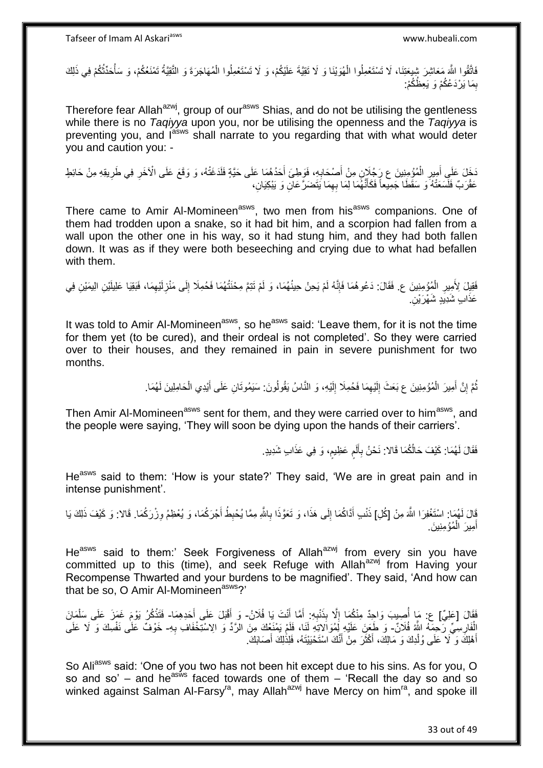فَاتَّقُوا اللَّهَ مَعَاشِرَ شِيعَتِنَا، لَا تَسْتَعْمِلُوا الْهُوَيْنَا وَ لَا تَقِيَّةَ عَلَيْكُمْ، وَ لَا تَسْتَعْمِلُوا الْمُهَاجَرَةَ وَ التَّقِيَّةُ تَمْنَعُكُمْ، وَ سَأُحَدِّثُكُمْ فِي ذَلِكَ بِمَا يَرْدَعُكُمْ وَ يَعِظُكُمْ:

Therefore fear Allah[azwj], group of our[asws] Shias, and do not be utilising the gentleness while there is no *Taqiyya* upon you, nor be utilising the openness and the *Taqiyya* is preventing you, and I[asws] shall narrate to you regarding that with what would deter you and caution you: -

دَخَلَ عَلَى أَمِيرِ الْمُؤْمِنِينَ ع رَجُلَانِ مِنْ أَصْحَابِهِ، فَوَطِئَ أَحَدُهُمَا عَلَى حَيَّةٍ فَلَدَغَتْهُ، وَ وَقَعَ عَلَى الْآخَرِ فِي طَرِيقِهِ مِنْ حَائِطٍ عَقْرَبٌ فَلَسَعَتْهُ وَ سَقَطَا جَمِيعاً فَكَأَنَّهُمَا لِمَا بِهِمَا يَتَضَرَّعَانِ وَ يَبْكِيَانِ،

There came to Amir Al-Momineen[asws], two men from his[asws] companions. One of them had trodden upon a snake, so it had bit him, and a scorpion had fallen from a wall upon the other one in his way, so it had stung him, and they had both fallen down. It was as if they were both beseeching and crying due to what had befallen with them.

فَقِيلَ لِأَمِيرِ الْمُؤْمِنِينَ ع. فَقَالَ: دَعُوهُمَا فَإِنَّهُ لَمْ يَحِنْ حِينُهُمَا، وَ لَمْ تَتِمَّ مِحْنَتُهُمَا فَحُمِلَا إِلَى مَنْزِلَيْهِمَا، فَبَقِيَا عَلِيلَيْنِ الِيمَيْنِ فِي عَذَابٍ شَدِيدٍ شَهْرَيْنِ.

It was told to Amir Al-Momineen[asws], so he[asws] said: 'Leave them, for it is not the time for them yet (to be cured), and their ordeal is not completed'. So they were carried over to their houses, and they remained in pain in severe punishment for two months.

ثُمَّ إِنَّ أَمِيرَ الْمُؤْمِنِينَ ع بَعَثَ إِلَيْهِمَا فَحُمِلَا إِلَيْهِ، وَ النَّاسُ يَقُولُونَ: سَيَمُوتَانِ عَلَى أَيْدِي الْحَامِلِينَ لَهُمَا.

Then Amir Al-Momineen[asws] sent for them, and they were carried over to him[asws], and the people were saying, 'They will soon be dying upon the hands of their carriers'.

فَقَالَ لَهُمَا: كَيْفَ حَالُكُمَا قَالا: نَحْنُ بِأَلَمٍ عَظِيمٍ، وَ فِي عَذَابٍ شَدِيدٍ.

He[asws] said to them: 'How is your state?' They said, 'We are in great pain and in intense punishment'.

قَالَ لَهُمَا: اسْتَغْفِرَا اللَّهَ مِنْ [كُلِ] ذَنْبٍ أَدَّاكُمَا إِلَى هَذَا، وَ تَعَوَّذَا بِاللَّهِ مِمَّا يُحْبِطُ أَجْرَكُمَا، وَ يُعْظِمُ وِزْرَكُمَا. قَالا: وَ كَيْفَ ذَلِكَ يَا أَمِيرَ الْمُؤْمِنِينَ.

He[asws] said to them:' Seek Forgiveness of Allah[azwj] from every sin you have committed up to this (time), and seek Refuge with Allah[azwj] from Having your Recompense Thwarted and your burdens to be magnified'. They said, 'And how can that be so, O Amir Al-Momineen[asws]?'

فَقَالَ [عَلِيٌّ] ع: مَا أُصِيبَ وَاحِدٌ مِنْكُمَا إِلَّا بِذَنْبِهِ: أَمَّا أَنْتَ يَا فُلَانُ- وَ أَقْبَلَ عَلَى أَحَدِهِمَا- فَتَذْكُرُ يَوْمَ غَمَزَ عَلَى سَلْمَانَ الْفَارِسِيِّ رَحِمَهُ اللَّهُ فُلَانٌ- وَ طَعَنَ عَلَيْهِ لِمُوَالاتِهِ لَنَا، فَلَمْ يَمْنَعْكَ مِنَ الرَّدِّ وَ الِاسْتِخْفَافِ بِهِ- خَوْفٌ عَلَى نَفْسِكَ وَ لَا عَلَى أَهْلِكَ وَ لَا عَلَى وُلْدِكَ وَ مَالِكَ، أَكْثَرَ مِنْ أَنَّكَ اسْتَحْيَيْتَهُ، فَلِذَلِكَ أَصَابَكَ.

So Ali[asws] said: 'One of you two has not been hit except due to his sins. As for you, O so and so' – and he[asws] faced towards one of them – 'Recall the day so and so winked against Salman Al-Farsy[ra], may Allah[azwj] have Mercy on him[ra], and spoke ill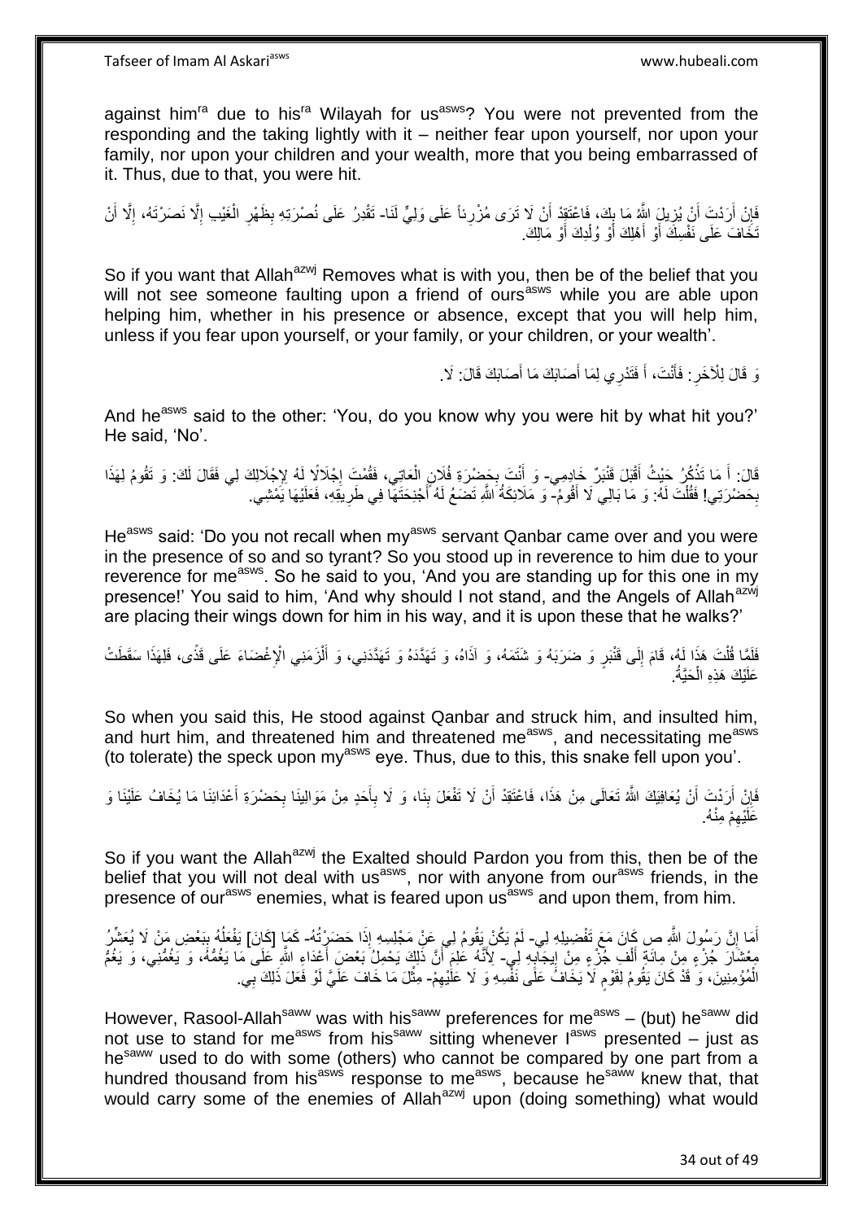against him[ra] due to his[ra] Wilayah for us[asws]? You were not prevented from the responding and the taking lightly with it – neither fear upon yourself, nor upon your family, nor upon your children and your wealth, more that you being embarrassed of it. Thus, due to that, you were hit.

فَإِنْ أَرَدْتَ أَنْ يُزِيلَ اللَّهُ مَا بِكَ، فَاعْتَقِدْ أَنْ لَا تَرَى مُزْرِياً عَلَى وَلِيٍّ لَنَا- تَقْدِرُ عَلَى نُصْرَتِهِ بِظَهْرِ الْغَيْبِ إِلَّا نَصَرْتَهُ، إِلَّا أَنْ تَخَافَ عَلَى نَفْسِكَ أَوْ أَهْلِكَ أَوْ وُلْدِكَ أَوْ مَالِكَ.

So if you want that Allah[azwj] Removes what is with you, then be of the belief that you will not see someone faulting upon a friend of ours[asws] while you are able upon helping him, whether in his presence or absence, except that you will help him, unless if you fear upon yourself, or your family, or your children, or your wealth'.

وَ قَالَ لِلْآخَرِ: فَأَنْتَ، أَ فَتَدْرِي لِمَا أَصَابَكَ مَا أَصَابَكَ قَالَ: لَا.

And he[asws] said to the other: 'You, do you know why you were hit by what hit you?' He said, 'No'.

قَالَ: أَ مَا تَذْكُرُ حَيْثُ أَقْبَلَ قَنْبَرٌ خَادِمِي- وَ أَنْتَ بِحَضْرَةِ فُلَانٍ الْعَاتِي، فَقُمْتَ إِجْلَالًا لَهُ لِإِجْلَالِكَ لِي فَقَالَ لَكَ: وَ تَقُومُ لِهَذَا بِحَضْرَتِي! فَقُلْتَ لَهُ: وَ مَا بَالِي لَا أَقُومُ- وَ مَلَائِكَةُ اللَّهِ تَضَعُ لَهُ أَجْنِحَتَهَا فِي طَرِيقِهِ، فَعَلَيْهَا يَمْشِي.

He[asws] said: 'Do you not recall when my[asws] servant Qanbar came over and you were in the presence of so and so tyrant? So you stood up in reverence to him due to your reverence for me[asws]. So he said to you, 'And you are standing up for this one in my presence!' You said to him, 'And why should I not stand, and the Angels of Allah[azwj] are placing their wings down for him in his way, and it is upon these that he walks?'

فَلَمَّا قُلْتَ هَذَا لَهُ، قَامَ إِلَى قَنْبَرٍ وَ ضَرَبَهُ وَ شَتَمَهُ، وَ آذَاهُ، وَ تَهَدَّدَهُ وَ تَهَدَّدَنِي، وَ أَلْزَمَنِي الْإِغْضَاءَ عَلَى قَذًى، فَلِهَذَا سَقَطَتْ عَلَيْكَ هَذِهِ الْحَيَّةُ.

So when you said this, He stood against Qanbar and struck him, and insulted him, and hurt him, and threatened him and threatened me[asws], and necessitating me[asws] (to tolerate) the speck upon my[asws] eye. Thus, due to this, this snake fell upon you'.

فَإِنْ أَرَدْتَ أَنْ يُعَافِيَكَ اللَّهُ تَعَالَى مِنْ هَذَا، فَاعْتَقِدْ أَنْ لَا تَفْعَلَ بِنَا، وَ لَا بِأَحَدٍ مِنْ مَوَالِينَا بِحَضْرَةِ أَعْدَائِنَا مَا يُخَافُ عَلَيْنَا وَ عَلَيْهِمْ مِنْهُ.

So if you want the Allah[azwj] the Exalted should Pardon you from this, then be of the belief that you will not deal with us[asws], nor with anyone from our[asws] friends, in the presence of our[asws] enemies, what is feared upon us[asws] and upon them, from him.

أَمَا إِنَّ رَسُولَ اللَّهِ ص كَانَ مَعَ تَفْضِيلِهِ لِي- لَمْ يَكُنْ يَقُومُ لِي عَنْ مَجْلِسِهِ إِذَا حَضَرْتُهُ- كَمَا [كَانَ] يَفْعَلُهُ بِبَعْضِ مَنْ لَا يُعَشِّرُ مِعْشَارَ جُزْءٍ مِنْ مِائَةِ أَلْفِ جُزْءٍ مِنْ إِيجَابِهِ لِي- لِأَنَّهُ عَلِمَ أَنَّ ذَلِكَ يَحْمِلُ بَعْضَ أَعْدَاءِ اللَّهِ عَلَى مَا يَغُمُّهُ، وَ يَغُمُّنِي، وَ يَغُمُّ الْمُؤْمِنِينَ، وَ قَدْ كَانَ يَقُومُ لِقَوْمٍ لَا يَخَافُ عَلَى نَفْسِهِ وَ لَا عَلَيْهِمْ- مِثْلَ مَا خَافَ عَلَيَّ لَوْ فَعَلَ ذَلِكَ بِي.

However, Rasool-Allah[saww] was with his[saww] preferences for me[asws] – (but) he[saww] did not use to stand for me[asws] from his[saww] sitting whenever I[asws] presented – just as he[saww] used to do with some (others) who cannot be compared by one part from a hundred thousand from his[asws] response to me[asws], because he[saww] knew that, that would carry some of the enemies of Allah[azwj] upon (doing something) what would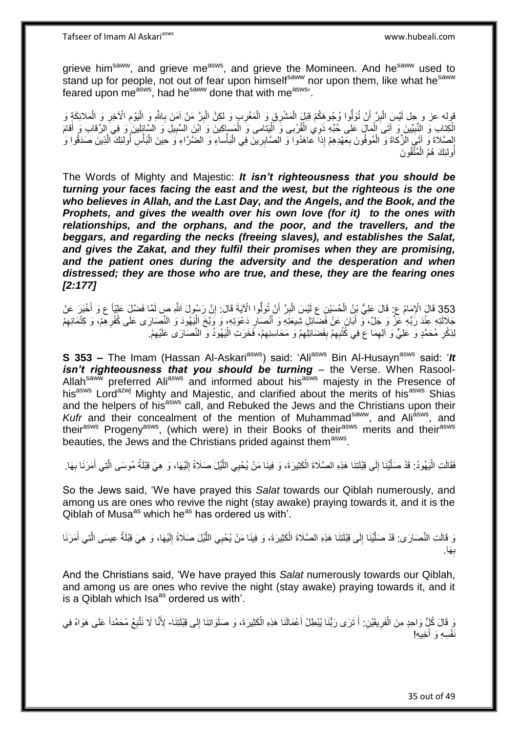grieve him^saww, and grieve me^asws, and grieve the Momineen. And he^saww used to stand up for people, not out of fear upon himself^saww nor upon them, like what he^saww feared upon me^asws, had he^saww done that with me^asws'.

قوله عز و جل لَيْسَ الْبِرَّ أَنْ تُوَلُّوا وُجُوهَكُمْ قِبَلَ الْمَشْرِقِ وَ الْمَغْرِبِ وَ لكِنَّ الْبِرَّ مَنْ آمَنَ بِاللَّهِ وَ الْيَوْمِ الْآخِرِ وَ الْمَلائِكَةِ وَ الْكِتابِ وَ النَّبِيِّينَ وَ آتَى الْمالَ عَلى حُبِّهِ ذَوِي الْقُرْبى وَ الْيَتامى وَ الْمَساكِينَ وَ ابْنَ السَّبِيلِ وَ السَّائِلِينَ وَ فِي الرِّقابِ وَ أَقامَ الصَّلاةَ وَ آتَى الزَّكاةَ وَ الْمُوفُونَ بِعَهْدِهِمْ إِذا عاهَدُوا وَ الصَّابِرِينَ فِي الْبَأْساءِ وَ الضَّرَّاءِ وَ حِينَ الْبَأْسِ أُولئِكَ الَّذِينَ صَدَقُوا وَ أُولئِكَ هُمُ الْمُتَّقُونَ

The Words of Mighty and Majestic: ***It isn't righteousness that you should be turning your faces facing the east and the west, but the righteous is the one who believes in Allah, and the Last Day, and the Angels, and the Book, and the Prophets, and gives the wealth over his own love (for it) to the ones with relationships, and the orphans, and the poor, and the travellers, and the beggars, and regarding the necks (freeing slaves), and establishes the Salat, and gives the Zakat, and they fulfil their promises when they are promising, and the patient ones during the adversity and the desperation and when distressed; they are those who are true, and these, they are the fearing ones [2:177]***

353 قَالَ الْإِمَامُ ع: قَالَ عَلِيُّ بْنُ الْحُسَيْنِ ع لَيْسَ الْبِرَّ أَنْ تُوَلُّوا الْآيَةَ قَالَ: إِنَّ رَسُولَ اللَّهِ ص لَمَّا فَضَّلَ عَلِيّاً ع وَ أَخْبَرَ عَنْ جَلَالَتِهِ عِنْدَ رَبِّهِ عَزَّ وَ جَلَّ، وَ أَبَانَ عَنْ فَضَائِلِ شِيعَتِهِ وَ أَنْصَارِ دَعْوَتِهِ، وَ وَبَّخَ الْيَهُودَ وَ النَّصَارَى عَلَى كُفْرِهِمْ، وَ كِتْمَانِهِمْ لِذِكْرِ مُحَمَّدٍ وَ عَلِيٍّ وَ آلِهِمَا ع فِي كُتُبِهِمْ بِفَضَائِلِهِمْ وَ مَحَاسِنِهِمْ، فَخَرَتِ الْيَهُودُ وَ النَّصَارَى عَلَيْهِمْ.

**S 353 –** The Imam (Hassan Al-Askari^asws) said: 'Ali^asws Bin Al-Husayn^asws said: '***It isn't righteousness that you should be turning*** – the Verse. When Rasool-Allah^saww preferred Ali^asws and informed about his^asws majesty in the Presence of his^asws Lord^azwj Mighty and Majestic, and clarified about the merits of his^asws Shias and the helpers of his^asws call, and Rebuked the Jews and the Christians upon their *Kufr* and their concealment of the mention of Muhammad^saww, and Ali^asws, and their^asws Progeny^asws, (which were) in their Books of their^asws merits and their^asws beauties, the Jews and the Christians prided against them^asws.

فَقَالَتِ الْيَهُودُ: قَدْ صَلَّيْنَا إِلَى قِبْلَتِنَا هَذِهِ الصَّلَاةَ الْكَثِيرَةَ، وَ فِينَا مَنْ يُحْيِي اللَّيْلَ صَلَاةً إِلَيْهَا، وَ هِيَ قِبْلَةُ مُوسَى الَّتِي أَمَرَنَا بِهَا.

So the Jews said, 'We have prayed this *Salat* towards our Qiblah numerously, and among us are ones who revive the night (stay awake) praying towards it, and it is the Qiblah of Musa^as which he^as has ordered us with'.

وَ قَالَتِ النَّصَارَى: قَدْ صَلَّيْنَا إِلَى قِبْلَتِنَا هَذِهِ الصَّلَاةَ الْكَثِيرَةَ، وَ فِينَا مَنْ يُحْيِي اللَّيْلَ صَلَاةً إِلَيْهَا، وَ هِيَ قِبْلَةُ عِيسَى الَّتِي أَمَرَنَا بِهَا.

And the Christians said, 'We have prayed this *Salat* numerously towards our Qiblah, and among us are ones who revive the night (stay awake) praying towards it, and it is a Qiblah which Isa^as ordered us with'.

وَ قَالَ كُلُّ وَاحِدٍ مِنَ الْفَرِيقَيْنِ: أَ تَرَى رَبَّنَا يُبْطِلُ أَعْمَالَنَا هَذِهِ الْكَثِيرَةَ، وَ صَلَوَاتِنَا إِلَى قِبْلَتِنَا- لِأَنَّا لَا نَتَّبِعُ مُحَمَّداً عَلَى هَوَاهُ فِي نَفْسِهِ وَ أَخِيهِ!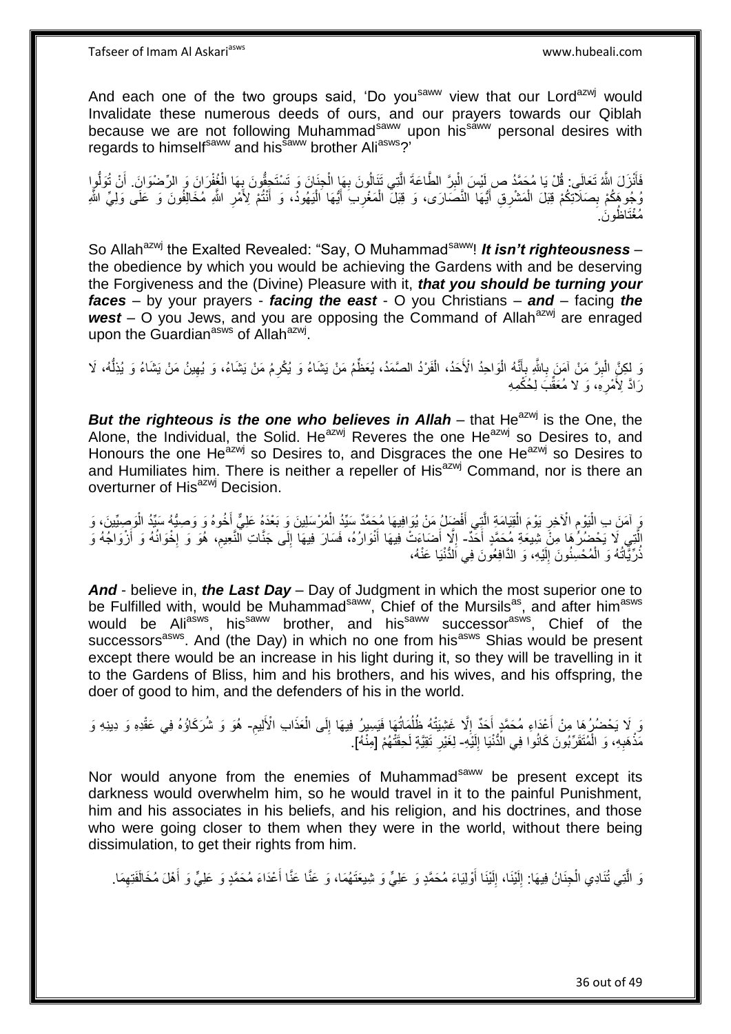And each one of the two groups said, 'Do you[saww] view that our Lord[azwj] would Invalidate these numerous deeds of ours, and our prayers towards our Qiblah because we are not following Muhammad[saww] upon his[saww] personal desires with regards to himself[saww] and his[saww] brother Ali[asws]?'

فَأَنْزَلَ اللَّهُ تَعَالَى: قُلْ يَا مُحَمَّدُ ص لَيْسَ الْبِرَّ الطَّاعَةَ الَّتِي تَنَالُونَ بِهَا الْجِنَانَ وَ تَسْتَحِقُّونَ بِهَا الْغُفْرَانَ وَ الرِّضْوَانَ. أَنْ تُوَلُّوا وُجُوهَكُمْ بِصَلَاتِكُمْ قِبَلَ الْمَشْرِقِ أَيُّهَا النَّصَارَى، وَ قِبَلَ الْمَغْرِبِ أَيُّهَا الْيَهُودُ، وَ أَنْتُمْ لِأَمْرِ اللَّهِ مُخَالِفُونَ وَ عَلَى وَلِيِّ اللَّهِ مُغْتَاظُونَ.

So Allah[azwj] the Exalted Revealed: "Say, O Muhammad[saww]! ***It isn't righteousness*** – the obedience by which you would be achieving the Gardens with and be deserving the Forgiveness and the (Divine) Pleasure with it, ***that you should be turning your faces*** – by your prayers - ***facing the east*** - O you Christians – ***and*** – facing ***the west*** – O you Jews, and you are opposing the Command of Allah[azwj] are enraged upon the Guardian[asws] of Allah[azwj].

وَ لكِنَّ الْبِرَّ مَنْ آمَنَ بِاللَّهِ بِأَنَّهُ الْوَاحِدُ الْأَحَدُ، الْفَرْدُ الصَّمَدُ، يُعَظِّمُ مَنْ يَشَاءُ وَ يُكْرِمُ مَنْ يَشَاءُ، وَ يُهِينُ مَنْ يَشَاءُ وَ يُذِلُّهُ، لَا رَادَّ لِأَمْرِهِ، وَ لَا مُعَقِّبَ لِحُكْمِهِ

***But the righteous is the one who believes in Allah*** – that He[azwj] is the One, the Alone, the Individual, the Solid. He[azwj] Reveres the one He[azwj] so Desires to, and Honours the one He[azwj] so Desires to, and Disgraces the one He[azwj] so Desires to and Humiliates him. There is neither a repeller of His[azwj] Command, nor is there an overturner of His[azwj] Decision.

وَ آمَنَ بِ الْيَوْمِ الْآخِرِ يَوْمَ الْقِيَامَةِ الَّتِي أَفْضَلُ مَنْ يُوَافِيهَا مُحَمَّدٌ سَيِّدُ الْمُرْسَلِينَ وَ بَعْدَهُ عَلِيٌّ أَخُوهُ وَ وَصِيُّهُ سَيِّدُ الْوَصِيِّينَ، وَ الَّتِي لَا يَحْضُرُهَا مِنْ شِيعَةِ مُحَمَّدٍ أَحَدٌ- إِلَّا أَضَاءَتْ فِيهَا أَنْوَارُهُ، فَسَارَ فِيهَا إِلَى جَنَّاتِ النَّعِيمِ، هُوَ وَ إِخْوَانُهُ وَ أَزْوَاجُهُ وَ ذُرِّيَّاتُهُ وَ الْمُحْسِنُونَ إِلَيْهِ، وَ الدَّافِعُونَ فِي الدُّنْيَا عَنْهُ،

***And*** - believe in, ***the Last Day*** – Day of Judgment in which the most superior one to be Fulfilled with, would be Muhammad[saww], Chief of the Mursils[as], and after him[asws] would be Ali[asws], his[saww] brother, and his[saww] successor[asws], Chief of the successors[asws]. And (the Day) in which no one from his[asws] Shias would be present except there would be an increase in his light during it, so they will be travelling in it to the Gardens of Bliss, him and his brothers, and his wives, and his offspring, the doer of good to him, and the defenders of his in the world.

وَ لَا يَحْضُرُهَا مِنْ أَعْدَاءِ مُحَمَّدٍ أَحَدٌ إِلَّا غَشِيَتْهُ ظُلُمَاتُهَا فَيَسِيرُ فِيهَا إِلَى الْعَذَابِ الْأَلِيمِ- هُوَ وَ شُرَكَاؤُهُ فِي عَقْدِهِ وَ دِينِهِ وَ مَذْهَبِهِ، وَ الْمُتَقَرِّبُونَ كَانُوا فِي الدُّنْيَا إِلَيْهِ- لِغَيْرِ تَقِيَّةٍ لَحِقَتْهُمْ [مِنْهُ].

Nor would anyone from the enemies of Muhammad[saww] be present except its darkness would overwhelm him, so he would travel in it to the painful Punishment, him and his associates in his beliefs, and his religion, and his doctrines, and those who were going closer to them when they were in the world, without there being dissimulation, to get their rights from him.

وَ الَّتِي تُنَادِي الْجِنَانُ فِيهَا: إِلَيْنَا، إِلَيْنَا أَوْلِيَاءَ مُحَمَّدٍ وَ عَلِيٍّ وَ شِيعَتَهُمَا، وَ عَنَّا عَنَّا أَعْدَاءَ مُحَمَّدٍ وَ عَلِيٍّ وَ أَهْلَ مُخَالَفَتِهِمَا.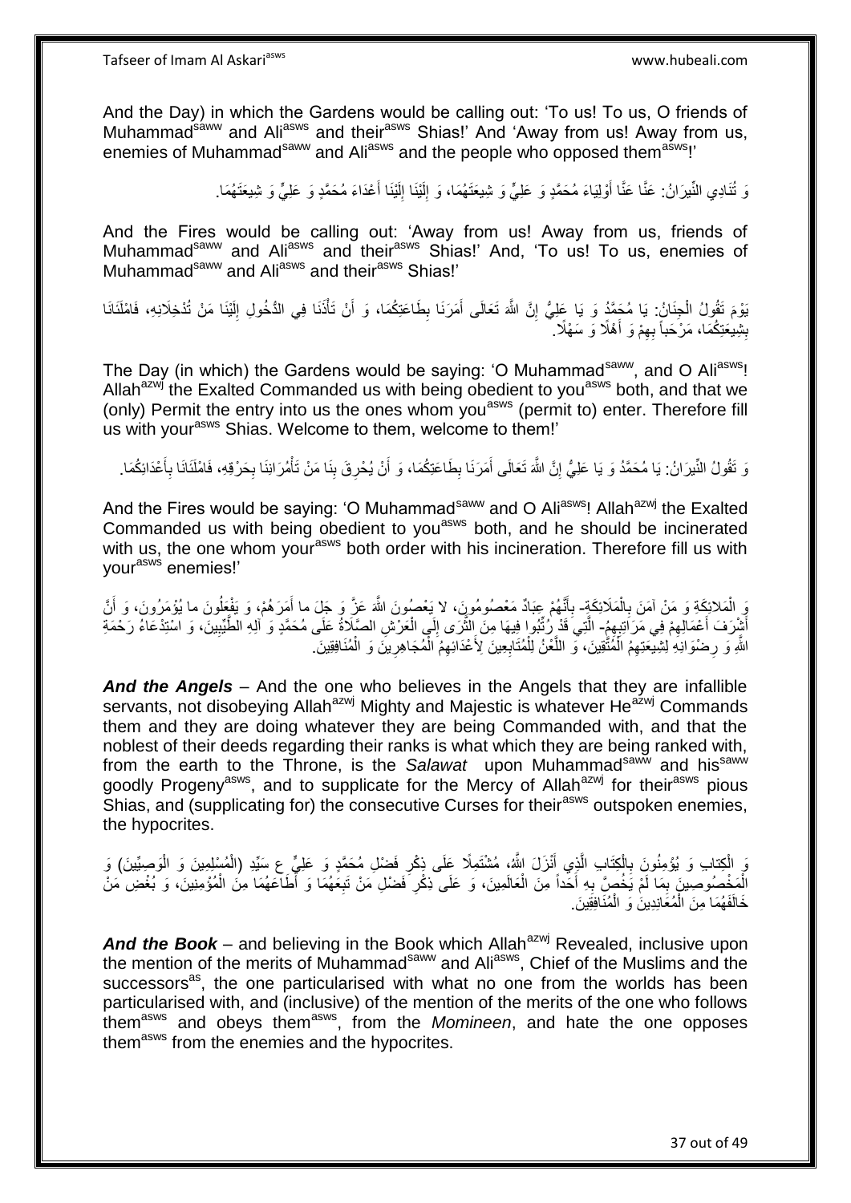And the Day) in which the Gardens would be calling out: 'To us! To us, O friends of Muhammad[saww] and Ali[asws] and their[asws] Shias!' And 'Away from us! Away from us, enemies of Muhammad[saww] and Ali[asws] and the people who opposed them[asws]!'

وَ تُنَادِي النِّيرَانُ: عَنَّا عَنَّا أَوْلِيَاءَ مُحَمَّدٍ وَ عَلِيٍّ وَ شِيعَتَهُمَا، وَ إِلَيْنَا إِلَيْنَا أَعْدَاءَ مُحَمَّدٍ وَ عَلِيٍّ وَ شِيعَتَهُمَا.

And the Fires would be calling out: 'Away from us! Away from us, friends of Muhammad[saww] and Ali[asws] and their[asws] Shias!' And, 'To us! To us, enemies of Muhammad[saww] and Ali[asws] and their[asws] Shias!'

يَوْمَ تَقُولُ الْجِنَانُ: يَا مُحَمَّدُ وَ يَا عَلِيُّ إِنَّ اللَّهَ تَعَالَى أَمَرَنَا بِطَاعَتِكُمَا، وَ أَنْ تَأْذَنَا فِي الدُّخُولِ إِلَيْنَا مَنْ تُدْخِلَانِهِ، فَامْلَآنَا بِشِيعَتِكُمَا، مَرْحَباً بِهِمْ وَ أَهْلًا وَ سَهْلًا.

The Day (in which) the Gardens would be saying: 'O Muhammad[saww], and O Ali[asws]! Allah[azwj] the Exalted Commanded us with being obedient to you[asws] both, and that we (only) Permit the entry into us the ones whom you[asws] (permit to) enter. Therefore fill us with your[asws] Shias. Welcome to them, welcome to them!'

وَ تَقُولُ النِّيرَانُ: يَا مُحَمَّدُ وَ يَا عَلِيُّ إِنَّ اللَّهَ تَعَالَى أَمَرَنَا بِطَاعَتِكُمَا، وَ أَنْ يُحْرِقَ بِنَا مَنْ تَأْمُرَانِنَا بِحَرْقِهِ، فَامْلَآنَا بِأَعْدَائِكُمَا.

And the Fires would be saying: 'O Muhammad[saww] and O Ali[asws]! Allah[azwj] the Exalted Commanded us with being obedient to you[asws] both, and he should be incinerated with us, the one whom your[asws] both order with his incineration. Therefore fill us with your[asws] enemies!'

وَ الْمَلَائِكَةِ وَ مَنْ آمَنَ بِالْمَلَائِكَةِ- بِأَنَّهُمْ عِبَادٌ مَعْصُومُونَ، لا يَعْصُونَ اللَّهَ عَزَّ وَ جَلَ ما أَمَرَهُمْ، وَ يَفْعَلُونَ ما يُؤْمَرُونَ، وَ أَنَّ أَشْرَفَ أَعْمَالِهِمْ فِي مَرَاتِبِهِمْ- الَّتِي قَدْ رُتِّبُوا فِيهَا مِنَ الثَّرَى إِلَى الْعَرْشِ الصَّلَاةُ عَلَى مُحَمَّدٍ وَ آلِهِ الطَّيِّبِينَ، وَ اسْتِدْعَاءُ رَحْمَةِ اللَّهِ وَ رِضْوَانِهِ لِشِيعَتِهِمُ الْمُتَّقِينَ، وَ اللَّعْنُ لِلْمُتَابِعِينَ لِأَعْدَائِهِمُ الْمُجَاهِرِينَ وَ الْمُنَافِقِينَ.

***And the Angels*** – And the one who believes in the Angels that they are infallible servants, not disobeying Allah[azwj] Mighty and Majestic is whatever He[azwj] Commands them and they are doing whatever they are being Commanded with, and that the noblest of their deeds regarding their ranks is what which they are being ranked with, from the earth to the Throne, is the *Salawat* upon Muhammad[saww] and his[saww] goodly Progeny[asws], and to supplicate for the Mercy of Allah[azwj] for their[asws] pious Shias, and (supplicating for) the consecutive Curses for their[asws] outspoken enemies, the hypocrites.

وَ الْكِتابِ وَ يُؤْمِنُونَ بِالْكِتَابِ الَّذِي أَنْزَلَ اللَّهُ، مُشْتَمِلًا عَلَى ذِكْرِ فَضْلِ مُحَمَّدٍ وَ عَلِيٍّ ع سَيِّدِ (الْمُسْلِمِينَ وَ الْوَصِيِّينَ) وَ الْمَخْصُوصِينَ بِمَا لَمْ يَخُصَّ بِهِ أَحَداً مِنَ الْعَالَمِينَ، وَ عَلَى ذِكْرِ فَضْلِ مَنْ تَبِعَهُمَا وَ أَطَاعَهُمَا مِنَ الْمُؤْمِنِينَ، وَ بُغْضِ مَنْ خَالَفَهُمَا مِنَ الْمُعَانِدِينَ وَ الْمُنَافِقِينَ.

***And the Book*** – and believing in the Book which Allah[azwj] Revealed, inclusive upon the mention of the merits of Muhammad[saww] and Ali[asws], Chief of the Muslims and the successors[as], the one particularised with what no one from the worlds has been particularised with, and (inclusive) of the mention of the merits of the one who follows them[asws] and obeys them[asws], from the *Momineen*, and hate the one opposes them[asws] from the enemies and the hypocrites.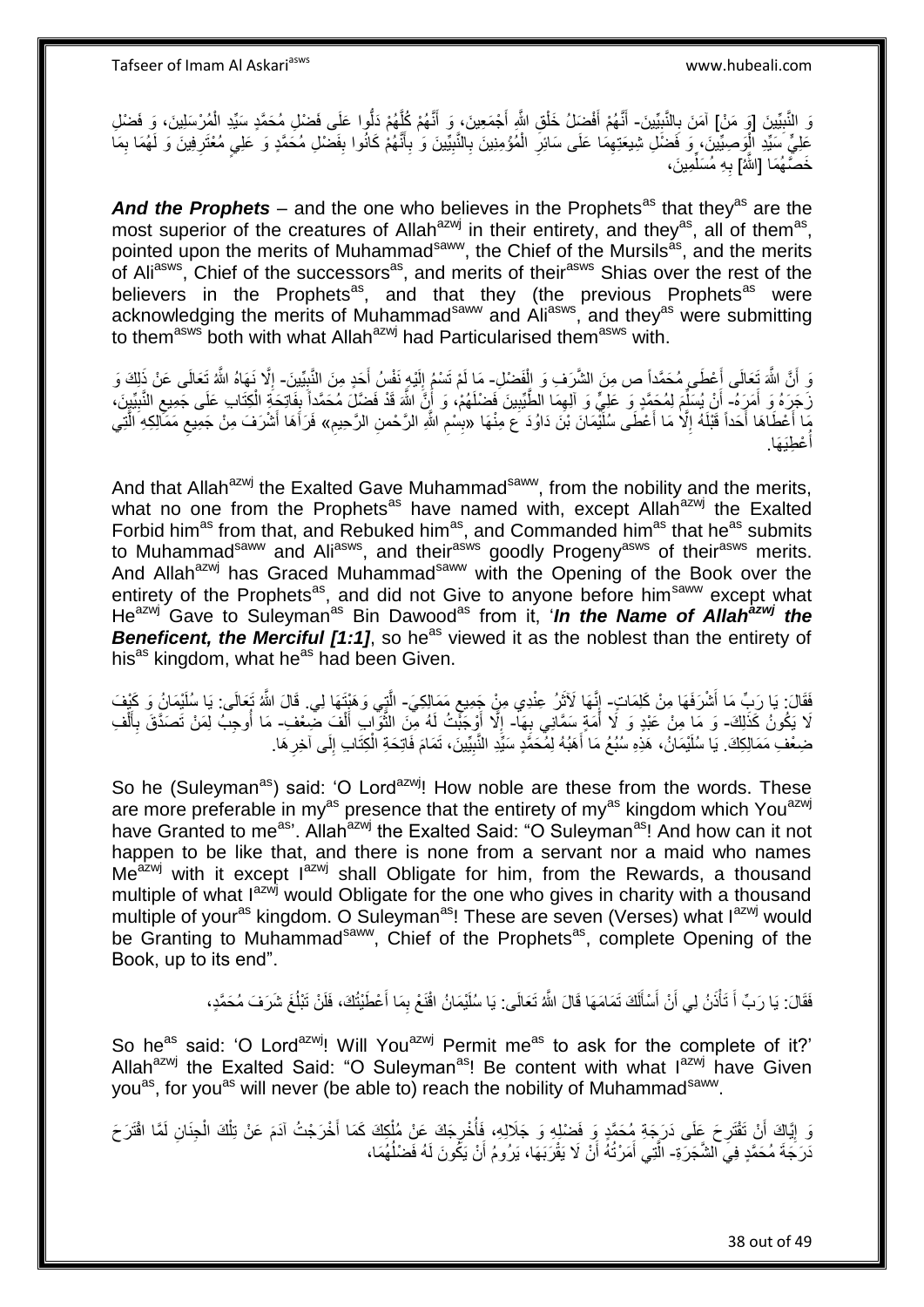وَ النَّبِيِّينَ [وَ مَنْ] آمَنَ بِالنَّبِيِّينَ- أَنَّهُمْ أَفْضَلُ خَلْقِ اللَّهِ أَجْمَعِينَ، وَ أَنَّهُمْ كُلَّهُمْ دَلُّوا عَلَى فَضْلِ مُحَمَّدٍ سَيِّدِ الْمُرْسَلِينَ، وَ فَضْلِ عَلِيٍّ سَيِّدِ الْوَصِيِّينَ، وَ فَضْلِ شِيعَتِهِمَا عَلَى سَائِرِ الْمُؤْمِنِينَ بِالنَّبِيِّينَ وَ بِأَنَّهُمْ كَانُوا بِفَضْلِ مُحَمَّدٍ وَ عَلِيٍّ مُعْتَرِفِينَ وَ لَهُمَا بِمَا خَصَّهُمَا [اللَّهُ] بِهِ مُسَلِّمِينَ،

***And the Prophets*** – and the one who believes in the Prophets[as] that they[as] are the most superior of the creatures of Allah[azwj] in their entirety, and they[as], all of them[as], pointed upon the merits of Muhammad[saww], the Chief of the Mursils[as], and the merits of Ali[asws], Chief of the successors[as], and merits of their[asws] Shias over the rest of the believers in the Prophets[as], and that they (the previous Prophets[as] were acknowledging the merits of Muhammad[saww] and Ali[asws], and they[as] were submitting to them[asws] both with what Allah[azwj] had Particularised them[asws] with.

وَ أَنَّ اللَّهَ تَعَالَى أَعْطَى مُحَمَّداً ص مِنَ الشَّرَفِ وَ الْفَضْلِ- مَا لَمْ تَسْمُ إِلَيْهِ نَفْسُ أَحَدٍ مِنَ النَّبِيِّينَ- إِلَّا نَهَاهُ اللَّهُ تَعَالَى عَنْ ذَلِكَ وَ زَجَرَهُ وَ أَمَرَهُ- أَنْ يُسَلِّمَ لِمُحَمَّدٍ وَ عَلِيٍّ وَ آلِهِمَا الطَّيِّبِينَ فَضْلَهُمْ، وَ أَنَّ اللَّهَ قَدْ فَضَّلَ مُحَمَّداً بِفَاتِحَةِ الْكِتَابِ عَلَى جَمِيعِ النَّبِيِّينَ، مَا أَعْطَاهَا أَحَداً قَبْلَهُ إِلَّا مَا أَعْطَى سُلَيْمَانَ بْنَ دَاوُدَ ع مِنْهَا «بِسْمِ اللَّهِ الرَّحْمنِ الرَّحِيمِ» فَرَآهَا أَشْرَفَ مِنْ جَمِيعِ مَمَالِكِهِ الَّتِي أُعْطِيَهَا.

And that Allah[azwj] the Exalted Gave Muhammad[saww], from the nobility and the merits, what no one from the Prophets[as] have named with, except Allah[azwj] the Exalted Forbid him[as] from that, and Rebuked him[as], and Commanded him[as] that he[as] submits to Muhammad[saww] and Ali[asws], and their[asws] goodly Progeny[asws] of their[asws] merits. And Allah[azwj] has Graced Muhammad[saww] with the Opening of the Book over the entirety of the Prophets[as], and did not Give to anyone before him[saww] except what He[azwj] Gave to Suleyman[as] Bin Dawood[as] from it, '***In the Name of Allah***[azwj] ***the Beneficent, the Merciful [1:1]***, so he[as] viewed it as the noblest than the entirety of his[as] kingdom, what he[as] had been Given.

فَقَالَ: يَا رَبِّ مَا أَشْرَفَهَا مِنْ كَلِمَاتٍ- إِنَّهَا لَآثَرُ عِنْدِي مِنْ جَمِيعِ مَمَالِكِيَ- الَّتِي وَهَبْتَهَا لِي. قَالَ اللَّهُ تَعَالَى: يَا سُلَيْمَانُ وَ كَيْفَ لَا يَكُونُ كَذَلِكَ- وَ مَا مِنْ عَبْدٍ وَ لَا أَمَةٍ سَمَّانِي بِهَا- إِلَّا أَوْجَبْتُ لَهُ مِنَ الثَّوَابِ أَلْفَ ضِعْفِ- مَا أُوجِبُ لِمَنْ تَصَدَّقَ بِأَلْفِ ضِعْفِ مَمَالِكِكَ. يَا سُلَيْمَانُ، هَذِهِ سُبُعُ مَا أَهَبُهُ لِمُحَمَّدٍ سَيِّدِ النَّبِيِّينَ، تَمَامَ فَاتِحَةِ الْكِتَابِ إِلَى آخِرِهَا.

So he (Suleyman[as]) said: 'O Lord[azwj]! How noble are these from the words. These are more preferable in my[as] presence that the entirety of my[as] kingdom which You[azwj] have Granted to me[as]'. Allah[azwj] the Exalted Said: "O Suleyman[as]! And how can it not happen to be like that, and there is none from a servant nor a maid who names Me[azwj] with it except I[azwj] shall Obligate for him, from the Rewards, a thousand multiple of what I[azwj] would Obligate for the one who gives in charity with a thousand multiple of your[as] kingdom. O Suleyman[as]! These are seven (Verses) what I[azwj] would be Granting to Muhammad[saww], Chief of the Prophets[as], complete Opening of the Book, up to its end".

فَقَالَ: يَا رَبِّ أَ تَأْذَنُ لِي أَنْ أَسْأَلَكَ تَمَامَهَا قَالَ اللَّهُ تَعَالَى: يَا سُلَيْمَانُ اقْنَعْ بِمَا أَعْطَيْتُكَ، فَلَنْ تَبْلُغَ شَرَفَ مُحَمَّدٍ،

So he[as] said: 'O Lord[azwj]! Will You[azwj] Permit me[as] to ask for the complete of it?' Allah[azwj] the Exalted Said: "O Suleyman[as]! Be content with what I[azwj] have Given you[as], for you[as] will never (be able to) reach the nobility of Muhammad[saww].

وَ إِيَّاكَ أَنْ تَقْتَرِحَ عَلَى دَرَجَةِ مُحَمَّدٍ وَ فَضْلِهِ وَ جَلَالِهِ، فَأُخْرِجَكَ عَنْ مُلْكِكَ كَمَا أَخْرَجْتُ آدَمَ عَنْ تِلْكَ الْجِنَانِ لَمَّا اقْتَرَحَ دَرَجَةَ مُحَمَّدٍ فِي الشَّجَرَةِ- الَّتِي أَمَرْتُهُ أَنْ لَا يَقْرَبَهَا، يَرُومُ أَنْ يَكُونَ لَهُ فَضْلُهُمَا،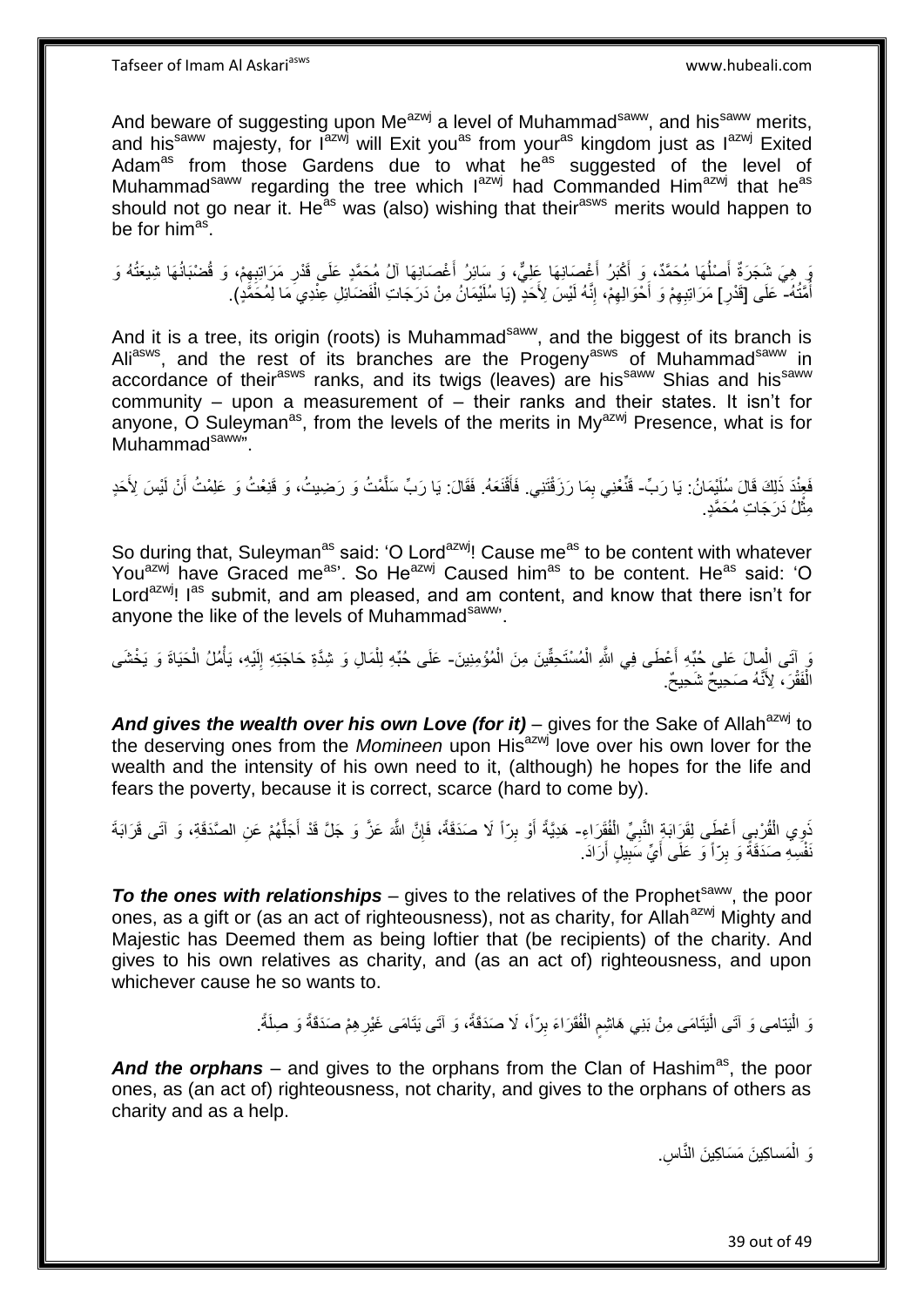And beware of suggesting upon Me[azwj] a level of Muhammad[saww], and his[saww] merits, and his[saww] majesty, for I[azwj] will Exit you[as] from your[as] kingdom just as I[azwj] Exited Adam[as] from those Gardens due to what he[as] suggested of the level of Muhammad[saww] regarding the tree which I[azwj] had Commanded Him[azwj] that he[as] should not go near it. He[as] was (also) wishing that their[asws] merits would happen to be for him[as].

وَ هِيَ شَجَرَةٌ أَصْلُهَا مُحَمَّدٌ، وَ أَكْبَرُ أَغْصَانِهَا عَلِيٌّ، وَ سَائِرُ أَغْصَانِهَا آلُ مُحَمَّدٍ عَلَى قَدْرِ مَرَاتِبِهِمْ، وَ قُضْبَانُهَا شِيعَتُهُ وَ أُمَّتُهُ- عَلَى [قَدْرِ] مَرَاتِبِهِمْ وَ أَحْوَالِهِمْ، إِنَّهُ لَيْسَ لِأَحَدٍ (يَا سُلَيْمَانُ مِنْ دَرَجَاتِ الْفَضَائِلِ عِنْدِي مَا لِمُحَمَّدٍ).

And it is a tree, its origin (roots) is Muhammad[saww], and the biggest of its branch is Ali[asws], and the rest of its branches are the Progeny[asws] of Muhammad[saww] in accordance of their[asws] ranks, and its twigs (leaves) are his[saww] Shias and his[saww] community – upon a measurement of – their ranks and their states. It isn't for anyone, O Suleyman[as], from the levels of the merits in My[azwj] Presence, what is for Muhammad[saww]".

فَعِنْدَ ذَلِكَ قَالَ سُلَيْمَانُ: يَا رَبِّ- قَنِّعْنِي بِمَا رَزَقْتَنِي. فَأَقْنَعَهُ. فَقَالَ: يَا رَبِّ سَلَّمْتُ وَ رَضِيتُ، وَ قَنِعْتُ وَ عَلِمْتُ أَنْ لَيْسَ لِأَحَدٍ مِثْلُ دَرَجَاتِ مُحَمَّدٍ.

So during that, Suleyman[as] said: 'O Lord[azwj]! Cause me[as] to be content with whatever You[azwj] have Graced me[as]'. So He[azwj] Caused him[as] to be content. He[as] said: 'O Lord[azwj]! I[as] submit, and am pleased, and am content, and know that there isn't for anyone the like of the levels of Muhammad[saww]'.

وَ آتَى الْمالَ عَلى حُبِّهِ أَعْطَى فِي اللَّهِ الْمُسْتَحِقِّينَ مِنَ الْمُؤْمِنِينَ- عَلَى حُبِّهِ لِلْمَالِ وَ شِدَّةِ حَاجَتِهِ إِلَيْهِ، يَأْمُلُ الْحَيَاةَ وَ يَخْشَى الْفَقْرَ، لِأَنَّهُ صَحِيحٌ شَحِيحٌ.

***And gives the wealth over his own Love (for it)*** – gives for the Sake of Allah[azwj] to the deserving ones from the *Momineen* upon His[azwj] love over his own lover for the wealth and the intensity of his own need to it, (although) he hopes for the life and fears the poverty, because it is correct, scarce (hard to come by).

ذَوِي الْقُرْبى أَعْطَى لِقَرَابَةِ النَّبِيِّ الْفُقَرَاءِ- هَدِيَّةً أَوْ بِرّاً لَا صَدَقَةً، فَإِنَّ اللَّهَ عَزَّ وَ جَلَّ قَدْ أَجَلَّهُمْ عَنِ الصَّدَقَةِ، وَ آتَى قَرَابَةَ نَفْسِهِ صَدَقَةً وَ بِرّاً وَ عَلَى أَيِّ سَبِيلٍ أَرَادَ.

***To the ones with relationships*** – gives to the relatives of the Prophet[saww], the poor ones, as a gift or (as an act of righteousness), not as charity, for Allah[azwj] Mighty and Majestic has Deemed them as being loftier that (be recipients) of the charity. And gives to his own relatives as charity, and (as an act of) righteousness, and upon whichever cause he so wants to.

وَ الْيَتامى وَ آتَى الْيَتَامَى مِنْ بَنِي هَاشِمٍ الْفُقَرَاءَ بِرّاً، لَا صَدَقَةً، وَ آتَى يَتَامَى غَيْرِهِمْ صَدَقَةً وَ صِلَةً.

***And the orphans*** – and gives to the orphans from the Clan of Hashim[as], the poor ones, as (an act of) righteousness, not charity, and gives to the orphans of others as charity and as a help.

وَ الْمَساكِينَ مَسَاكِينَ النَّاسِ.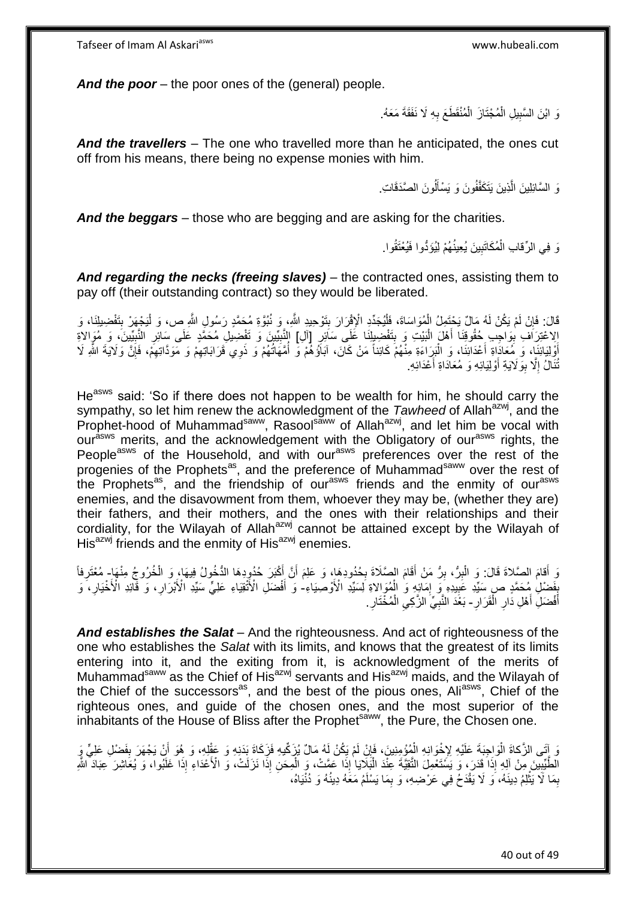***And the poor*** – the poor ones of the (general) people.

وَ ابْنَ السَّبِيلِ الْمُجْتَازَ الْمُنْقَطَعَ بِهِ لَا نَفَقَةَ مَعَهُ.

***And the travellers*** – The one who travelled more than he anticipated, the ones cut off from his means, there being no expense monies with him.

وَ السَّائِلِينَ الَّذِينَ يَتَكَفَّفُونَ وَ يَسْأَلُونَ الصَّدَقَاتِ.

***And the beggars*** – those who are begging and are asking for the charities.

وَ فِي الرِّقابِ الْمُكَاتَبِينَ يُعِينُهُمْ لِيُؤَدُّوا فَيُعْتَقُوا.

***And regarding the necks (freeing slaves)*** – the contracted ones, assisting them to pay off (their outstanding contract) so they would be liberated.

قَالَ: فَإِنْ لَمْ يَكُنْ لَهُ مَالٌ يَحْتَمِلُ الْمُوَاسَاةَ، فَلْيُجَدِّدِ الْإِقْرَارَ بِتَوْحِيدِ اللَّهِ، وَ نُبُوَّةِ مُحَمَّدٍ رَسُولِ اللَّهِ ص، وَ لْيَجْهَرْ بِتَفْضِيلِنَا، وَ الِاعْتِرَافِ بِوَاجِبِ حُقُوقِنَا أَهْلَ الْبَيْتِ وَ بِتَفْضِيلِنَا عَلَى سَائِرِ [آلِ] النَّبِيِّينَ وَ تَفْضِيلِ مُحَمَّدٍ عَلَى سَائِرِ النَّبِيِّينَ، وَ مُوَالاةِ أَوْلِيَائِنَا، وَ مُعَادَاةِ أَعْدَائِنَا، وَ الْبَرَاءَةِ مِنْهُمْ كَائِناً مَنْ كَانَ، آبَاؤُهُمْ وَ أُمَّهَاتُهُمْ وَ ذَوِي قَرَابَاتِهِمْ وَ مَوَدَّاتِهِمْ، فَإِنَّ وَلَايَةَ اللَّهِ لَا تُنَالُ إِلَّا بِوَلَايَةِ أَوْلِيَائِهِ وَ مُعَادَاةِ أَعْدَائِهِ.

He[asws] said: 'So if there does not happen to be wealth for him, he should carry the sympathy, so let him renew the acknowledgment of the *Tawheed* of Allah[azwj], and the Prophet-hood of Muhammad[saww], Rasool[saww] of Allah[azwj], and let him be vocal with our[asws] merits, and the acknowledgement with the Obligatory of our[asws] rights, the People[asws] of the Household, and with our[asws] preferences over the rest of the progenies of the Prophets[as], and the preference of Muhammad[saww] over the rest of the Prophets[as], and the friendship of our[asws] friends and the enmity of our[asws] enemies, and the disavowment from them, whoever they may be, (whether they are) their fathers, and their mothers, and the ones with their relationships and their cordiality, for the Wilayah of Allah[azwj] cannot be attained except by the Wilayah of His[azwj] friends and the enmity of His[azwj] enemies.

وَ أَقَامَ الصَّلاةَ قَالَ: وَ الْبِرُّ، بِرُّ مَنْ أَقَامَ الصَّلَاةَ بِحُدُودِهَا، وَ عَلِمَ أَنَّ أَكْبَرَ حُدُودِهَا الدُّخُولُ فِيهَا، وَ الْخُرُوجُ مِنْهَا- مُعْتَرِفاً بِفَضْلِ مُحَمَّدٍ ص سَيِّدِ عَبِيدِهِ وَ إِمَائِهِ وَ الْمُوَالاةِ لِسَيِّدِ الْأَوْصِيَاءِ- وَ أَفْضَلِ الْأَتْقِيَاءِ عَلِيٍّ سَيِّدِ الْأَبْرَارِ، وَ قَائِدِ الْأَخْيَارِ، وَ أَفْضَلِ أَهْلِ دَارِ الْقَرَارِ- بَعْدَ النَّبِيِّ الزَّكِيِّ الْمُخْتَارِ.

***And establishes the Salat*** – And the righteousness. And act of righteousness of the one who establishes the *Salat* with its limits, and knows that the greatest of its limits entering into it, and the exiting from it, is acknowledgment of the merits of Muhammad[saww] as the Chief of His[azwj] servants and His[azwj] maids, and the Wilayah of the Chief of the successors[as], and the best of the pious ones, Ali[asws], Chief of the righteous ones, and guide of the chosen ones, and the most superior of the inhabitants of the House of Bliss after the Prophet[saww], the Pure, the Chosen one.

وَ آتَى الزَّكاةَ الْوَاجِبَةَ عَلَيْهِ لِإِخْوَانِهِ الْمُؤْمِنِينَ، فَإِنْ لَمْ يَكُنْ لَهُ مَالٌ يُزَكِّيهِ فَزَكَاةَ بَدَنِهِ وَ عَقْلِهِ، وَ هُوَ أَنْ يَجْهَرَ بِفَضْلِ عَلِيٍّ وَ الطَّيِّبِينَ مِنْ آلِهِ إِذَا قَدَرَ، وَ يَسْتَعْمِلَ التَّقِيَّةَ عِنْدَ الْبَلَايَا إِذَا عَمَّتْ، وَ الْمِحَنِ إِذَا نَزَلَتْ، وَ الْأَعْدَاءِ إِذَا غَلَبُوا، وَ يُعَاشِرَ عِبَادَ اللَّهِ بِمَا لَا يَثْلِمُ دِينَهُ، وَ لَا يَقْدَحُ فِي عِرْضِهِ، وَ بِمَا يَسْلَمُ مَعَهُ دِينُهُ وَ دُنْيَاهُ،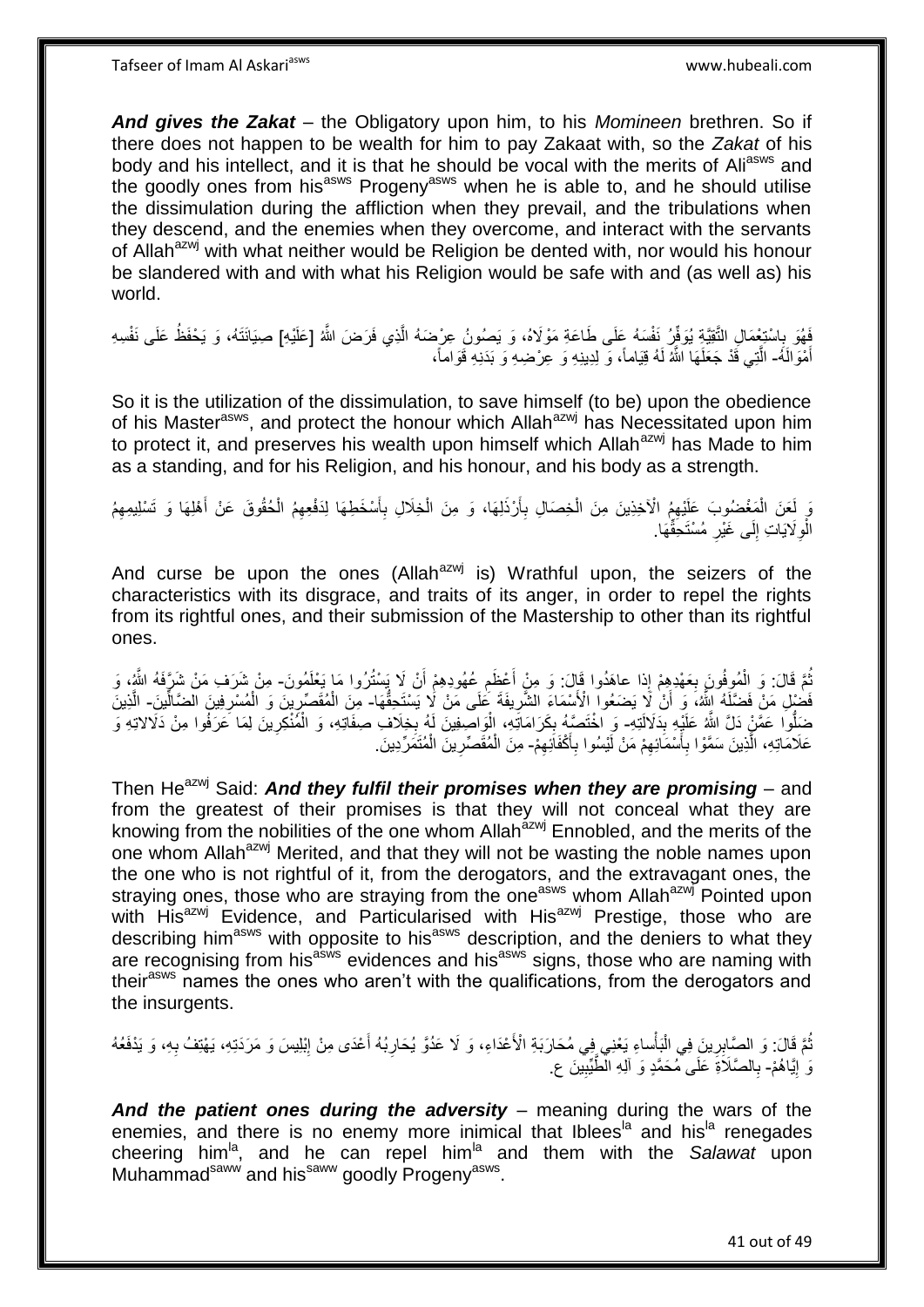***And gives the Zakat*** – the Obligatory upon him, to his *Momineen* brethren. So if there does not happen to be wealth for him to pay Zakaat with, so the *Zakat* of his body and his intellect, and it is that he should be vocal with the merits of Ali[asws] and the goodly ones from his[asws] Progeny[asws] when he is able to, and he should utilise the dissimulation during the affliction when they prevail, and the tribulations when they descend, and the enemies when they overcome, and interact with the servants of Allah[azwj] with what neither would be Religion be dented with, nor would his honour be slandered with and with what his Religion would be safe with and (as well as) his world.

فَهُوَ بِاسْتِعْمَالِ التَّقِيَّةِ يُوَفِّرُ نَفْسَهُ عَلَى طَاعَةِ مَوْلَاهُ، وَ يَصُونُ عِرْضَهُ الَّذِي فَرَضَ اللَّهُ [عَلَيْهِ] صِيَانَتَهُ، وَ يَحْفَظُ عَلَى نَفْسِهِ أَمْوَالَهُ- الَّتِي قَدْ جَعَلَهَا اللَّهُ لَهُ قِيَاماً، وَ لِدِينِهِ وَ عِرْضِهِ وَ بَدَنِهِ قَوَاماً،

So it is the utilization of the dissimulation, to save himself (to be) upon the obedience of his Master[asws], and protect the honour which Allah[azwj] has Necessitated upon him to protect it, and preserves his wealth upon himself which Allah[azwj] has Made to him as a standing, and for his Religion, and his honour, and his body as a strength.

وَ لَعَنَ الْمَغْضُوبَ عَلَيْهِمُ الْآخِذِينَ مِنَ الْخِصَالِ بِأَرْذَلِهَا، وَ مِنَ الْخِلَالِ بِأَسْخَطِهَا لِدَفْعِهِمُ الْحُقُوقَ عَنْ أَهْلِهَا وَ تَسْلِيمِهِمُ الْوِلَايَاتِ إِلَى غَيْرِ مُسْتَحِقِّهَا.

And curse be upon the ones (Allah[azwj] is) Wrathful upon, the seizers of the characteristics with its disgrace, and traits of its anger, in order to repel the rights from its rightful ones, and their submission of the Mastership to other than its rightful ones.

ثُمَّ قَالَ: وَ الْمُوفُونَ بِعَهْدِهِمْ إِذا عاهَدُوا قَالَ: وَ مِنْ أَعْظَمِ عُهُودِهِمْ أَنْ لَا يَسْتُرُوا مَا يَعْلَمُونَ- مِنْ شَرَفِ مَنْ شَرَّفَهُ اللَّهُ، وَ فَضْلِ مَنْ فَضَّلَهُ اللَّهُ، وَ أَنْ لَا يَضَعُوا الْأَسْمَاءَ الشَّرِيفَةَ عَلَى مَنْ لَا يَسْتَحِقُّهَا- مِنَ الْمُقَصِّرِينَ وَ الْمُسْرِفِينَ الضَّالِّينَ- الَّذِينَ ضَلُّوا عَمَّنْ دَلَّ اللَّهُ عَلَيْهِ بِدَلَالَتِهِ- وَ اخْتَصَّهُ بِكَرَامَاتِهِ، الْوَاصِفِينَ لَهُ بِخِلَافِ صِفَاتِهِ، وَ الْمُنْكِرِينَ لِمَا عَرَفُوا مِنْ دَلَالاتِهِ وَ عَلَامَاتِهِ، الَّذِينَ سَمَّوْا بِأَسْمَائِهِمْ مَنْ لَيْسُوا بِأَكْفَائِهِمْ- مِنَ الْمُقَصِّرِينَ الْمُتَمَرِّدِينَ.

Then He[azwj] Said: ***And they fulfil their promises when they are promising*** – and from the greatest of their promises is that they will not conceal what they are knowing from the nobilities of the one whom Allah[azwj] Ennobled, and the merits of the one whom Allah[azwj] Merited, and that they will not be wasting the noble names upon the one who is not rightful of it, from the derogators, and the extravagant ones, the straying ones, those who are straying from the one[asws] whom Allah[azwj] Pointed upon with His[azwj] Evidence, and Particularised with His[azwj] Prestige, those who are describing him[asws] with opposite to his[asws] description, and the deniers to what they are recognising from his[asws] evidences and his[asws] signs, those who are naming with their[asws] names the ones who aren't with the qualifications, from the derogators and the insurgents.

ثُمَّ قَالَ: وَ الصَّابِرِينَ فِي الْبَأْساءِ يَعْنِي فِي مُحَارَبَةِ الْأَعْدَاءِ، وَ لَا عَدُوَّ يُحَارِبُهُ أَعْدَى مِنْ إِبْلِيسَ وَ مَرَدَتِهِ، يَهْتِفُ بِهِ، وَ يَدْفَعُهُ وَ إِيَّاهُمْ- بِالصَّلَاةِ عَلَى مُحَمَّدٍ وَ آلِهِ الطَّيِّبِينَ ع.

***And the patient ones during the adversity*** – meaning during the wars of the enemies, and there is no enemy more inimical that Iblees[la] and his[la] renegades cheering him[la], and he can repel him[la] and them with the *Salawat* upon Muhammad[saww] and his[saww] goodly Progeny[asws].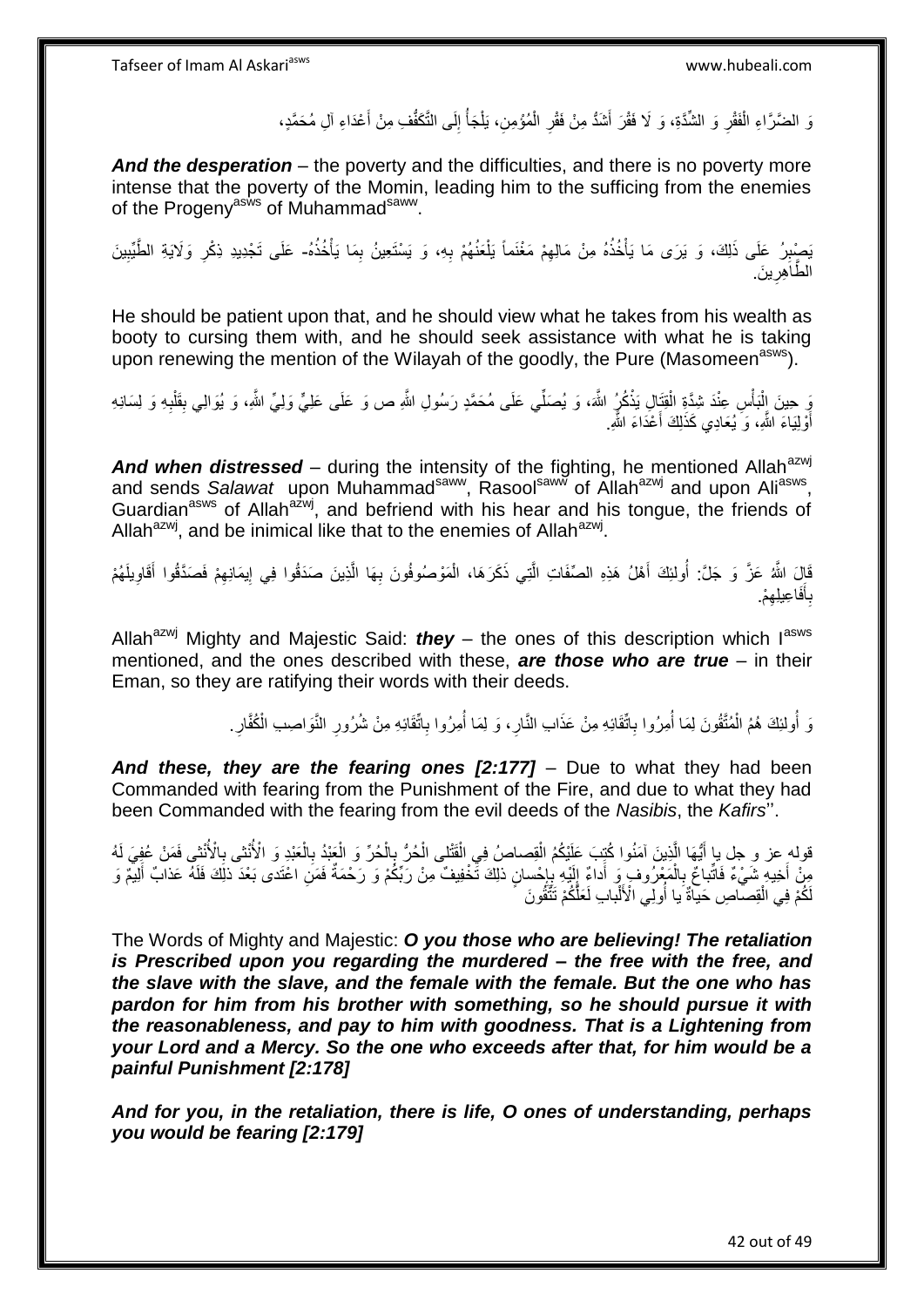وَ الضَّرَّاءِ الْفَقْرِ وَ الشِّدَّةِ، وَ لَا فَقْرَ أَشَدُّ مِنْ فَقْرِ الْمُؤْمِنِ، يَلْجَأُ إِلَى التَّكَفُّفِ مِنْ أَعْدَاءِ آلِ مُحَمَّدٍ،

***And the desperation*** – the poverty and the difficulties, and there is no poverty more intense that the poverty of the Momin, leading him to the sufficing from the enemies of the Progeny[asws] of Muhammad[saww].

يَصْبِرُ عَلَى ذَلِكَ، وَ يَرَى مَا يَأْخُذُهُ مِنْ مَالِهِمْ مَغْنَماً يَلْعَنُهُمْ بِهِ، وَ يَسْتَعِينُ بِمَا يَأْخُذُهُ- عَلَى تَجْدِيدِ ذِكْرِ وَلَايَةِ الطَّيِّبِينَ الطَّاهِرِينَ.

He should be patient upon that, and he should view what he takes from his wealth as booty to cursing them with, and he should seek assistance with what he is taking upon renewing the mention of the Wilayah of the goodly, the Pure (Masomeen[asws]).

وَ حِينَ الْبَأْسِ عِنْدَ شِدَّةِ الْقِتَالِ يَذْكُرُ اللَّهَ، وَ يُصَلِّي عَلَى مُحَمَّدٍ رَسُولِ اللَّهِ ص وَ عَلَى عَلِيٍّ وَلِيِّ اللَّهِ، وَ يُوَالِي بِقَلْبِهِ وَ لِسَانِهِ أَوْلِيَاءَ اللَّهِ، وَ يُعَادِي كَذَلِكَ أَعْدَاءَ اللَّهِ.

***And when distressed*** – during the intensity of the fighting, he mentioned Allah[azwj] and sends *Salawat* upon Muhammad[saww], Rasool[saww] of Allah[azwj] and upon Ali[asws], Guardian[asws] of Allah[azwj], and befriend with his hear and his tongue, the friends of Allah[azwj], and be inimical like that to the enemies of Allah[azwj].

قَالَ اللَّهُ عَزَّ وَ جَلَّ: أُولئِكَ أَهْلُ هَذِهِ الصِّفَاتِ الَّتِي ذَكَرَهَا، الْمَوْصُوفُونَ بِهَا الَّذِينَ صَدَقُوا فِي إِيمَانِهِمْ فَصَدَّقُوا أَقَاوِيلَهُمْ بِأَفَاعِيلِهِمْ.

Allah[azwj] Mighty and Majestic Said: ***they*** – the ones of this description which I[asws] mentioned, and the ones described with these, ***are those who are true*** – in their Eman, so they are ratifying their words with their deeds.

وَ أُولئِكَ هُمُ الْمُتَّقُونَ لِمَا أُمِرُوا بِاتِّقَائِهِ مِنْ عَذَابِ النَّارِ، وَ لِمَا أُمِرُوا بِاتِّقَائِهِ مِنْ شُرُورِ النَّوَاصِبِ الْكُفَّارِ.

***And these, they are the fearing ones [2:177]*** – Due to what they had been Commanded with fearing from the Punishment of the Fire, and due to what they had been Commanded with the fearing from the evil deeds of the *Nasibis*, the *Kafirs*''.

قوله عز و جل يا أَيُّهَا الَّذِينَ آمَنُوا كُتِبَ عَلَيْكُمُ الْقِصاصُ فِي الْقَتْلى الْحُرُّ بِالْحُرِّ وَ الْعَبْدُ بِالْعَبْدِ وَ الْأُنْثى بِالْأُنْثى فَمَنْ عُفِيَ لَهُ مِنْ أَخِيهِ شَيْءٌ فَاتِّباعٌ بِالْمَعْرُوفِ وَ أَداءٌ إِلَيْهِ بِإِحْسانٍ ذلِكَ تَخْفِيفٌ مِنْ رَبِّكُمْ وَ رَحْمَةٌ فَمَنِ اعْتَدى بَعْدَ ذلِكَ فَلَهُ عَذابٌ أَلِيمٌ وَ لَكُمْ فِي الْقِصاصِ حَياةٌ يا أُولِي الْأَلْبابِ لَعَلَّكُمْ تَتَّقُونَ

The Words of Mighty and Majestic: ***O you those who are believing! The retaliation is Prescribed upon you regarding the murdered – the free with the free, and the slave with the slave, and the female with the female. But the one who has pardon for him from his brother with something, so he should pursue it with the reasonableness, and pay to him with goodness. That is a Lightening from your Lord and a Mercy. So the one who exceeds after that, for him would be a painful Punishment [2:178]***

***And for you, in the retaliation, there is life, O ones of understanding, perhaps you would be fearing [2:179]***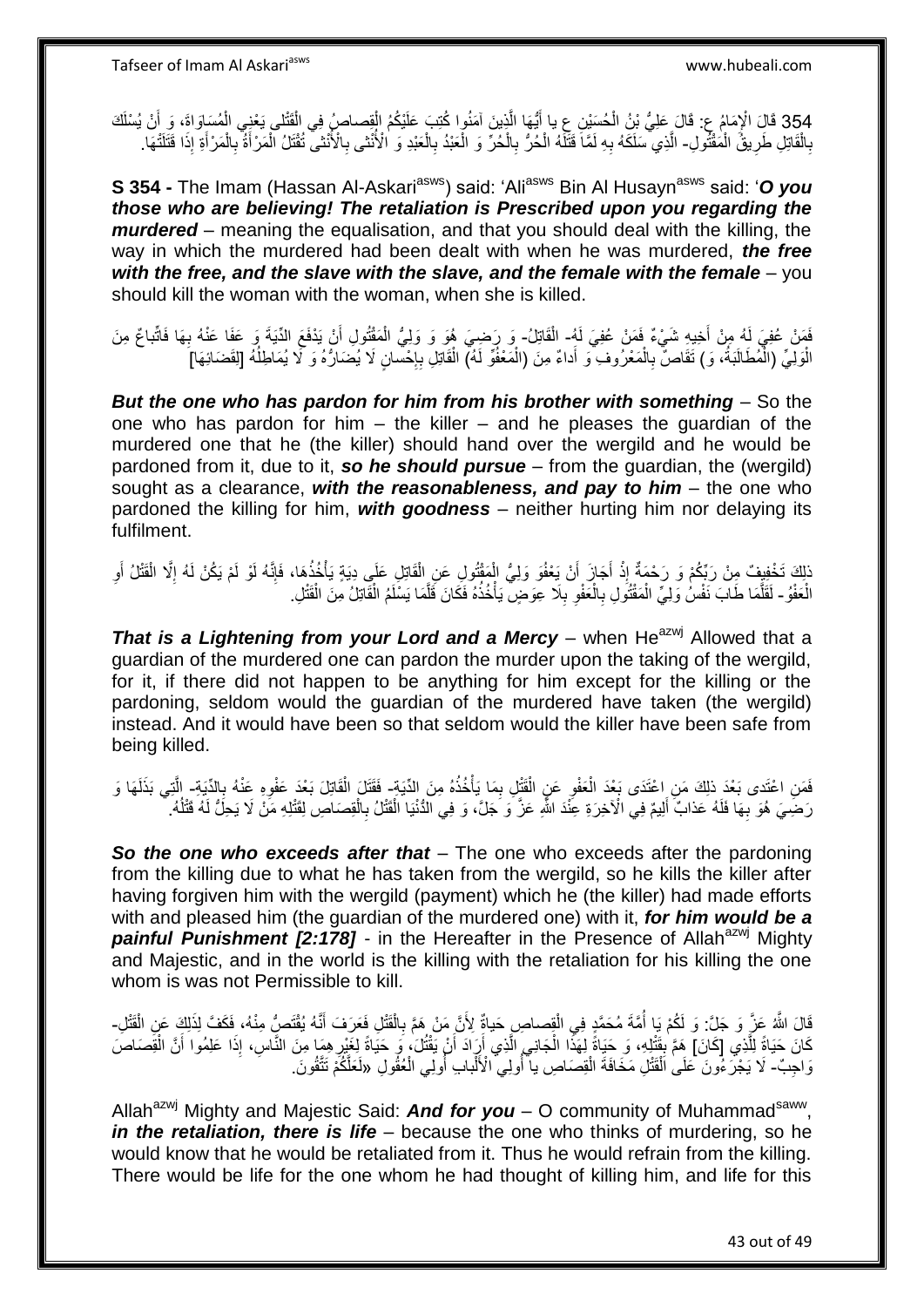354 قَالَ الْإِمَامُ ع: قَالَ عَلِيُّ بْنُ الْحُسَيْنِ ع يا أَيُّهَا الَّذِينَ آمَنُوا كُتِبَ عَلَيْكُمُ الْقِصاصُ فِي الْقَتْلى يَعْنِي الْمُسَاوَاةَ، وَ أَنْ يُسْلَكَ بِالْقَاتِلِ طَرِيقُ الْمَقْتُولِ- الَّذِي سَلَكَهُ بِهِ لَمَّا قَتَلَهُ الْحُرُّ بِالْحُرِّ وَ الْعَبْدُ بِالْعَبْدِ وَ الْأُنْثى بِالْأُنْثى تُقْتَلُ الْمَرْأَةُ بِالْمَرْأَةِ إِذَا قَتَلَتْهَا.

**S 354 -** The Imam (Hassan Al-Askari[asws]) said: 'Ali[asws] Bin Al Husayn[asws] said: '***O you those who are believing! The retaliation is Prescribed upon you regarding the murdered*** – meaning the equalisation, and that you should deal with the killing, the way in which the murdered had been dealt with when he was murdered, ***the free with the free, and the slave with the slave, and the female with the female*** – you should kill the woman with the woman, when she is killed.

فَمَنْ عُفِيَ لَهُ مِنْ أَخِيهِ شَيْءٌ فَمَنْ عُفِيَ لَهُ- الْقَاتِلُ- وَ رَضِيَ هُوَ وَ وَلِيُّ الْمَقْتُولِ أَنْ يَدْفَعَ الدِّيَةَ وَ عَفَا عَنْهُ بِهَا فَاتِّباعٌ مِنَ الْوَلِيِّ (الْمُطَالَبَةُ، وَ) تَقَاضٍ بِالْمَعْرُوفِ وَ أَداءٌ مِنَ (الْمَعْفُوِّ لَهُ) الْقَاتِلِ بِإِحْسانٍ لَا يُضَارُّهُ وَ لَا يُمَاطِلُهُ [لِقَضَائِهَا]

***But the one who has pardon for him from his brother with something*** – So the one who has pardon for him – the killer – and he pleases the guardian of the murdered one that he (the killer) should hand over the wergild and he would be pardoned from it, due to it, ***so he should pursue*** – from the guardian, the (wergild) sought as a clearance, ***with the reasonableness, and pay to him*** – the one who pardoned the killing for him, ***with goodness*** – neither hurting him nor delaying its fulfilment.

ذلِكَ تَخْفِيفٌ مِنْ رَبِّكُمْ وَ رَحْمَةٌ إِذْ أَجَازَ أَنْ يَعْفُوَ وَلِيُّ الْمَقْتُولِ عَنِ الْقَاتِلِ عَلَى دِيَةٍ يَأْخُذُهَا، فَإِنَّهُ لَوْ لَمْ يَكُنْ لَهُ إِلَّا الْقَتْلُ أَوِ الْعَفْوُ- لَقَلَّمَا طَابَ نَفْسُ وَلِيِّ الْمَقْتُولِ بِالْعَفْوِ بِلَا عِوَضٍ يَأْخُذُهُ فَكَانَ قَلَّمَا يَسْلَمُ الْقَاتِلُ مِنَ الْقَتْلِ.

***That is a Lightening from your Lord and a Mercy*** – when He[azwj] Allowed that a guardian of the murdered one can pardon the murder upon the taking of the wergild, for it, if there did not happen to be anything for him except for the killing or the pardoning, seldom would the guardian of the murdered have taken (the wergild) instead. And it would have been so that seldom would the killer have been safe from being killed.

فَمَنِ اعْتَدى بَعْدَ ذلِكَ مَنِ اعْتَدَى بَعْدَ الْعَفْوِ عَنِ الْقَتْلِ بِمَا يَأْخُذُهُ مِنَ الدِّيَةِ- فَقَتَلَ الْقَاتِلَ بَعْدَ عَفْوِهِ عَنْهُ بِالدِّيَةِ- الَّتِي بَذَلَهَا وَ رَضِيَ هُوَ بِهَا فَلَهُ عَذابٌ أَلِيمٌ فِي الْآخِرَةِ عِنْدَ اللَّهِ عَزَّ وَ جَلَّ، وَ فِي الدُّنْيَا الْقَتْلُ بِالْقِصَاصِ لِقَتْلِهِ مَنْ لَا يَحِلُّ لَهُ قَتْلُهُ.

***So the one who exceeds after that*** – The one who exceeds after the pardoning from the killing due to what he has taken from the wergild, so he kills the killer after having forgiven him with the wergild (payment) which he (the killer) had made efforts with and pleased him (the guardian of the murdered one) with it, ***for him would be a painful Punishment [2:178]*** - in the Hereafter in the Presence of Allah[azwj] Mighty and Majestic, and in the world is the killing with the retaliation for his killing the one whom is was not Permissible to kill.

قَالَ اللَّهُ عَزَّ وَ جَلَّ: وَ لَكُمْ يَا أُمَّةَ مُحَمَّدٍ فِي الْقِصاصِ حَياةٌ لِأَنَّ مَنْ هَمَّ بِالْقَتْلِ فَعَرَفَ أَنَّهُ يُقْتَصُّ مِنْهُ، فَكَفَّ لِذَلِكَ عَنِ الْقَتْلِ- كَانَ حَيَاةً لِلَّذِي [كَانَ] هَمَّ بِقَتْلِهِ، وَ حَيَاةً لِهَذَا الْجَانِي الَّذِي أَرَادَ أَنْ يَقْتُلَ، وَ حَيَاةً لِغَيْرِهِمَا مِنَ النَّاسِ، إِذَا عَلِمُوا أَنَّ الْقِصَاصَ وَاجِبٌ- لَا يَجْرُءُونَ عَلَى الْقَتْلِ مَخَافَةَ الْقِصَاصِ يا أُولِي الْأَلْبابِ أُولِي الْعُقُولِ «لَعَلَّكُمْ تَتَّقُونَ.

Allah[azwj] Mighty and Majestic Said: ***And for you*** – O community of Muhammad[saww], ***in the retaliation, there is life*** – because the one who thinks of murdering, so he would know that he would be retaliated from it. Thus he would refrain from the killing. There would be life for the one whom he had thought of killing him, and life for this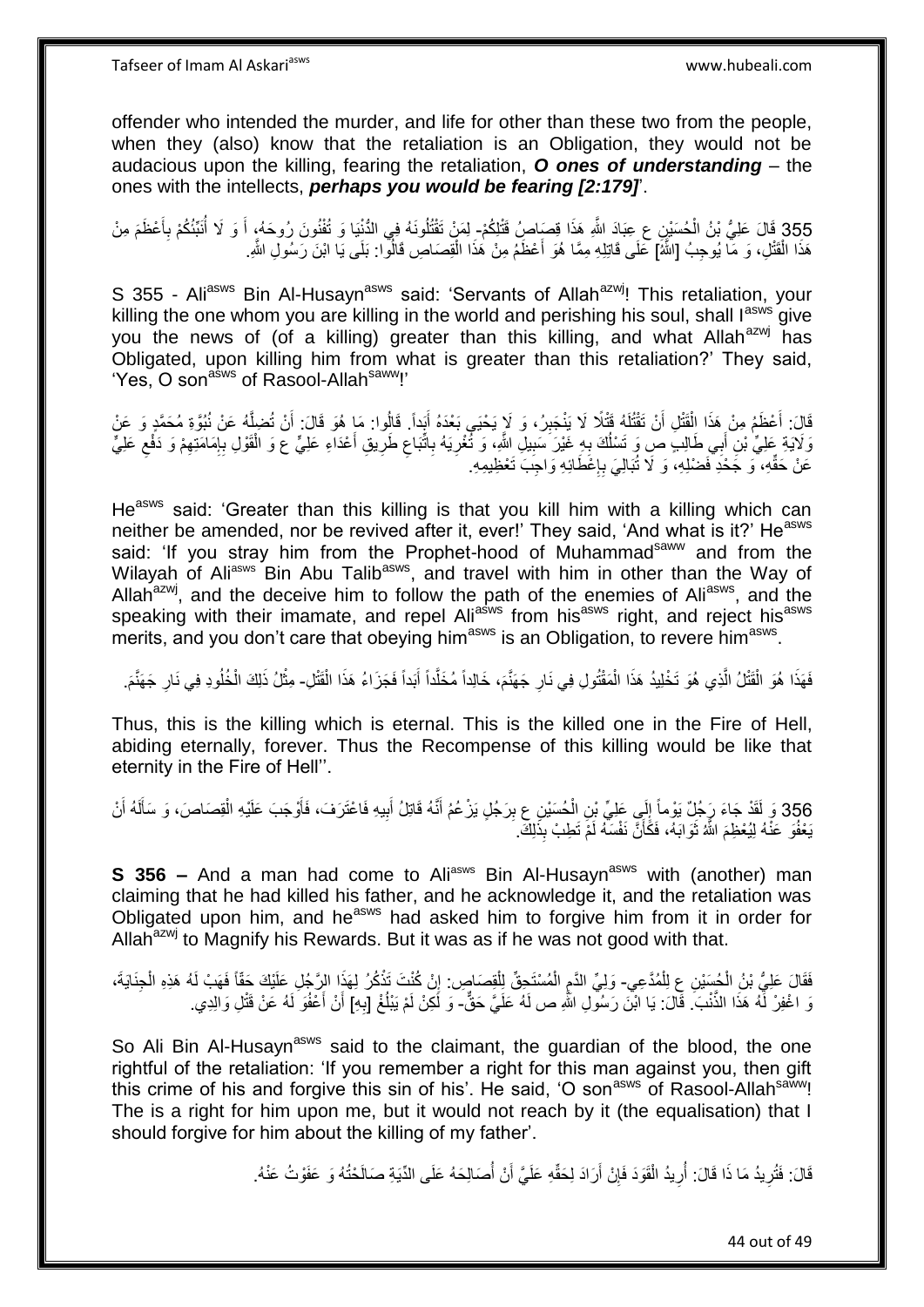offender who intended the murder, and life for other than these two from the people, when they (also) know that the retaliation is an Obligation, they would not be audacious upon the killing, fearing the retaliation, ***O ones of understanding*** – the ones with the intellects, ***perhaps you would be fearing [2:179]***'.

355 قَالَ عَلِيُّ بْنُ الْحُسَيْنِ ع عِبَادَ اللَّهِ هَذَا قِصَاصُ قَتْلِكُمْ- لِمَنْ تَقْتُلُونَهُ فِي الدُّنْيَا وَ تُفْنُونَ رُوحَهُ، أَ وَ لَا أُنَبِّئُكُمْ بِأَعْظَمَ مِنْ هَذَا الْقَتْلِ، وَ مَا يُوجِبُ [اللَّهُ] عَلَى قَاتِلِهِ مِمَّا هُوَ أَعْظَمُ مِنْ هَذَا الْقِصَاصِ قَالُوا: بَلَى يَا ابْنَ رَسُولِ اللَّهِ.

S 355 - Ali[asws] Bin Al-Husayn[asws] said: 'Servants of Allah[azwj]! This retaliation, your killing the one whom you are killing in the world and perishing his soul, shall I[asws] give you the news of (of a killing) greater than this killing, and what Allah[azwj] has Obligated, upon killing him from what is greater than this retaliation?' They said, 'Yes, O son[asws] of Rasool-Allah[saww]!'

قَالَ: أَعْظَمُ مِنْ هَذَا الْقَتْلِ أَنْ تَقْتُلَهُ قَتْلًا لَا يَنْجَبِرُ، وَ لَا يَحْيَى بَعْدَهُ أَبَداً. قَالُوا: مَا هُوَ قَالَ: أَنْ تُضِلَّهُ عَنْ نُبُوَّةِ مُحَمَّدٍ وَ عَنْ وَلَايَةِ عَلِيِّ بْنِ أَبِي طَالِبٍ ص وَ تَسْلُكَ بِهِ غَيْرَ سَبِيلِ اللَّهِ، وَ تُغْرِيَهُ بِاتِّبَاعِ طَرِيقِ أَعْدَاءِ عَلِيٍّ ع وَ الْقَوْلِ بِإِمَامَتِهِمْ وَ دَفْعِ عَلِيٍّ عَنْ حَقِّهِ، وَ جَحْدِ فَضْلِهِ، وَ لَا تُبَالِيَ بِإِعْطَائِهِ وَاجِبَ تَعْظِيمِهِ.

He[asws] said: 'Greater than this killing is that you kill him with a killing which can neither be amended, nor be revived after it, ever!' They said, 'And what is it?' He[asws] said: 'If you stray him from the Prophet-hood of Muhammad[saww] and from the Wilayah of Ali[asws] Bin Abu Talib[asws], and travel with him in other than the Way of Allah[azwj], and the deceive him to follow the path of the enemies of Ali[asws], and the speaking with their imamate, and repel Ali[asws] from his[asws] right, and reject his[asws] merits, and you don't care that obeying him[asws] is an Obligation, to revere him[asws].

فَهَذَا هُوَ الْقَتْلُ الَّذِي هُوَ تَخْلِيدُ هَذَا الْمَقْتُولِ فِي نَارِ جَهَنَّمَ، خَالِداً مُخَلَّداً أَبَداً فَجَزَاءُ هَذَا الْقَتْلِ- مِثْلُ ذَلِكَ الْخُلُودِ فِي نَارِ جَهَنَّمَ.

Thus, this is the killing which is eternal. This is the killed one in the Fire of Hell, abiding eternally, forever. Thus the Recompense of this killing would be like that eternity in the Fire of Hell''.

356 وَ لَقَدْ جَاءَ رَجُلٌ يَوْماً إِلَى عَلِيِّ بْنِ الْحُسَيْنِ ع بِرَجُلٍ يَزْعُمُ أَنَّهُ قَاتِلُ أَبِيهِ فَاعْتَرَفَ، فَأَوْجَبَ عَلَيْهِ الْقِصَاصَ، وَ سَأَلَهُ أَنْ يَعْفُوَ عَنْهُ لِيُعْظِمَ اللَّهُ ثَوَابَهُ، فَكَأَنَّ نَفْسَهُ لَمْ تَطِبْ بِذَلِكَ.

**S 356 –** And a man had come to Ali[asws] Bin Al-Husayn[asws] with (another) man claiming that he had killed his father, and he acknowledge it, and the retaliation was Obligated upon him, and he[asws] had asked him to forgive him from it in order for Allah[azwj] to Magnify his Rewards. But it was as if he was not good with that.

فَقَالَ عَلِيُّ بْنُ الْحُسَيْنِ ع لِلْمُدَّعِي- وَلِيِّ الدَّمِ الْمُسْتَحِقِّ لِلْقِصَاصِ: إِنْ كُنْتَ تَذْكُرُ لِهَذَا الرَّجُلِ عَلَيْكَ حَقّاً فَهَبْ لَهُ هَذِهِ الْجِنَايَةَ، وَ اغْفِرْ لَهُ هَذَا الذَّنْبَ. قَالَ: يَا ابْنَ رَسُولِ اللَّهِ ص لَهُ عَلَيَّ حَقٌّ- وَ لَكِنْ لَمْ يَبْلُغْ [بِهِ] أَنْ أَعْفُوَ لَهُ عَنْ قَتْلِ وَالِدِي.

So Ali Bin Al-Husayn[asws] said to the claimant, the guardian of the blood, the one rightful of the retaliation: 'If you remember a right for this man against you, then gift this crime of his and forgive this sin of his'. He said, 'O son[asws] of Rasool-Allah[saww]! The is a right for him upon me, but it would not reach by it (the equalisation) that I should forgive for him about the killing of my father'.

قَالَ: فَتُرِيدُ مَا ذَا قَالَ: أُرِيدُ الْقَوَدَ فَإِنْ أَرَادَ لِحَقِّهِ عَلَيَّ أَنْ أُصَالِحَهُ عَلَى الدِّيَةِ صَالَحْتُهُ وَ عَفَوْتُ عَنْهُ.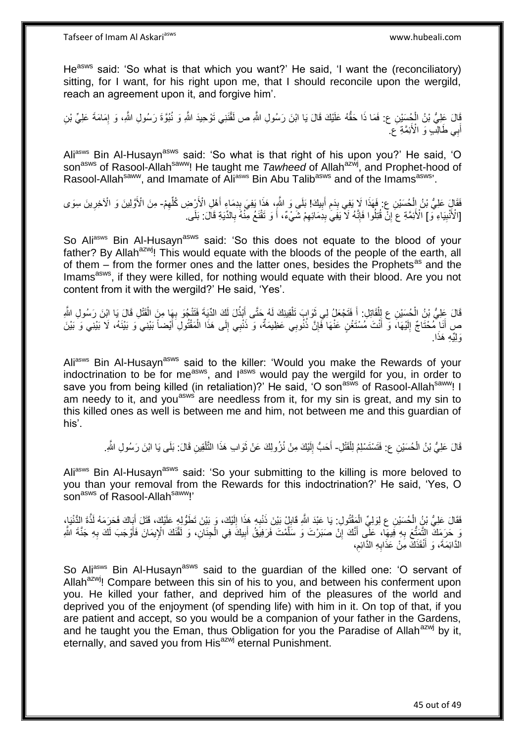He[asws] said: 'So what is that which you want?' He said, 'I want the (reconciliatory) sitting, for I want, for his right upon me, that I should reconcile upon the wergild, reach an agreement upon it, and forgive him'.

قَالَ عَلِيُّ بْنُ الْحُسَيْنِ ع: فَمَا ذَا حَقُّهُ عَلَيْكَ قَالَ يَا ابْنَ رَسُولِ اللَّهِ ص لَقَّنَنِي تَوْحِيدَ اللَّهِ وَ نُبُوَّةَ رَسُولِ اللَّهِ، وَ إِمَامَةَ عَلِيِّ بْنِ أَبِي طَالِبٍ وَ الْأَئِمَّةِ ع.

Ali[asws] Bin Al-Husayn[asws] said: 'So what is that right of his upon you?' He said, 'O son[asws] of Rasool-Allah[saww]! He taught me *Tawheed* of Allah[azwj], and Prophet-hood of Rasool-Allah[saww], and Imamate of Ali[asws] Bin Abu Talib[asws] and of the Imams[asws]'.

فَقَالَ عَلِيُّ بْنُ الْحُسَيْنِ ع: فَهَذَا لَا يَفِي بِدَمِ أَبِيكَ! بَلَى وَ اللَّهِ، هَذَا يَفِيَ بِدِمَاءِ أَهْلِ الْأَرْضِ كُلِّهِمْ- مِنَ الْأَوَّلِينَ وَ الْآخِرِينَ سِوَى [الْأَنْبِيَاءِ وَ] الْأَئِمَّةِ ع إِنْ قُتِلُوا فَإِنَّهُ لَا يَفِي بِدِمَائِهِمْ شَيْءٌ، أَ وَ تَقْنَعُ مِنْهُ بِالدِّيَةِ قَالَ: بَلَى.

So Ali[asws] Bin Al-Husayn[asws] said: 'So this does not equate to the blood of your father? By Allah[azwj]! This would equate with the bloods of the people of the earth, all of them – from the former ones and the latter ones, besides the Prophets[as] and the Imams[asws], if they were killed, for nothing would equate with their blood. Are you not content from it with the wergild?' He said, 'Yes'.

قَالَ عَلِيُّ بْنُ الْحُسَيْنِ ع لِلْقَاتِلِ: أَ فَتَجْعَلُ لِي ثَوَابَ تَلْقِينِكَ لَهُ حَتَّى أَبْذُلَ لَكَ الدِّيَةَ فَتَنْجُوَ بِهَا مِنَ الْقَتْلِ قَالَ يَا ابْنَ رَسُولِ اللَّهِ ص أَنَا مُحْتَاجٌ إِلَيْهَا، وَ أَنْتَ مُسْتَغْنٍ عَنْهَا فَإِنَّ ذُنُوبِي عَظِيمَةٌ، وَ ذَنْبِي إِلَى هَذَا الْمَقْتُولِ أَيْضاً بَيْنِي وَ بَيْنَهُ، لَا بَيْنِي وَ بَيْنَ وَلِيِّهِ هَذَا.

Ali[asws] Bin Al-Husayn[asws] said to the killer: 'Would you make the Rewards of your indoctrination to be for me[asws], and I[asws] would pay the wergild for you, in order to save you from being killed (in retaliation)?' He said, 'O son[asws] of Rasool-Allah[saww]! I am needy to it, and you[asws] are needless from it, for my sin is great, and my sin to this killed ones as well is between me and him, not between me and this guardian of his'.

قَالَ عَلِيُّ بْنُ الْحُسَيْنِ ع: فَتَسْتَسْلِمُ لِلْقَتْلِ- أَحَبُّ إِلَيْكَ مِنْ نُزُولِكَ عَنْ ثَوَابِ هَذَا التَّلْقِينِ قَالَ: بَلَى يَا ابْنَ رَسُولِ اللَّهِ.

Ali[asws] Bin Al-Husayn[asws] said: 'So your submitting to the killing is more beloved to you than your removal from the Rewards for this indoctrination?' He said, 'Yes, O son[asws] of Rasool-Allah[saww]!'

فَقَالَ عَلِيُّ بْنُ الْحُسَيْنِ ع لِوَلِيِّ الْمَقْتُولِ: يَا عَبْدَ اللَّهِ قَابِلْ بَيْنَ ذَنْبِهِ هَذَا إِلَيْكَ، وَ بَيْنَ تَطَوُّلِهِ عَلَيْكَ، قَتَلَ أَبَاكَ فَحَرَمَهُ لَذَّةَ الدُّنْيَا، وَ حَرَمَكَ التَّمَتُّعَ بِهِ فِيهَا، عَلَى أَنَّكَ إِنْ صَبَرْتَ وَ سَلَّمْتَ فَرَفِيقُ أَبِيكَ فِي الْجِنَانِ، وَ لَقَّنَكَ الْإِيمَانَ فَأَوْجَبَ لَكَ بِهِ جَنَّةَ اللَّهِ الدَّائِمَةَ، وَ أَنْقَذَكَ مِنْ عَذَابِهِ الدَّائِمِ،

So Ali[asws] Bin Al-Husayn[asws] said to the guardian of the killed one: 'O servant of Allah[azwj]! Compare between this sin of his to you, and between his conferment upon you. He killed your father, and deprived him of the pleasures of the world and deprived you of the enjoyment (of spending life) with him in it. On top of that, if you are patient and accept, so you would be a companion of your father in the Gardens, and he taught you the Eman, thus Obligation for you the Paradise of Allah[azwj] by it, eternally, and saved you from His[azwj] eternal Punishment.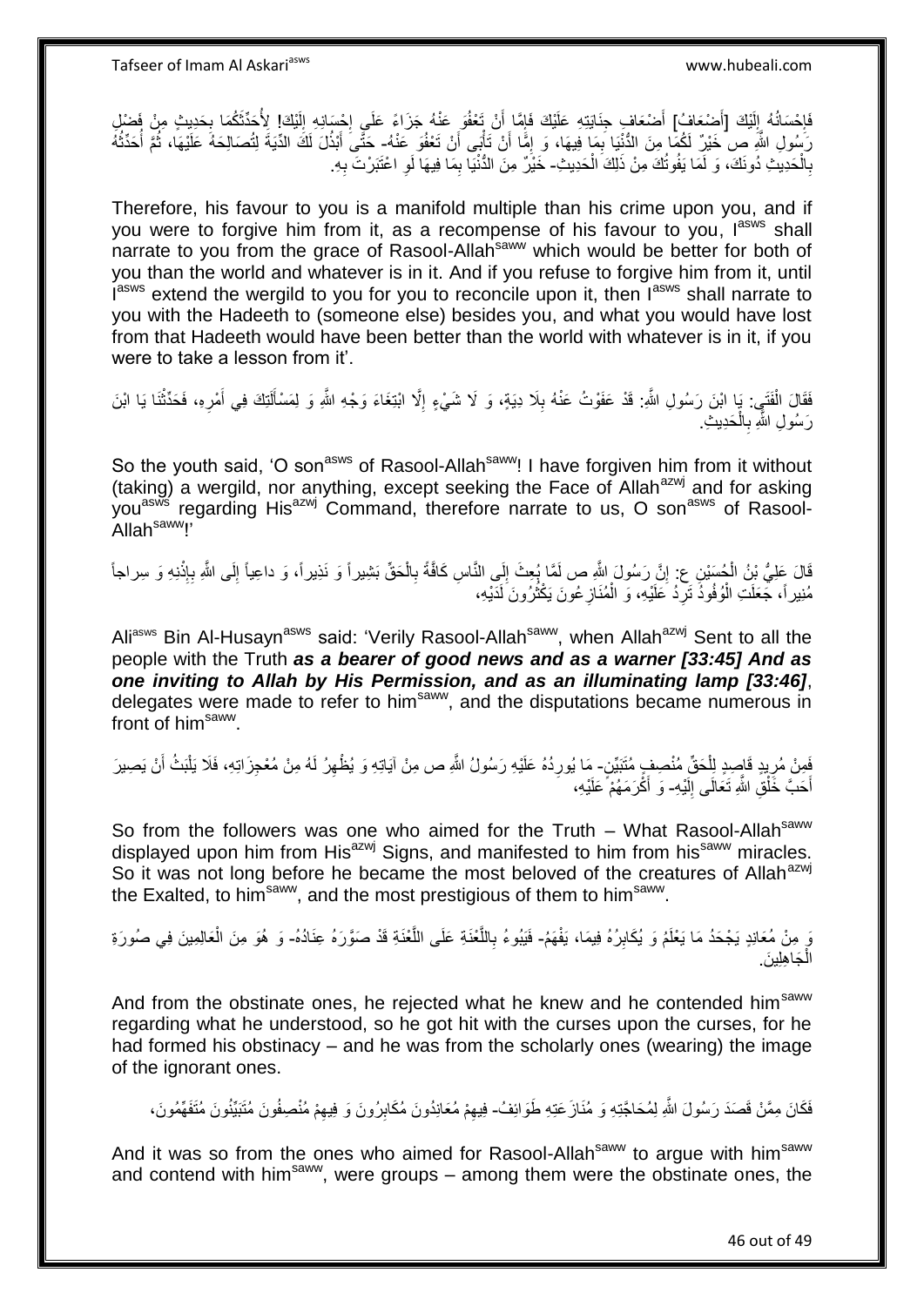فَإِحْسَانُهُ إِلَيْكَ [أَضْعَافُ] أَضْعَافِ جِنَايَتِهِ عَلَيْكَ فَإِمَّا أَنْ تَعْفُوَ عَنْهُ جَزَاءً عَلَى إِحْسَانِهِ إِلَيْكَ! لِأُحَدِّثَكُمَا بِحَدِيثٍ مِنْ فَضْلِ رَسُولِ اللَّهِ ص خَيْرٌ لَكُمَا مِنَ الدُّنْيَا بِمَا فِيهَا، وَ إِمَّا أَنْ تَأْبَى أَنْ تَعْفُوَ عَنْهُ- حَتَّى أَبْذُلَ لَكَ الدِّيَةَ لِتُصَالِحَهُ عَلَيْهَا، ثُمَّ أُحَدِّثُهُ بِالْحَدِيثِ دُونَكَ، وَ لَمَا يَفُوتُكَ مِنْ ذَلِكَ الْحَدِيثِ- خَيْرٌ مِنَ الدُّنْيَا بِمَا فِيهَا لَوِ اعْتَبَرْتَ بِهِ.

Therefore, his favour to you is a manifold multiple than his crime upon you, and if you were to forgive him from it, as a recompense of his favour to you, I[asws] shall narrate to you from the grace of Rasool-Allah[saww] which would be better for both of you than the world and whatever is in it. And if you refuse to forgive him from it, until I[asws] extend the wergild to you for you to reconcile upon it, then I[asws] shall narrate to you with the Hadeeth to (someone else) besides you, and what you would have lost from that Hadeeth would have been better than the world with whatever is in it, if you were to take a lesson from it'.

فَقَالَ الْفَتَى: يَا ابْنَ رَسُولِ اللَّهِ: قَدْ عَفَوْتُ عَنْهُ بِلَا دِيَةٍ، وَ لَا شَيْءٍ إِلَّا ابْتِغَاءَ وَجْهِ اللَّهِ وَ لِمَسْأَلَتِكَ فِي أَمْرِهِ، فَحَدِّثْنَا يَا ابْنَ رَسُولِ اللَّهِ بِالْحَدِيثِ.

So the youth said, 'O son[asws] of Rasool-Allah[saww]! I have forgiven him from it without (taking) a wergild, nor anything, except seeking the Face of Allah[azwj] and for asking you[asws] regarding His[azwj] Command, therefore narrate to us, O son[asws] of Rasool-Allah[saww]!'

قَالَ عَلِيُّ بْنُ الْحُسَيْنِ ع: إِنَّ رَسُولَ اللَّهِ ص لَمَّا بُعِثَ إِلَى النَّاسِ كَافَّةً بِالْحَقِّ بَشِيراً وَ نَذِيراً، وَ داعِياً إِلَى اللَّهِ بِإِذْنِهِ وَ سِراجاً مُنِيراً، جَعَلَتِ الْوُفُودُ تَرِدُ عَلَيْهِ، وَ الْمُنَازِعُونَ يَكْثُرُونَ لَدَيْهِ،

Ali[asws] Bin Al-Husayn[asws] said: 'Verily Rasool-Allah[saww], when Allah[azwj] Sent to all the people with the Truth ***as a bearer of good news and as a warner [33:45] And as one inviting to Allah by His Permission, and as an illuminating lamp [33:46]***, delegates were made to refer to him[saww], and the disputations became numerous in front of him[saww].

فَمِنْ مُرِيدٍ قَاصِدٍ لِلْحَقِّ مُنْصِفٍ مُتَبَيِّنٍ- مَا يُورِدُهُ عَلَيْهِ رَسُولُ اللَّهِ ص مِنْ آيَاتِهِ وَ يُظْهِرُ لَهُ مِنْ مُعْجِزَاتِهِ، فَلَا يَلْبَثُ أَنْ يَصِيرَ أَحَبَّ خَلْقِ اللَّهِ تَعَالَى إِلَيْهِ- وَ أَكْرَمَهُمْ عَلَيْهِ،

So from the followers was one who aimed for the Truth – What Rasool-Allah[saww] displayed upon him from His[azwj] Signs, and manifested to him from his[saww] miracles. So it was not long before he became the most beloved of the creatures of Allah[azwj] the Exalted, to him[saww], and the most prestigious of them to him[saww].

وَ مِنْ مُعَانِدٍ يَجْحَدُ مَا يَعْلَمُ وَ يُكَابِرُهُ فِيمَا، يَفْهَمُ- فَيَبُوءُ بِاللَّعْنَةِ عَلَى اللَّعْنَةِ قَدْ صَوَّرَهُ عِنَادُهُ- وَ هُوَ مِنَ الْعَالِمِينَ فِي صُورَةِ الْجَاهِلِينَ.

And from the obstinate ones, he rejected what he knew and he contended him[saww] regarding what he understood, so he got hit with the curses upon the curses, for he had formed his obstinacy – and he was from the scholarly ones (wearing) the image of the ignorant ones.

فَكَانَ مِمَّنْ قَصَدَ رَسُولَ اللَّهِ لِمُحَاجَّتِهِ وَ مُنَازَعَتِهِ طَوَائِفُ- فِيهِمْ مُعَانِدُونَ مُكَابِرُونَ وَ فِيهِمْ مُنْصِفُونَ مُتَبَيِّنُونَ مُتَفَهِّمُونَ،

And it was so from the ones who aimed for Rasool-Allah[saww] to argue with him[saww] and contend with him[saww], were groups – among them were the obstinate ones, the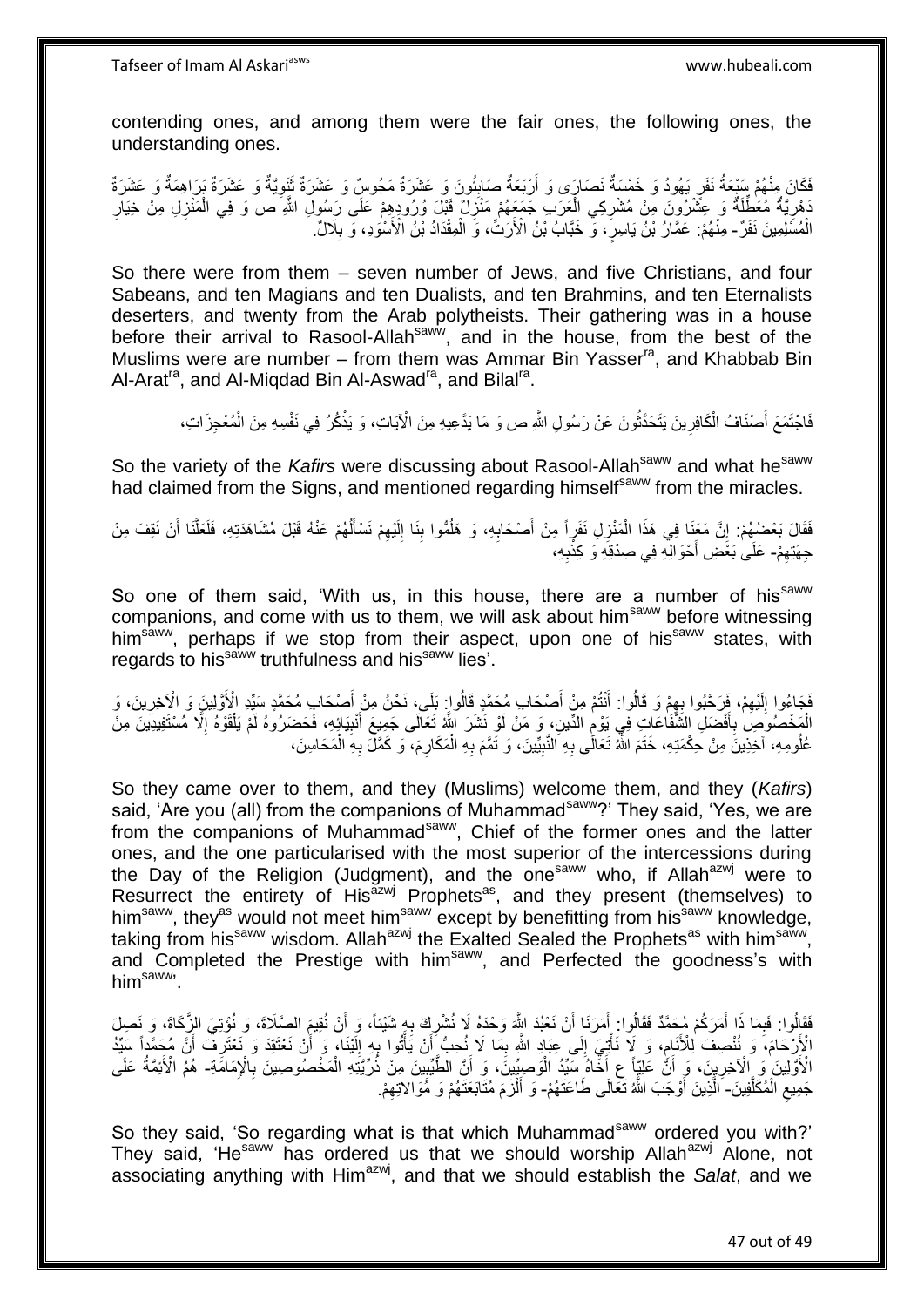contending ones, and among them were the fair ones, the following ones, the understanding ones.

فَكَانَ مِنْهُمْ سَبْعَةُ نَفَرٍ يَهُودُ وَ خَمْسَةُ نَصَارَى وَ أَرْبَعَةُ صَابِئُونَ وَ عَشَرَةُ مَجُوسٍ وَ عَشَرَةُ ثَنَوِيَّةٌ وَ عَشَرَةُ بَرَاهِمَةُ وَ عَشَرَةُ دَهْرِيَّةٌ مُعَطِّلَةٌ وَ عِشْرُونَ مِنْ مُشْرِكِي الْعَرَبِ جَمَعَهُمْ مَنْزِلٌ قَبْلَ وُرُودِهِمْ عَلَى رَسُولِ اللَّهِ ص وَ فِي الْمَنْزِلِ مِنْ خِيَارِ الْمُسْلِمِينَ نَفَرٌ- مِنْهُمْ: عَمَّارُ بْنُ يَاسِرٍ، وَ خَبَّابُ بْنُ الْأَرَتِّ، وَ الْمِقْدَادُ بْنُ الْأَسْوَدِ، وَ بِلَالٌ.

So there were from them – seven number of Jews, and five Christians, and four Sabeans, and ten Magians and ten Dualists, and ten Brahmins, and ten Eternalists deserters, and twenty from the Arab polytheists. Their gathering was in a house before their arrival to Rasool-Allah[saww], and in the house, from the best of the Muslims were are number – from them was Ammar Bin Yasser[ra], and Khabbab Bin Al-Arat[ra], and Al-Miqdad Bin Al-Aswad[ra], and Bilal[ra].

فَاجْتَمَعَ أَصْنَافُ الْكَافِرِينَ يَتَحَدَّثُونَ عَنْ رَسُولِ اللَّهِ ص وَ مَا يَدَّعِيهِ مِنَ الْآيَاتِ، وَ يَذْكُرُ فِي نَفْسِهِ مِنَ الْمُعْجِزَاتِ،

So the variety of the *Kafirs* were discussing about Rasool-Allah[saww] and what he[saww] had claimed from the Signs, and mentioned regarding himself[saww] from the miracles.

فَقَالَ بَعْضُهُمْ: إِنَّ مَعَنَا فِي هَذَا الْمَنْزِلِ نَفَراً مِنْ أَصْحَابِهِ، وَ هَلُمُّوا بِنَا إِلَيْهِمْ نَسْأَلُهُمْ عَنْهُ قَبْلَ مُشَاهَدَتِهِ، فَلَعَلَّنَا أَنْ نَقِفَ مِنْ جِهَتِهِمْ- عَلَى بَعْضِ أَحْوَالِهِ فِي صِدْقِهِ وَ كَذِبِهِ،

So one of them said, 'With us, in this house, there are a number of his[saww] companions, and come with us to them, we will ask about him[saww] before witnessing him[saww], perhaps if we stop from their aspect, upon one of his[saww] states, with regards to his[saww] truthfulness and his[saww] lies'.

فَجَاءُوا إِلَيْهِمْ، فَرَحَّبُوا بِهِمْ وَ قَالُوا: أَنْتُمْ مِنْ أَصْحَابِ مُحَمَّدٍ قَالُوا: بَلَى، نَحْنُ مِنْ أَصْحَابِ مُحَمَّدٍ سَيِّدِ الْأَوَّلِينَ وَ الْآخِرِينَ، وَ الْمَخْصُوصِ بِأَفْضَلِ الشَّفَاعَاتِ فِي يَوْمِ الدِّينِ، وَ مَنْ لَوْ نَشَرَ اللَّهُ تَعَالَى جَمِيعَ أَنْبِيَائِهِ، فَحَضَرُوهُ لَمْ يَلْقَوْهُ إِلَّا مُسْتَفِيدِينَ مِنْ عُلُومِهِ، آخِذِينَ مِنْ حِكْمَتِهِ، خَتَمَ اللَّهُ تَعَالَى بِهِ النَّبِيِّينَ، وَ تَمَّمَ بِهِ الْمَكَارِمَ، وَ كَمَّلَ بِهِ الْمَحَاسِنَ،

So they came over to them, and they (Muslims) welcome them, and they (*Kafirs*) said, 'Are you (all) from the companions of Muhammad[saww]?' They said, 'Yes, we are from the companions of Muhammad[saww], Chief of the former ones and the latter ones, and the one particularised with the most superior of the intercessions during the Day of the Religion (Judgment), and the one[saww] who, if Allah[azwj] were to Resurrect the entirety of His[azwj] Prophets[as], and they present (themselves) to him[saww], they[as] would not meet him[saww] except by benefitting from his[saww] knowledge, taking from his[saww] wisdom. Allah[azwj] the Exalted Sealed the Prophets[as] with him[saww], and Completed the Prestige with him[saww], and Perfected the goodness's with him[saww]'.

فَقَالُوا: فَبِمَا ذَا أَمَرَكُمْ مُحَمَّدٌ فَقَالُوا: أَمَرَنَا أَنْ نَعْبُدَ اللَّهَ وَحْدَهُ لَا نُشْرِكَ بِهِ شَيْئاً، وَ أَنْ نُقِيمَ الصَّلَاةَ، وَ نُؤْتِيَ الزَّكَاةَ، وَ نَصِلَ الْأَرْحَامَ، وَ نُنْصِفَ لِلْأَنَامِ، وَ لَا نَأْتِيَ إِلَى عِبَادِ اللَّهِ بِمَا لَا نُحِبُّ أَنْ يَأْتُوا بِهِ إِلَيْنَا، وَ أَنْ نَعْتَقِدَ وَ نَعْتَرِفَ أَنَّ مُحَمَّداً سَيِّدُ الْأَوَّلِينَ وَ الْآخِرِينَ، وَ أَنَّ عَلِيّاً ع أَخَاهُ سَيِّدُ الْوَصِيِّينَ، وَ أَنَّ الطَّيِّبِينَ مِنْ ذُرِّيَّتِهِ الْمَخْصُوصِينَ بِالْإِمَامَةِ- هُمُ الْأَئِمَّةُ عَلَى جَمِيعِ الْمُكَلَّفِينَ- الَّذِينَ أَوْجَبَ اللَّهُ تَعَالَى طَاعَتَهُمْ- وَ أَلْزَمَ مُتَابَعَتَهُمْ وَ مُوَالاتِهِمْ.

So they said, 'So regarding what is that which Muhammad[saww] ordered you with?' They said, 'He[saww] has ordered us that we should worship Allah[azwj] Alone, not associating anything with Him[azwj], and that we should establish the *Salat*, and we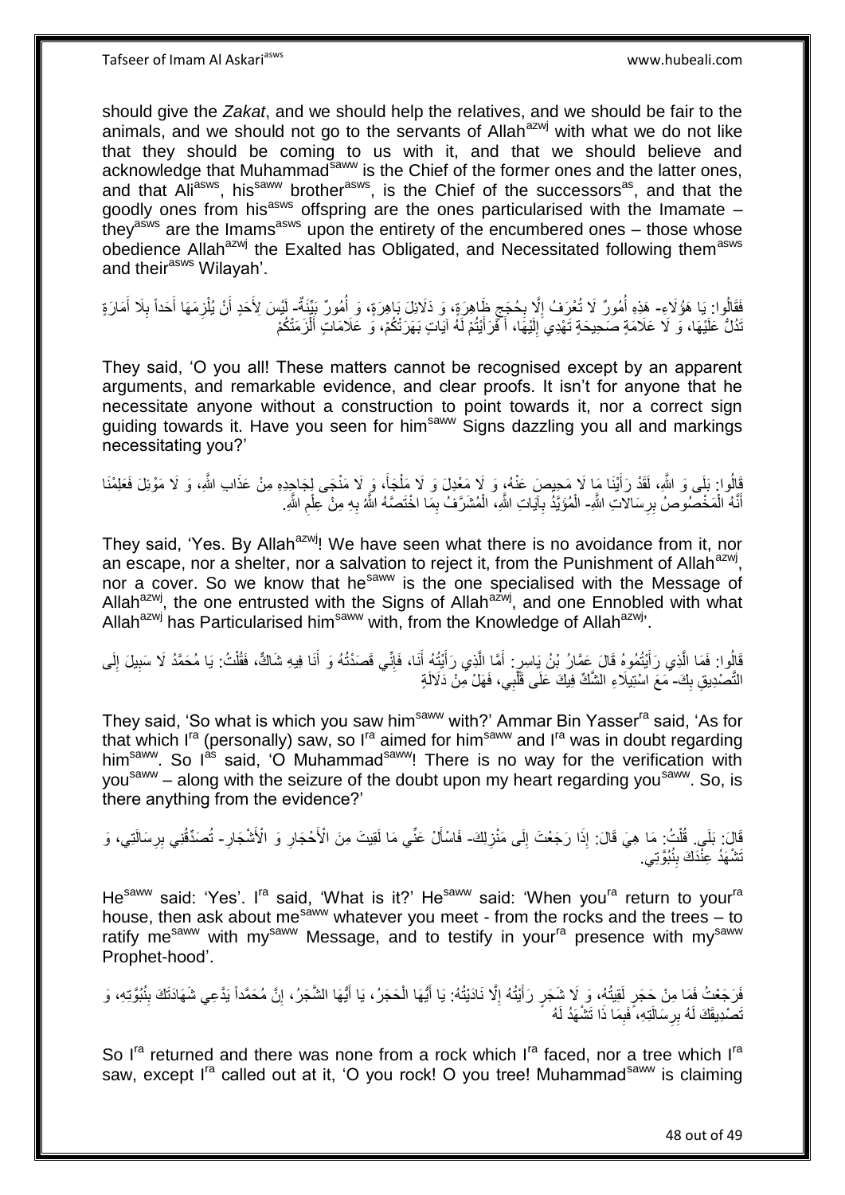should give the *Zakat*, and we should help the relatives, and we should be fair to the animals, and we should not go to the servants of Allah[azwj] with what we do not like that they should be coming to us with it, and that we should believe and acknowledge that Muhammad[saww] is the Chief of the former ones and the latter ones, and that Ali[asws], his[saww] brother[asws], is the Chief of the successors[as], and that the goodly ones from his[asws] offspring are the ones particularised with the Imamate – they[asws] are the Imams[asws] upon the entirety of the encumbered ones – those whose obedience Allah[azwj] the Exalted has Obligated, and Necessitated following them[asws] and their[asws] Wilayah'.

فَقَالُوا: يَا هَؤُلَاءِ- هَذِهِ أُمُورٌ لَا تُعْرَفُ إِلَّا بِحُجَجٍ ظَاهِرَةٍ، وَ دَلَائِلَ بَاهِرَةٍ، وَ أُمُورٌ بَيِّنَةٌ- لَيْسَ لِأَحَدٍ أَنْ يُلْزِمَهَا أَحَداً بِلَا أَمَارَةٍ تَدُلُّ عَلَيْهَا، وَ لَا عَلَامَةٍ صَحِيحَةٍ تَهْدِي إِلَيْهَا، أَ فَرَأَيْتُمْ لَهُ آيَاتٍ بَهَرَتْكُمْ، وَ عَلَامَاتٍ أَلْزَمَتْكُمْ

They said, 'O you all! These matters cannot be recognised except by an apparent arguments, and remarkable evidence, and clear proofs. It isn't for anyone that he necessitate anyone without a construction to point towards it, nor a correct sign guiding towards it. Have you seen for him[saww] Signs dazzling you all and markings necessitating you?'

قَالُوا: بَلَى وَ اللَّهِ، لَقَدْ رَأَيْنَا مَا لَا مَحِيصَ عَنْهُ، وَ لَا مَعْدِلَ وَ لَا مَلْجَأَ، وَ لَا مَنْجَى لِجَاحِدِهِ مِنْ عَذَابِ اللَّهِ، وَ لَا مَوْئِلَ فَعَلِمْنَا أَنَّهُ الْمَخْصُوصُ بِرِسَالاتِ اللَّهِ- الْمُؤَيَّدُ بِآيَاتِ اللَّهِ، الْمُشَرَّفُ بِمَا اخْتَصَّهُ اللَّهُ بِهِ مِنْ عِلْمِ اللَّهِ.

They said, 'Yes. By Allah[azwj]! We have seen what there is no avoidance from it, nor an escape, nor a shelter, nor a salvation to reject it, from the Punishment of Allah[azwj], nor a cover. So we know that he[saww] is the one specialised with the Message of Allah[azwj], the one entrusted with the Signs of Allah[azwj], and one Ennobled with what Allah[azwj] has Particularised him[saww] with, from the Knowledge of Allah[azwj]'.

قَالُوا: فَمَا الَّذِي رَأَيْتُمُوهُ قَالَ عَمَّارُ بْنُ يَاسِرٍ: أَمَّا الَّذِي رَأَيْتُهُ أَنَا، فَإِنِّي قَصَدْتُهُ وَ أَنَا فِيهِ شَاكٌّ، فَقُلْتُ: يَا مُحَمَّدُ لَا سَبِيلَ إِلَى التَّصْدِيقِ بِكَ- مَعَ اسْتِيلَاءِ الشَّكِّ فِيكَ عَلَى قَلْبِي، فَهَلْ مِنْ دَلَالَةٍ

They said, 'So what is which you saw him[saww] with?' Ammar Bin Yasser[ra] said, 'As for that which I[ra] (personally) saw, so I[ra] aimed for him[saww] and I[ra] was in doubt regarding him[saww]. So I[as] said, 'O Muhammad[saww]! There is no way for the verification with you[saww] – along with the seizure of the doubt upon my heart regarding you[saww]. So, is there anything from the evidence?'

قَالَ: بَلَى. قُلْتُ: مَا هِيَ قَالَ: إِذَا رَجَعْتَ إِلَى مَنْزِلِكَ- فَاسْأَلْ عَنِّي مَا لَقِيتَ مِنَ الْأَحْجَارِ وَ الْأَشْجَارِ- تُصَدِّقْنِي بِرِسَالَتِي، وَ تَشْهَدُ عِنْدَكَ بِنُبُوَّتِي.

He[saww] said: 'Yes'. I[ra] said, 'What is it?' He[saww] said: 'When you[ra] return to your[ra] house, then ask about me[saww] whatever you meet - from the rocks and the trees – to ratify me[saww] with my[saww] Message, and to testify in your[ra] presence with my[saww] Prophet-hood'.

فَرَجَعْتُ فَمَا مِنْ حَجَرٍ لَقِيتُهُ، وَ لَا شَجَرٍ رَأَيْتُهُ إِلَّا نَادَيْتُهُ: يَا أَيُّهَا الْحَجَرُ، يَا أَيُّهَا الشَّجَرُ، إِنَّ مُحَمَّداً يَدَّعِي شَهَادَتَكَ بِنُبُوَّتِهِ، وَ تَصْدِيقَكَ لَهُ بِرِسَالَتِهِ، فَبِمَا ذَا تَشْهَدُ لَهُ

So I[ra] returned and there was none from a rock which I[ra] faced, nor a tree which I[ra] saw, except I[ra] called out at it, 'O you rock! O you tree! Muhammad[saww] is claiming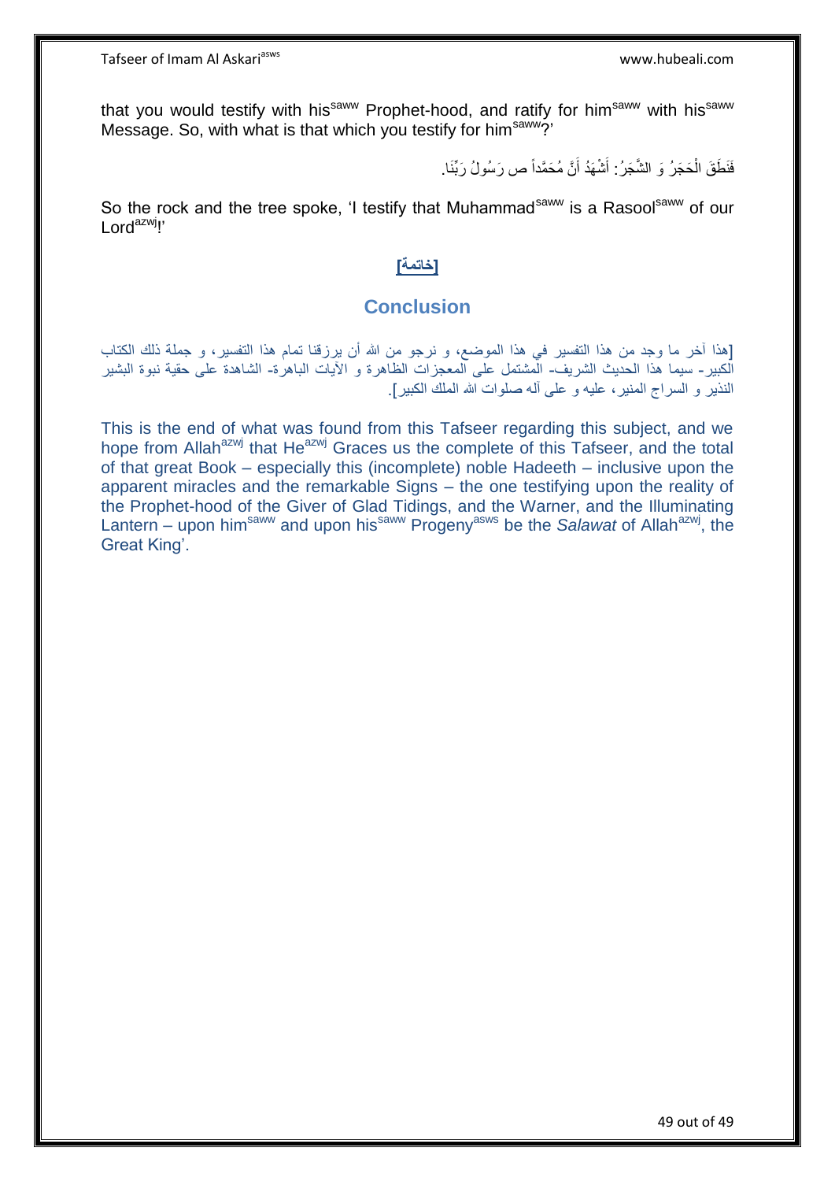that you would testify with his[saww] Prophet-hood, and ratify for him[saww] with his[saww] Message. So, with what is that which you testify for him[saww]?'

فَنَطَقَ الْحَجَرُ وَ الشَّجَرُ: أَشْهَدُ أَنَّ مُحَمَّداً ص رَسُولُ رَبِّنَا.

So the rock and the tree spoke, 'I testify that Muhammad[saww] is a Rasool[saww] of our Lord[azwj]!'

## [خاتمة]

## Conclusion

[هذا آخر ما وجد من هذا التفسير في هذا الموضع، و نرجو من الله أن يرزقنا تمام هذا التفسير، و جملة ذلك الكتاب الكبير- سيما هذا الحديث الشريف- المشتمل على المعجزات الظاهرة و الآيات الباهرة- الشاهدة على حقية نبوة البشير النذير و السراج المنير، عليه و على آله صلوات الله الملك الكبير].

This is the end of what was found from this Tafseer regarding this subject, and we hope from Allah[azwj] that He[azwj] Graces us the complete of this Tafseer, and the total of that great Book – especially this (incomplete) noble Hadeeth – inclusive upon the apparent miracles and the remarkable Signs – the one testifying upon the reality of the Prophet-hood of the Giver of Glad Tidings, and the Warner, and the Illuminating Lantern – upon him[saww] and upon his[saww] Progeny[asws] be the *Salawat* of Allah[azwj], the Great King'.